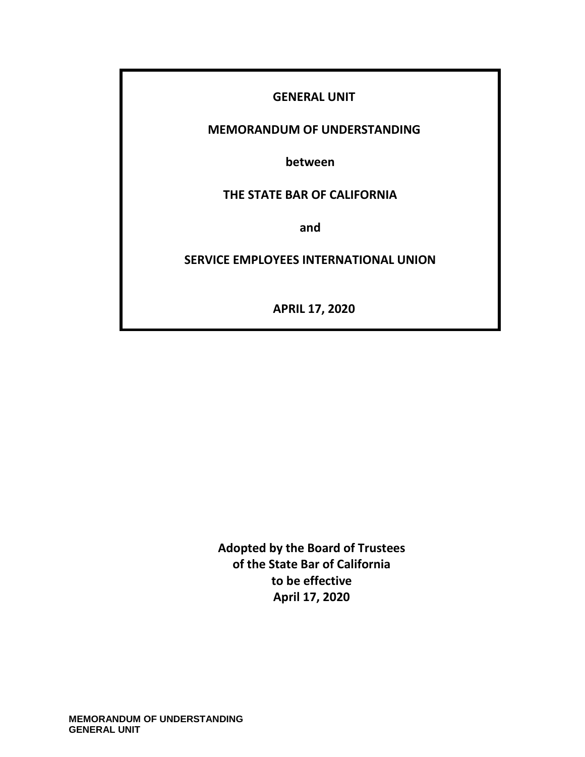**GENERAL UNIT**

**MEMORANDUM OF UNDERSTANDING**

**between**

**THE STATE BAR OF CALIFORNIA**

**and**

**SERVICE EMPLOYEES INTERNATIONAL UNION**

**APRIL 17, 2020**

**Adopted by the Board of Trustees of the State Bar of California to be effective April 17, 2020**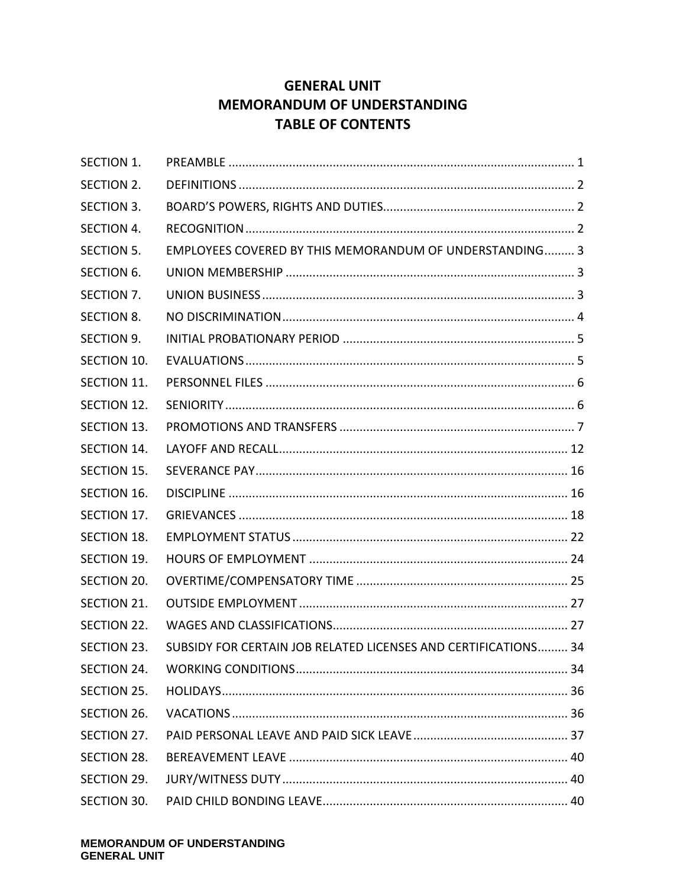# GENERAL UNIT
# MEMORANDUM OF UNDERSTANDING
# TABLE OF CONTENTS

| | | |
|---|---|---|
| SECTION 1. | PREAMBLE | 1 |
| SECTION 2. | DEFINITIONS | 2 |
| SECTION 3. | BOARD'S POWERS, RIGHTS AND DUTIES | 2 |
| SECTION 4. | RECOGNITION | 2 |
| SECTION 5. | EMPLOYEES COVERED BY THIS MEMORANDUM OF UNDERSTANDING | 3 |
| SECTION 6. | UNION MEMBERSHIP | 3 |
| SECTION 7. | UNION BUSINESS | 3 |
| SECTION 8. | NO DISCRIMINATION | 4 |
| SECTION 9. | INITIAL PROBATIONARY PERIOD | 5 |
| SECTION 10. | EVALUATIONS | 5 |
| SECTION 11. | PERSONNEL FILES | 6 |
| SECTION 12. | SENIORITY | 6 |
| SECTION 13. | PROMOTIONS AND TRANSFERS | 7 |
| SECTION 14. | LAYOFF AND RECALL | 12 |
| SECTION 15. | SEVERANCE PAY | 16 |
| SECTION 16. | DISCIPLINE | 16 |
| SECTION 17. | GRIEVANCES | 18 |
| SECTION 18. | EMPLOYMENT STATUS | 22 |
| SECTION 19. | HOURS OF EMPLOYMENT | 24 |
| SECTION 20. | OVERTIME/COMPENSATORY TIME | 25 |
| SECTION 21. | OUTSIDE EMPLOYMENT | 27 |
| SECTION 22. | WAGES AND CLASSIFICATIONS | 27 |
| SECTION 23. | SUBSIDY FOR CERTAIN JOB RELATED LICENSES AND CERTIFICATIONS | 34 |
| SECTION 24. | WORKING CONDITIONS | 34 |
| SECTION 25. | HOLIDAYS | 36 |
| SECTION 26. | VACATIONS | 36 |
| SECTION 27. | PAID PERSONAL LEAVE AND PAID SICK LEAVE | 37 |
| SECTION 28. | BEREAVEMENT LEAVE | 40 |
| SECTION 29. | JURY/WITNESS DUTY | 40 |
| SECTION 30. | PAID CHILD BONDING LEAVE | 40 |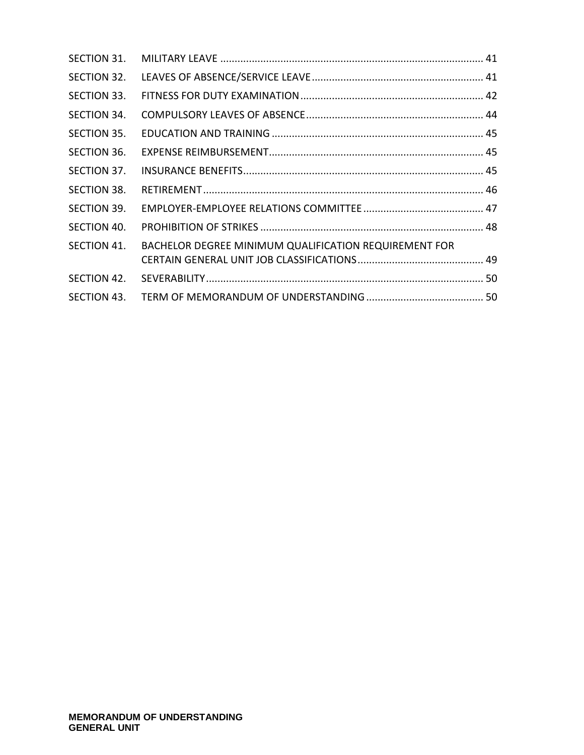| | | |
|---|---|---|
| SECTION 31. | MILITARY LEAVE | 41 |
| SECTION 32. | LEAVES OF ABSENCE/SERVICE LEAVE | 41 |
| SECTION 33. | FITNESS FOR DUTY EXAMINATION | 42 |
| SECTION 34. | COMPULSORY LEAVES OF ABSENCE | 44 |
| SECTION 35. | EDUCATION AND TRAINING | 45 |
| SECTION 36. | EXPENSE REIMBURSEMENT | 45 |
| SECTION 37. | INSURANCE BENEFITS | 45 |
| SECTION 38. | RETIREMENT | 46 |
| SECTION 39. | EMPLOYER-EMPLOYEE RELATIONS COMMITTEE | 47 |
| SECTION 40. | PROHIBITION OF STRIKES | 48 |
| SECTION 41. | BACHELOR DEGREE MINIMUM QUALIFICATION REQUIREMENT FOR CERTAIN GENERAL UNIT JOB CLASSIFICATIONS | 49 |
| SECTION 42. | SEVERABILITY | 50 |
| SECTION 43. | TERM OF MEMORANDUM OF UNDERSTANDING | 50 |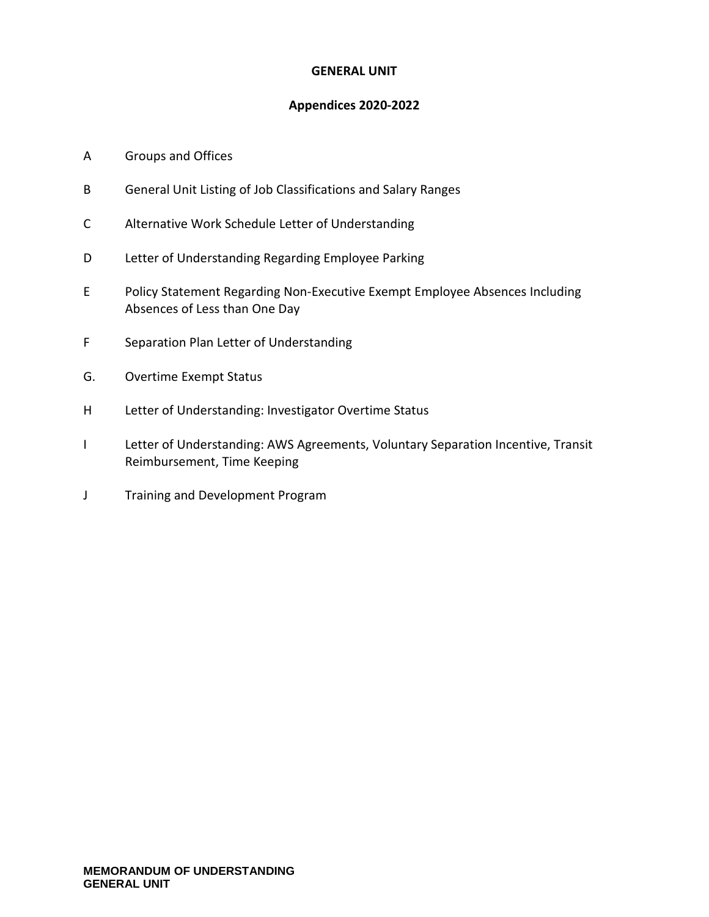**GENERAL UNIT**

**Appendices 2020-2022**

| | |
|---|---|
| A | Groups and Offices |
| B | General Unit Listing of Job Classifications and Salary Ranges |
| C | Alternative Work Schedule Letter of Understanding |
| D | Letter of Understanding Regarding Employee Parking |
| E | Policy Statement Regarding Non-Executive Exempt Employee Absences Including Absences of Less than One Day |
| F | Separation Plan Letter of Understanding |
| G. | Overtime Exempt Status |
| H | Letter of Understanding: Investigator Overtime Status |
| I | Letter of Understanding: AWS Agreements, Voluntary Separation Incentive, Transit Reimbursement, Time Keeping |
| J | Training and Development Program |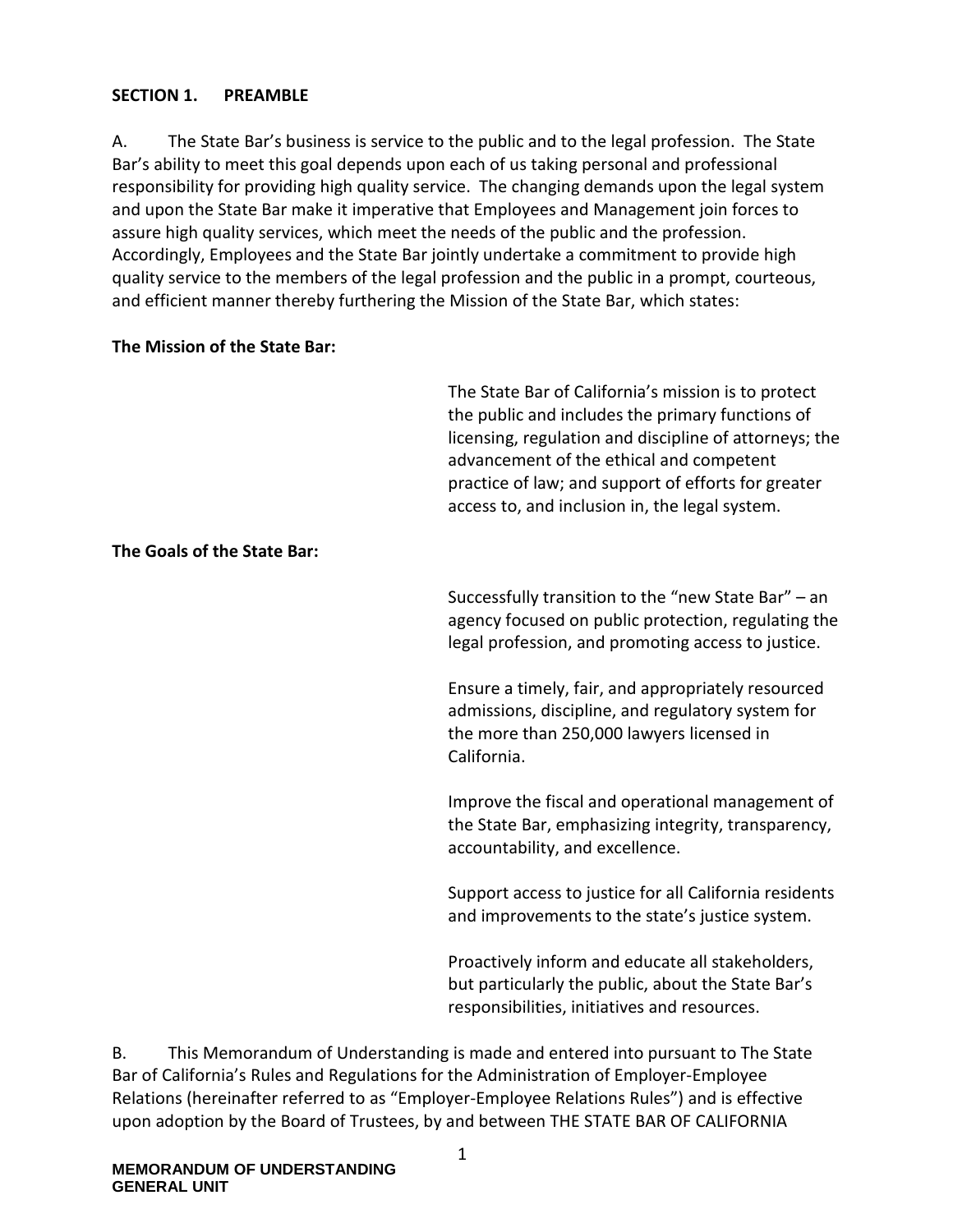## SECTION 1. PREAMBLE

A. The State Bar's business is service to the public and to the legal profession. The State Bar's ability to meet this goal depends upon each of us taking personal and professional responsibility for providing high quality service. The changing demands upon the legal system and upon the State Bar make it imperative that Employees and Management join forces to assure high quality services, which meet the needs of the public and the profession. Accordingly, Employees and the State Bar jointly undertake a commitment to provide high quality service to the members of the legal profession and the public in a prompt, courteous, and efficient manner thereby furthering the Mission of the State Bar, which states:

**The Mission of the State Bar:**

> The State Bar of California's mission is to protect the public and includes the primary functions of licensing, regulation and discipline of attorneys; the advancement of the ethical and competent practice of law; and support of efforts for greater access to, and inclusion in, the legal system.

**The Goals of the State Bar:**

> Successfully transition to the "new State Bar" – an agency focused on public protection, regulating the legal profession, and promoting access to justice.
>
> Ensure a timely, fair, and appropriately resourced admissions, discipline, and regulatory system for the more than 250,000 lawyers licensed in California.
>
> Improve the fiscal and operational management of the State Bar, emphasizing integrity, transparency, accountability, and excellence.
>
> Support access to justice for all California residents and improvements to the state's justice system.
>
> Proactively inform and educate all stakeholders, but particularly the public, about the State Bar's responsibilities, initiatives and resources.

B. This Memorandum of Understanding is made and entered into pursuant to The State Bar of California's Rules and Regulations for the Administration of Employer-Employee Relations (hereinafter referred to as "Employer-Employee Relations Rules") and is effective upon adoption by the Board of Trustees, by and between THE STATE BAR OF CALIFORNIA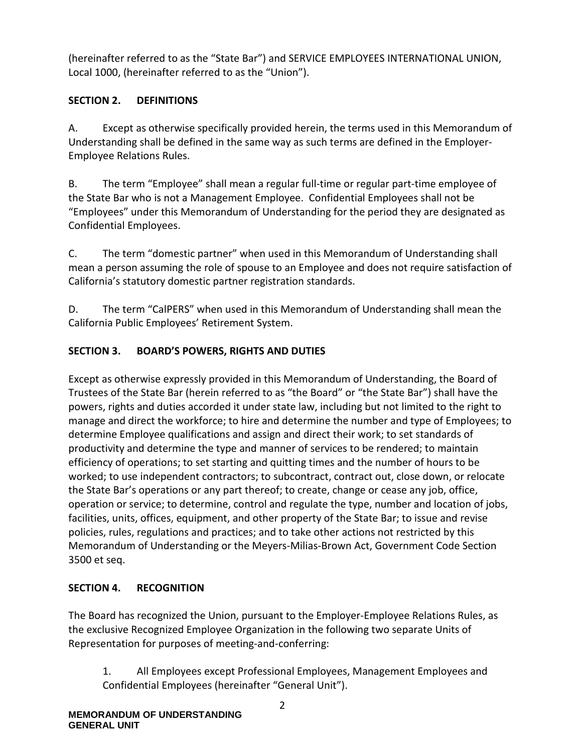(hereinafter referred to as the "State Bar") and SERVICE EMPLOYEES INTERNATIONAL UNION, Local 1000, (hereinafter referred to as the "Union").

## SECTION 2. DEFINITIONS

A. Except as otherwise specifically provided herein, the terms used in this Memorandum of Understanding shall be defined in the same way as such terms are defined in the Employer-Employee Relations Rules.

B. The term "Employee" shall mean a regular full-time or regular part-time employee of the State Bar who is not a Management Employee. Confidential Employees shall not be "Employees" under this Memorandum of Understanding for the period they are designated as Confidential Employees.

C. The term "domestic partner" when used in this Memorandum of Understanding shall mean a person assuming the role of spouse to an Employee and does not require satisfaction of California's statutory domestic partner registration standards.

D. The term "CalPERS" when used in this Memorandum of Understanding shall mean the California Public Employees' Retirement System.

## SECTION 3. BOARD'S POWERS, RIGHTS AND DUTIES

Except as otherwise expressly provided in this Memorandum of Understanding, the Board of Trustees of the State Bar (herein referred to as "the Board" or "the State Bar") shall have the powers, rights and duties accorded it under state law, including but not limited to the right to manage and direct the workforce; to hire and determine the number and type of Employees; to determine Employee qualifications and assign and direct their work; to set standards of productivity and determine the type and manner of services to be rendered; to maintain efficiency of operations; to set starting and quitting times and the number of hours to be worked; to use independent contractors; to subcontract, contract out, close down, or relocate the State Bar's operations or any part thereof; to create, change or cease any job, office, operation or service; to determine, control and regulate the type, number and location of jobs, facilities, units, offices, equipment, and other property of the State Bar; to issue and revise policies, rules, regulations and practices; and to take other actions not restricted by this Memorandum of Understanding or the Meyers-Milias-Brown Act, Government Code Section 3500 et seq.

## SECTION 4. RECOGNITION

The Board has recognized the Union, pursuant to the Employer-Employee Relations Rules, as the exclusive Recognized Employee Organization in the following two separate Units of Representation for purposes of meeting-and-conferring:

1. All Employees except Professional Employees, Management Employees and Confidential Employees (hereinafter "General Unit").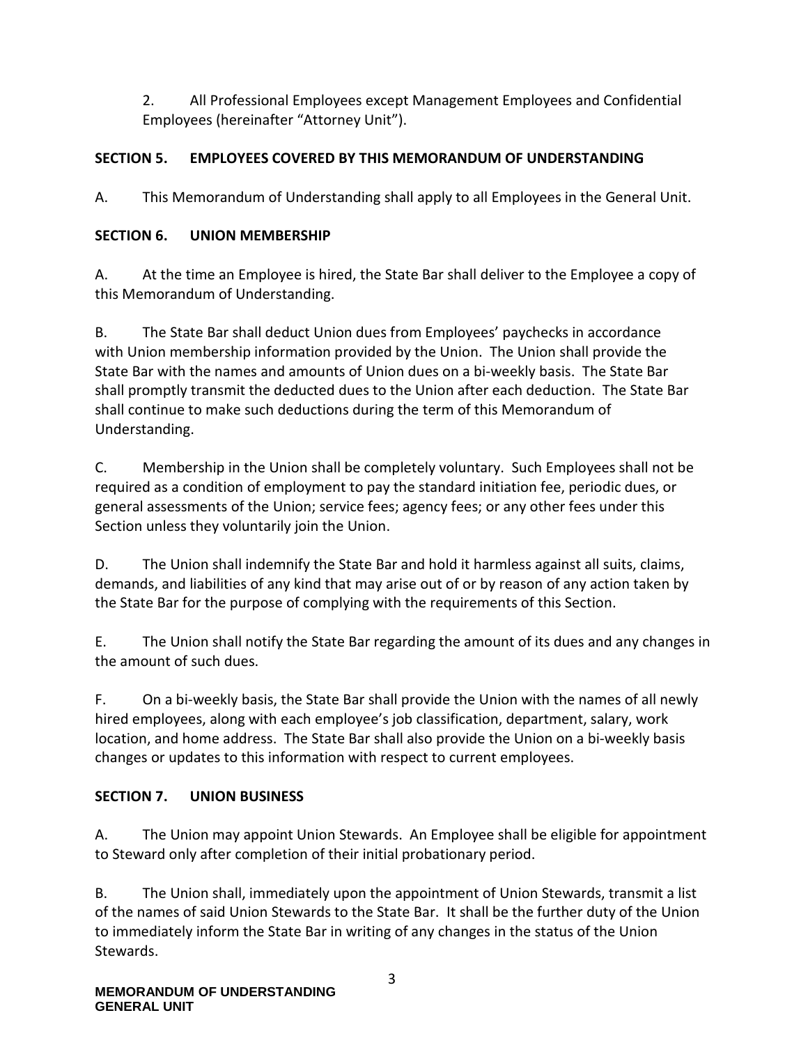2. All Professional Employees except Management Employees and Confidential Employees (hereinafter “Attorney Unit”).

## SECTION 5. EMPLOYEES COVERED BY THIS MEMORANDUM OF UNDERSTANDING

A. This Memorandum of Understanding shall apply to all Employees in the General Unit.

## SECTION 6. UNION MEMBERSHIP

A. At the time an Employee is hired, the State Bar shall deliver to the Employee a copy of this Memorandum of Understanding.

B. The State Bar shall deduct Union dues from Employees’ paychecks in accordance with Union membership information provided by the Union. The Union shall provide the State Bar with the names and amounts of Union dues on a bi-weekly basis. The State Bar shall promptly transmit the deducted dues to the Union after each deduction. The State Bar shall continue to make such deductions during the term of this Memorandum of Understanding.

C. Membership in the Union shall be completely voluntary. Such Employees shall not be required as a condition of employment to pay the standard initiation fee, periodic dues, or general assessments of the Union; service fees; agency fees; or any other fees under this Section unless they voluntarily join the Union.

D. The Union shall indemnify the State Bar and hold it harmless against all suits, claims, demands, and liabilities of any kind that may arise out of or by reason of any action taken by the State Bar for the purpose of complying with the requirements of this Section.

E. The Union shall notify the State Bar regarding the amount of its dues and any changes in the amount of such dues.

F. On a bi-weekly basis, the State Bar shall provide the Union with the names of all newly hired employees, along with each employee’s job classification, department, salary, work location, and home address. The State Bar shall also provide the Union on a bi-weekly basis changes or updates to this information with respect to current employees.

## SECTION 7. UNION BUSINESS

A. The Union may appoint Union Stewards. An Employee shall be eligible for appointment to Steward only after completion of their initial probationary period.

B. The Union shall, immediately upon the appointment of Union Stewards, transmit a list of the names of said Union Stewards to the State Bar. It shall be the further duty of the Union to immediately inform the State Bar in writing of any changes in the status of the Union Stewards.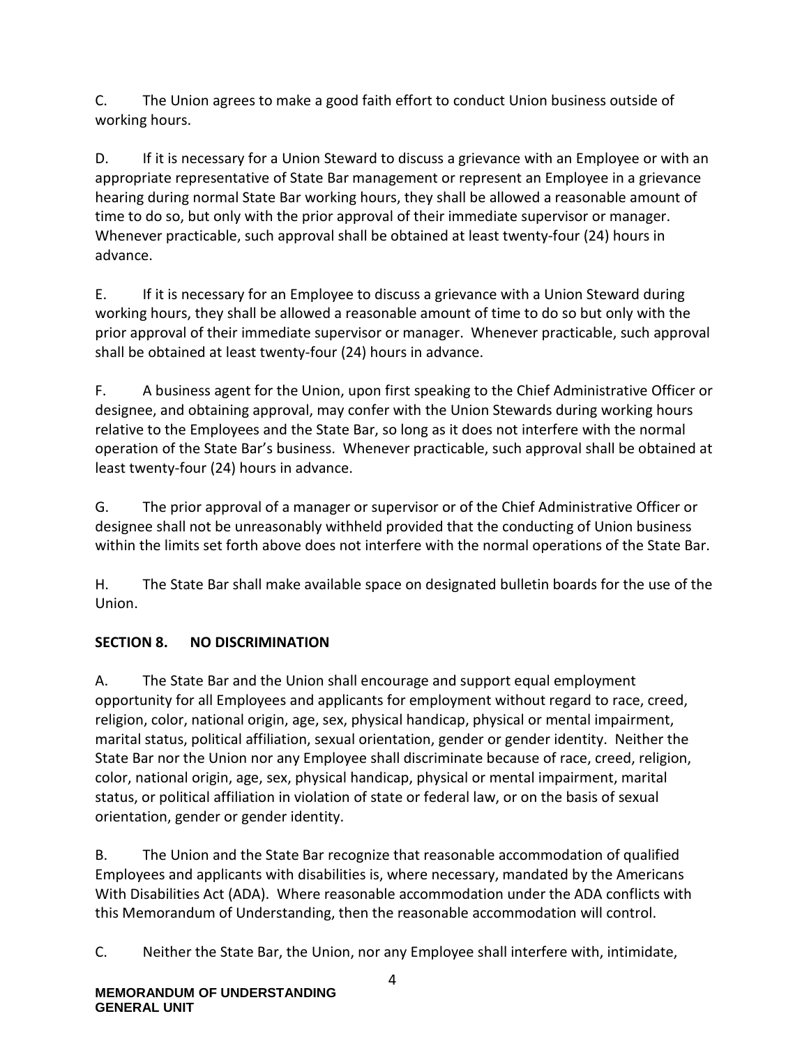C. The Union agrees to make a good faith effort to conduct Union business outside of working hours.

D. If it is necessary for a Union Steward to discuss a grievance with an Employee or with an appropriate representative of State Bar management or represent an Employee in a grievance hearing during normal State Bar working hours, they shall be allowed a reasonable amount of time to do so, but only with the prior approval of their immediate supervisor or manager. Whenever practicable, such approval shall be obtained at least twenty-four (24) hours in advance.

E. If it is necessary for an Employee to discuss a grievance with a Union Steward during working hours, they shall be allowed a reasonable amount of time to do so but only with the prior approval of their immediate supervisor or manager. Whenever practicable, such approval shall be obtained at least twenty-four (24) hours in advance.

F. A business agent for the Union, upon first speaking to the Chief Administrative Officer or designee, and obtaining approval, may confer with the Union Stewards during working hours relative to the Employees and the State Bar, so long as it does not interfere with the normal operation of the State Bar's business. Whenever practicable, such approval shall be obtained at least twenty-four (24) hours in advance.

G. The prior approval of a manager or supervisor or of the Chief Administrative Officer or designee shall not be unreasonably withheld provided that the conducting of Union business within the limits set forth above does not interfere with the normal operations of the State Bar.

H. The State Bar shall make available space on designated bulletin boards for the use of the Union.

## SECTION 8. NO DISCRIMINATION

A. The State Bar and the Union shall encourage and support equal employment opportunity for all Employees and applicants for employment without regard to race, creed, religion, color, national origin, age, sex, physical handicap, physical or mental impairment, marital status, political affiliation, sexual orientation, gender or gender identity. Neither the State Bar nor the Union nor any Employee shall discriminate because of race, creed, religion, color, national origin, age, sex, physical handicap, physical or mental impairment, marital status, or political affiliation in violation of state or federal law, or on the basis of sexual orientation, gender or gender identity.

B. The Union and the State Bar recognize that reasonable accommodation of qualified Employees and applicants with disabilities is, where necessary, mandated by the Americans With Disabilities Act (ADA). Where reasonable accommodation under the ADA conflicts with this Memorandum of Understanding, then the reasonable accommodation will control.

C. Neither the State Bar, the Union, nor any Employee shall interfere with, intimidate,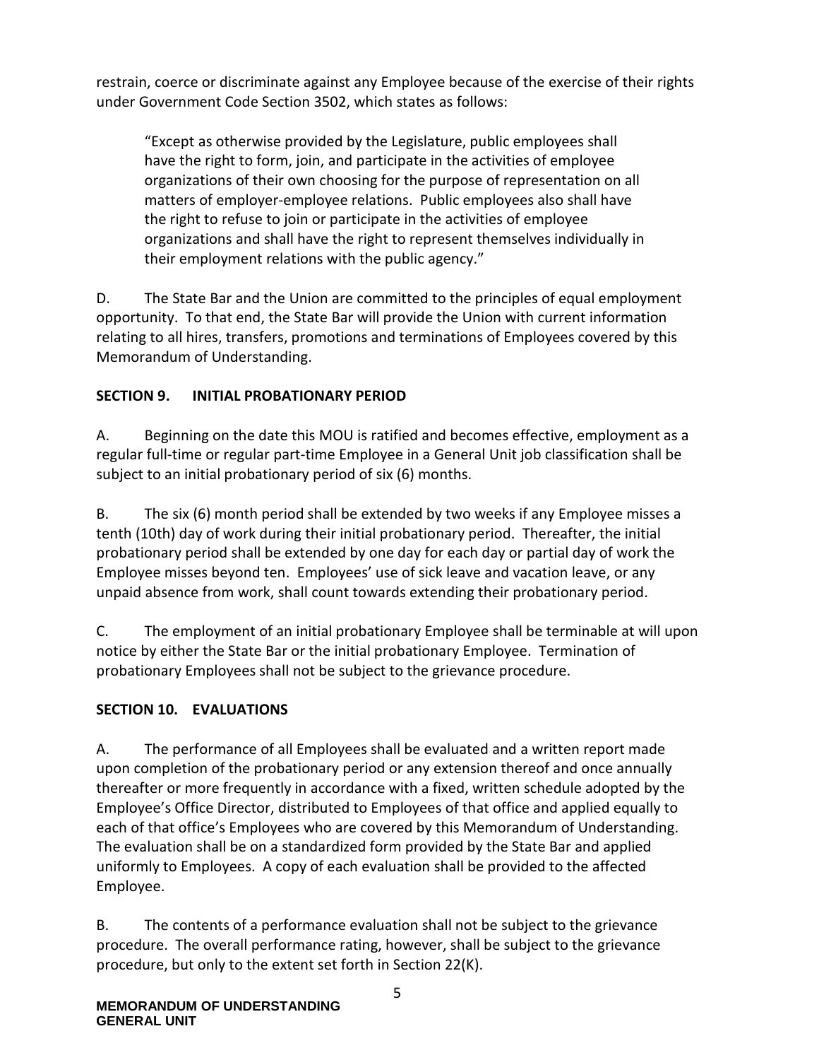restrain, coerce or discriminate against any Employee because of the exercise of their rights under Government Code Section 3502, which states as follows:

> "Except as otherwise provided by the Legislature, public employees shall have the right to form, join, and participate in the activities of employee organizations of their own choosing for the purpose of representation on all matters of employer-employee relations. Public employees also shall have the right to refuse to join or participate in the activities of employee organizations and shall have the right to represent themselves individually in their employment relations with the public agency."

D. The State Bar and the Union are committed to the principles of equal employment opportunity. To that end, the State Bar will provide the Union with current information relating to all hires, transfers, promotions and terminations of Employees covered by this Memorandum of Understanding.

## SECTION 9. INITIAL PROBATIONARY PERIOD

A. Beginning on the date this MOU is ratified and becomes effective, employment as a regular full-time or regular part-time Employee in a General Unit job classification shall be subject to an initial probationary period of six (6) months.

B. The six (6) month period shall be extended by two weeks if any Employee misses a tenth (10th) day of work during their initial probationary period. Thereafter, the initial probationary period shall be extended by one day for each day or partial day of work the Employee misses beyond ten. Employees' use of sick leave and vacation leave, or any unpaid absence from work, shall count towards extending their probationary period.

C. The employment of an initial probationary Employee shall be terminable at will upon notice by either the State Bar or the initial probationary Employee. Termination of probationary Employees shall not be subject to the grievance procedure.

## SECTION 10. EVALUATIONS

A. The performance of all Employees shall be evaluated and a written report made upon completion of the probationary period or any extension thereof and once annually thereafter or more frequently in accordance with a fixed, written schedule adopted by the Employee's Office Director, distributed to Employees of that office and applied equally to each of that office's Employees who are covered by this Memorandum of Understanding. The evaluation shall be on a standardized form provided by the State Bar and applied uniformly to Employees. A copy of each evaluation shall be provided to the affected Employee.

B. The contents of a performance evaluation shall not be subject to the grievance procedure. The overall performance rating, however, shall be subject to the grievance procedure, but only to the extent set forth in Section 22(K).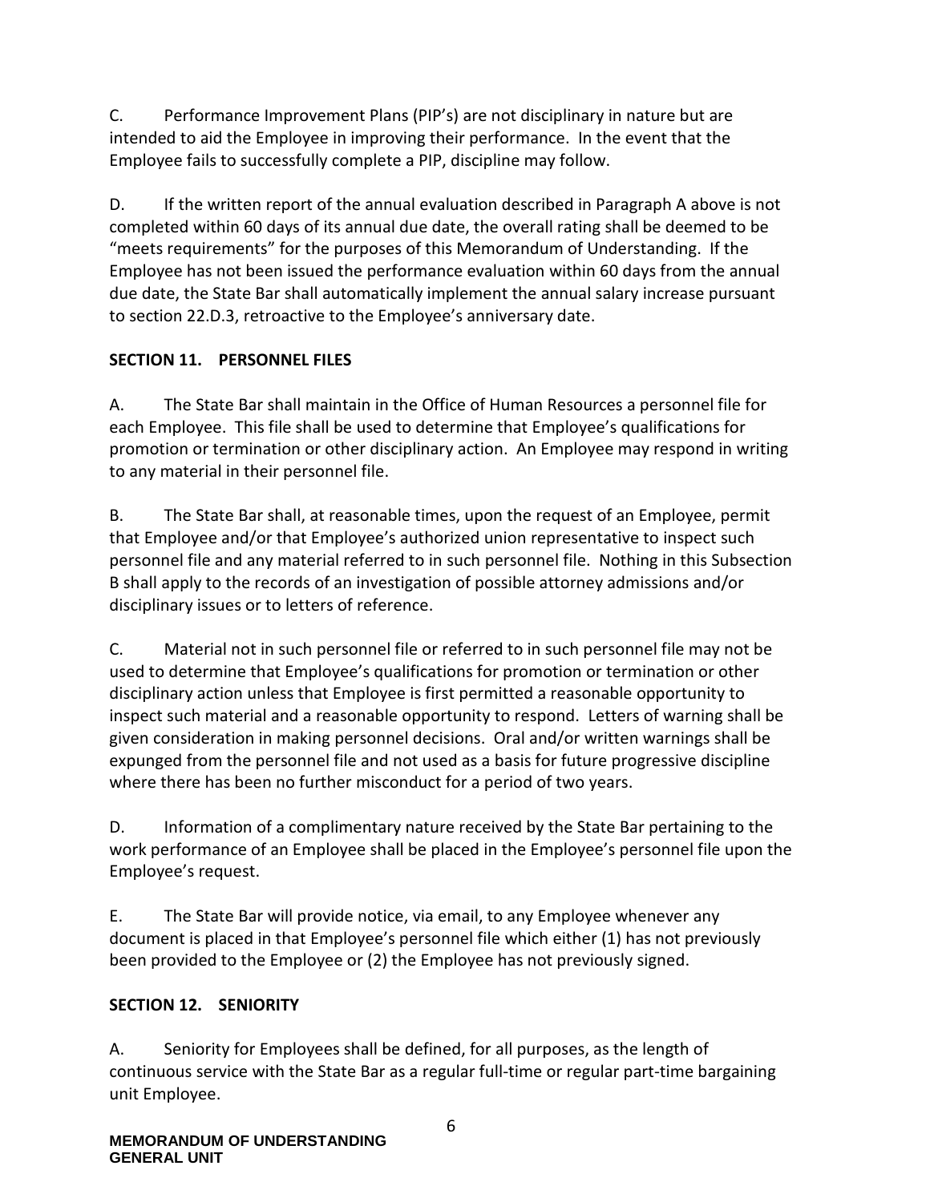C. Performance Improvement Plans (PIP's) are not disciplinary in nature but are intended to aid the Employee in improving their performance. In the event that the Employee fails to successfully complete a PIP, discipline may follow.

D. If the written report of the annual evaluation described in Paragraph A above is not completed within 60 days of its annual due date, the overall rating shall be deemed to be "meets requirements" for the purposes of this Memorandum of Understanding. If the Employee has not been issued the performance evaluation within 60 days from the annual due date, the State Bar shall automatically implement the annual salary increase pursuant to section 22.D.3, retroactive to the Employee's anniversary date.

**SECTION 11. PERSONNEL FILES**

A. The State Bar shall maintain in the Office of Human Resources a personnel file for each Employee. This file shall be used to determine that Employee's qualifications for promotion or termination or other disciplinary action. An Employee may respond in writing to any material in their personnel file.

B. The State Bar shall, at reasonable times, upon the request of an Employee, permit that Employee and/or that Employee's authorized union representative to inspect such personnel file and any material referred to in such personnel file. Nothing in this Subsection B shall apply to the records of an investigation of possible attorney admissions and/or disciplinary issues or to letters of reference.

C. Material not in such personnel file or referred to in such personnel file may not be used to determine that Employee's qualifications for promotion or termination or other disciplinary action unless that Employee is first permitted a reasonable opportunity to inspect such material and a reasonable opportunity to respond. Letters of warning shall be given consideration in making personnel decisions. Oral and/or written warnings shall be expunged from the personnel file and not used as a basis for future progressive discipline where there has been no further misconduct for a period of two years.

D. Information of a complimentary nature received by the State Bar pertaining to the work performance of an Employee shall be placed in the Employee's personnel file upon the Employee's request.

E. The State Bar will provide notice, via email, to any Employee whenever any document is placed in that Employee's personnel file which either (1) has not previously been provided to the Employee or (2) the Employee has not previously signed.

**SECTION 12. SENIORITY**

A. Seniority for Employees shall be defined, for all purposes, as the length of continuous service with the State Bar as a regular full-time or regular part-time bargaining unit Employee.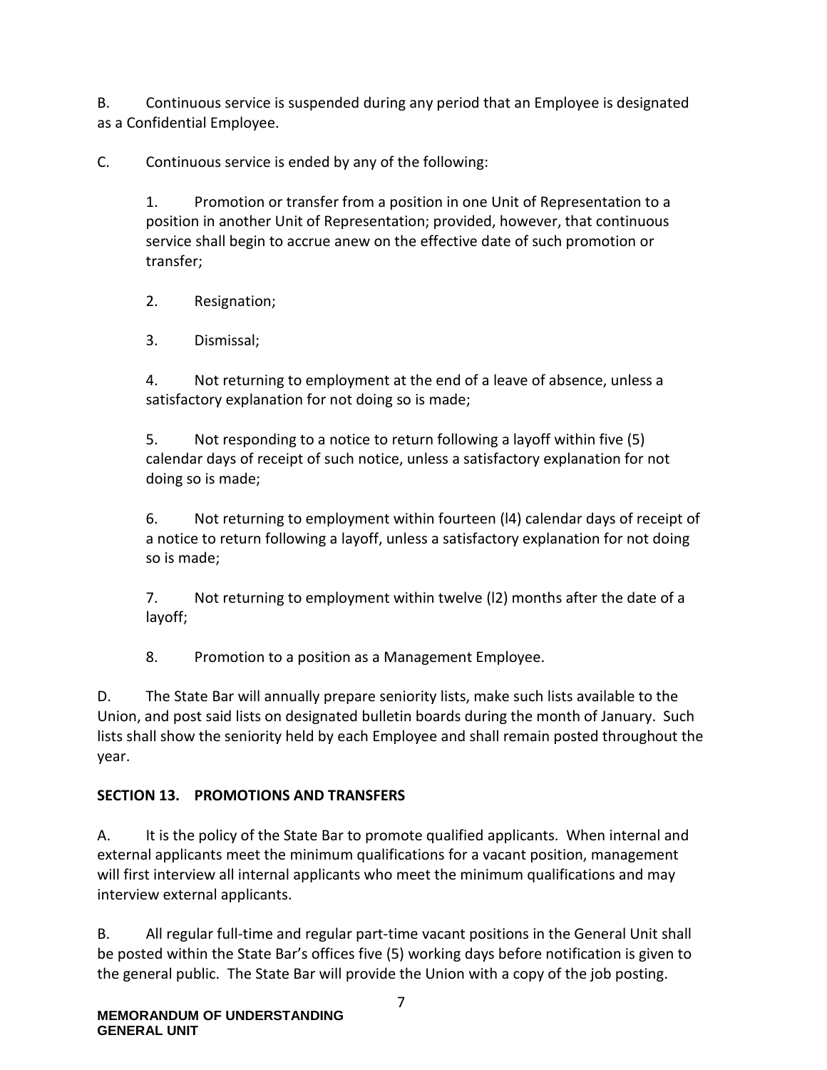B. Continuous service is suspended during any period that an Employee is designated as a Confidential Employee.

C. Continuous service is ended by any of the following:

1. Promotion or transfer from a position in one Unit of Representation to a position in another Unit of Representation; provided, however, that continuous service shall begin to accrue anew on the effective date of such promotion or transfer;

2. Resignation;

3. Dismissal;

4. Not returning to employment at the end of a leave of absence, unless a satisfactory explanation for not doing so is made;

5. Not responding to a notice to return following a layoff within five (5) calendar days of receipt of such notice, unless a satisfactory explanation for not doing so is made;

6. Not returning to employment within fourteen (l4) calendar days of receipt of a notice to return following a layoff, unless a satisfactory explanation for not doing so is made;

7. Not returning to employment within twelve (l2) months after the date of a layoff;

8. Promotion to a position as a Management Employee.

D. The State Bar will annually prepare seniority lists, make such lists available to the Union, and post said lists on designated bulletin boards during the month of January. Such lists shall show the seniority held by each Employee and shall remain posted throughout the year.

## SECTION 13. PROMOTIONS AND TRANSFERS

A. It is the policy of the State Bar to promote qualified applicants. When internal and external applicants meet the minimum qualifications for a vacant position, management will first interview all internal applicants who meet the minimum qualifications and may interview external applicants.

B. All regular full-time and regular part-time vacant positions in the General Unit shall be posted within the State Bar's offices five (5) working days before notification is given to the general public. The State Bar will provide the Union with a copy of the job posting.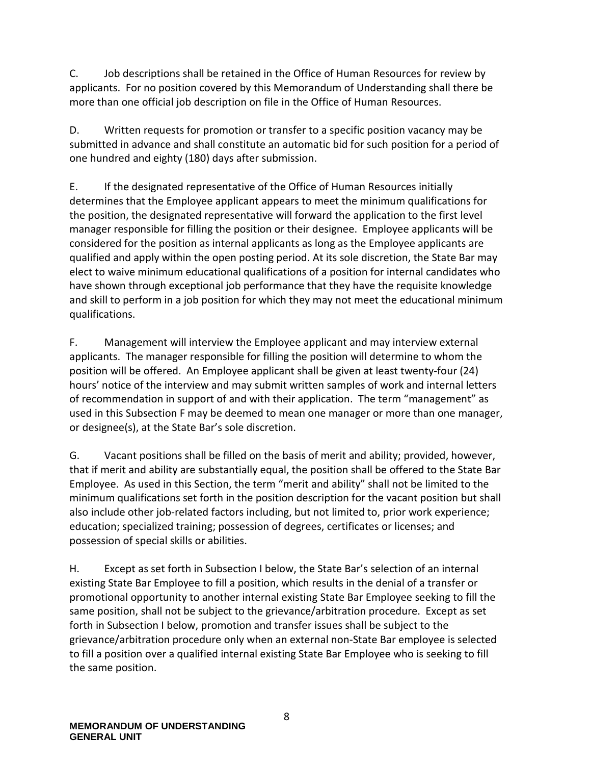C. Job descriptions shall be retained in the Office of Human Resources for review by applicants. For no position covered by this Memorandum of Understanding shall there be more than one official job description on file in the Office of Human Resources.

D. Written requests for promotion or transfer to a specific position vacancy may be submitted in advance and shall constitute an automatic bid for such position for a period of one hundred and eighty (180) days after submission.

E. If the designated representative of the Office of Human Resources initially determines that the Employee applicant appears to meet the minimum qualifications for the position, the designated representative will forward the application to the first level manager responsible for filling the position or their designee. Employee applicants will be considered for the position as internal applicants as long as the Employee applicants are qualified and apply within the open posting period. At its sole discretion, the State Bar may elect to waive minimum educational qualifications of a position for internal candidates who have shown through exceptional job performance that they have the requisite knowledge and skill to perform in a job position for which they may not meet the educational minimum qualifications.

F. Management will interview the Employee applicant and may interview external applicants. The manager responsible for filling the position will determine to whom the position will be offered. An Employee applicant shall be given at least twenty-four (24) hours' notice of the interview and may submit written samples of work and internal letters of recommendation in support of and with their application. The term "management" as used in this Subsection F may be deemed to mean one manager or more than one manager, or designee(s), at the State Bar's sole discretion.

G. Vacant positions shall be filled on the basis of merit and ability; provided, however, that if merit and ability are substantially equal, the position shall be offered to the State Bar Employee. As used in this Section, the term "merit and ability" shall not be limited to the minimum qualifications set forth in the position description for the vacant position but shall also include other job-related factors including, but not limited to, prior work experience; education; specialized training; possession of degrees, certificates or licenses; and possession of special skills or abilities.

H. Except as set forth in Subsection I below, the State Bar's selection of an internal existing State Bar Employee to fill a position, which results in the denial of a transfer or promotional opportunity to another internal existing State Bar Employee seeking to fill the same position, shall not be subject to the grievance/arbitration procedure. Except as set forth in Subsection I below, promotion and transfer issues shall be subject to the grievance/arbitration procedure only when an external non-State Bar employee is selected to fill a position over a qualified internal existing State Bar Employee who is seeking to fill the same position.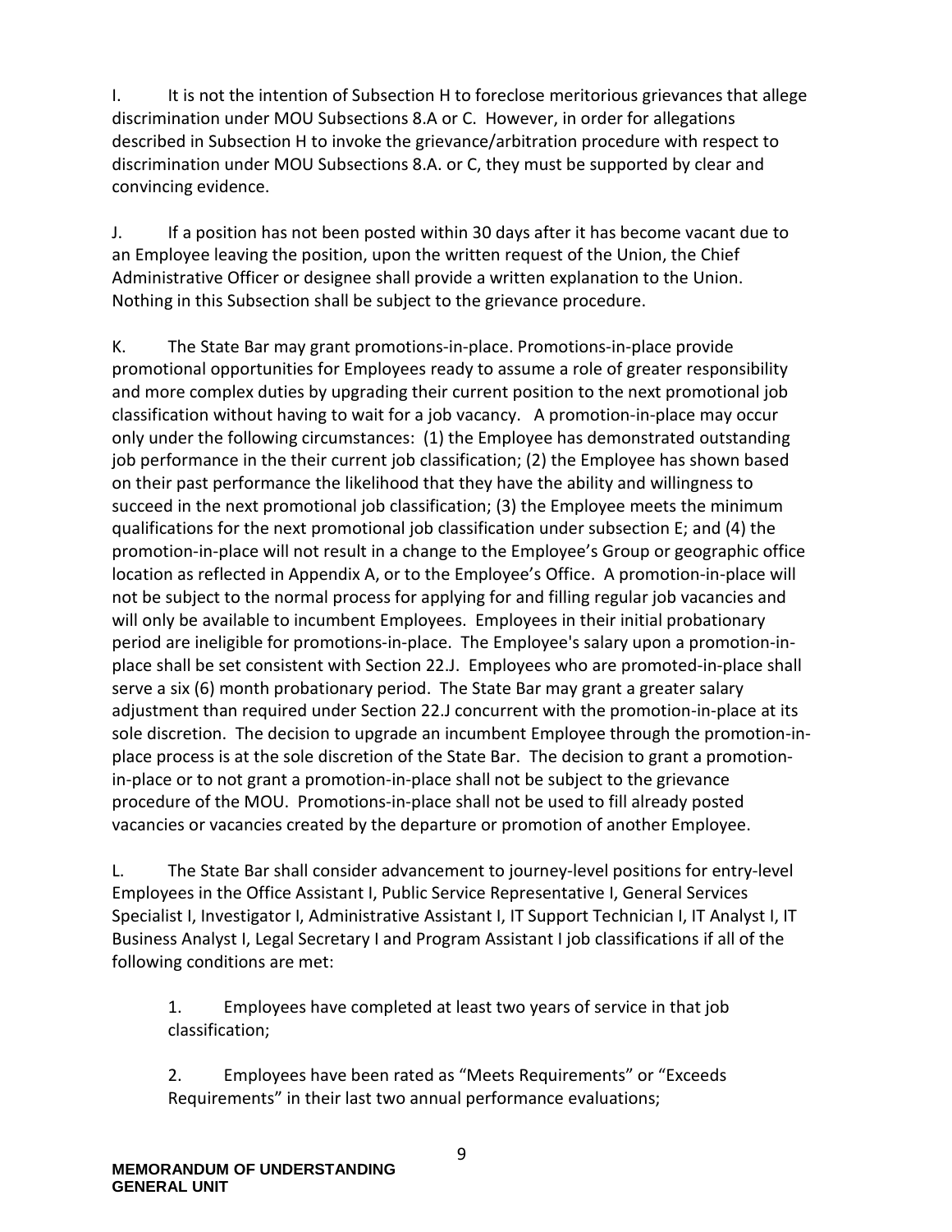I. It is not the intention of Subsection H to foreclose meritorious grievances that allege discrimination under MOU Subsections 8.A or C. However, in order for allegations described in Subsection H to invoke the grievance/arbitration procedure with respect to discrimination under MOU Subsections 8.A. or C, they must be supported by clear and convincing evidence.

J. If a position has not been posted within 30 days after it has become vacant due to an Employee leaving the position, upon the written request of the Union, the Chief Administrative Officer or designee shall provide a written explanation to the Union. Nothing in this Subsection shall be subject to the grievance procedure.

K. The State Bar may grant promotions-in-place. Promotions-in-place provide promotional opportunities for Employees ready to assume a role of greater responsibility and more complex duties by upgrading their current position to the next promotional job classification without having to wait for a job vacancy. A promotion-in-place may occur only under the following circumstances: (1) the Employee has demonstrated outstanding job performance in the their current job classification; (2) the Employee has shown based on their past performance the likelihood that they have the ability and willingness to succeed in the next promotional job classification; (3) the Employee meets the minimum qualifications for the next promotional job classification under subsection E; and (4) the promotion-in-place will not result in a change to the Employee's Group or geographic office location as reflected in Appendix A, or to the Employee's Office. A promotion-in-place will not be subject to the normal process for applying for and filling regular job vacancies and will only be available to incumbent Employees. Employees in their initial probationary period are ineligible for promotions-in-place. The Employee's salary upon a promotion-in-place shall be set consistent with Section 22.J. Employees who are promoted-in-place shall serve a six (6) month probationary period. The State Bar may grant a greater salary adjustment than required under Section 22.J concurrent with the promotion-in-place at its sole discretion. The decision to upgrade an incumbent Employee through the promotion-in-place process is at the sole discretion of the State Bar. The decision to grant a promotion-in-place or to not grant a promotion-in-place shall not be subject to the grievance procedure of the MOU. Promotions-in-place shall not be used to fill already posted vacancies or vacancies created by the departure or promotion of another Employee.

L. The State Bar shall consider advancement to journey-level positions for entry-level Employees in the Office Assistant I, Public Service Representative I, General Services Specialist I, Investigator I, Administrative Assistant I, IT Support Technician I, IT Analyst I, IT Business Analyst I, Legal Secretary I and Program Assistant I job classifications if all of the following conditions are met:

1. Employees have completed at least two years of service in that job classification;

2. Employees have been rated as "Meets Requirements" or "Exceeds Requirements" in their last two annual performance evaluations;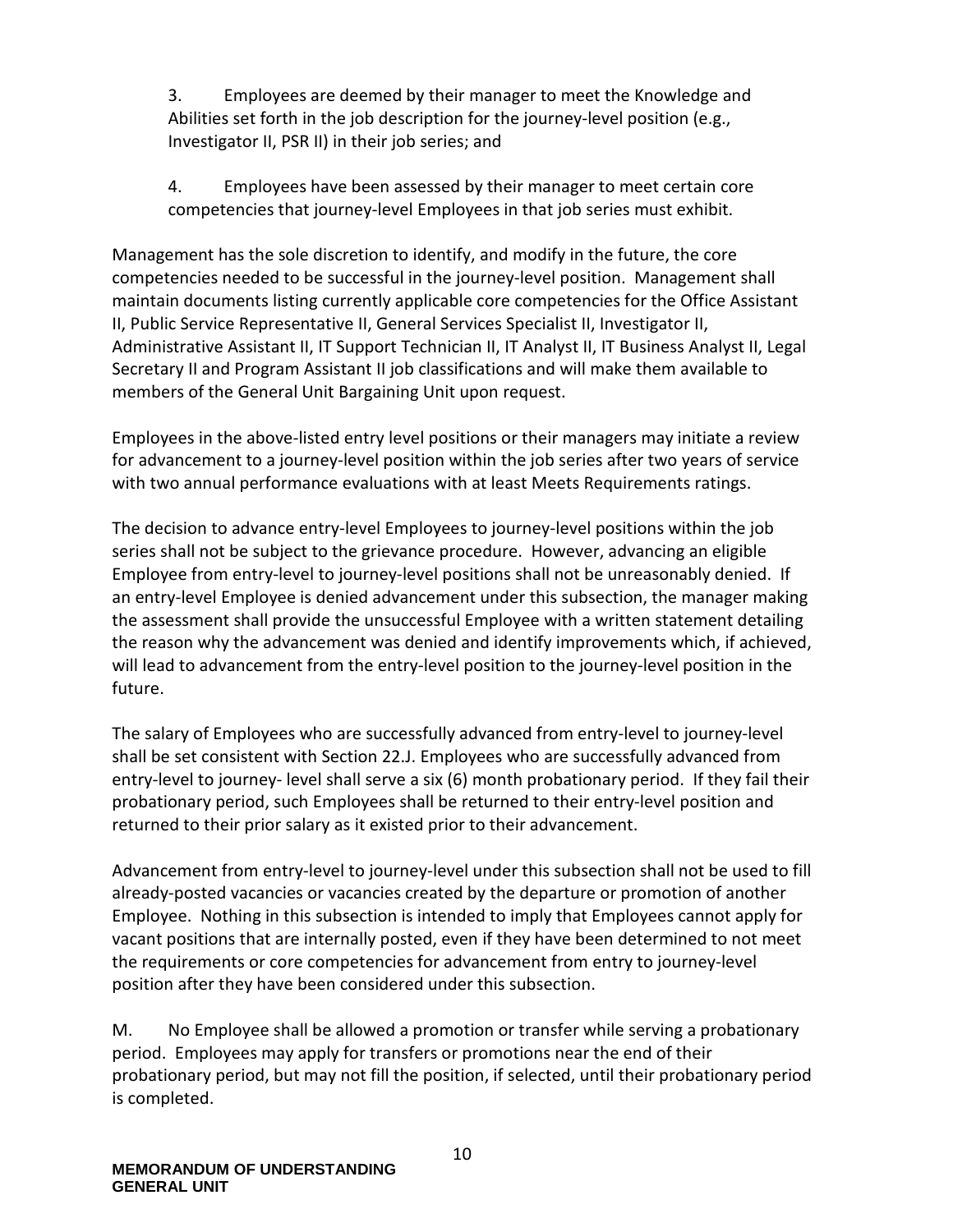3. Employees are deemed by their manager to meet the Knowledge and Abilities set forth in the job description for the journey-level position (e.g., Investigator II, PSR II) in their job series; and

4. Employees have been assessed by their manager to meet certain core competencies that journey-level Employees in that job series must exhibit.

Management has the sole discretion to identify, and modify in the future, the core competencies needed to be successful in the journey-level position. Management shall maintain documents listing currently applicable core competencies for the Office Assistant II, Public Service Representative II, General Services Specialist II, Investigator II, Administrative Assistant II, IT Support Technician II, IT Analyst II, IT Business Analyst II, Legal Secretary II and Program Assistant II job classifications and will make them available to members of the General Unit Bargaining Unit upon request.

Employees in the above-listed entry level positions or their managers may initiate a review for advancement to a journey-level position within the job series after two years of service with two annual performance evaluations with at least Meets Requirements ratings.

The decision to advance entry-level Employees to journey-level positions within the job series shall not be subject to the grievance procedure. However, advancing an eligible Employee from entry-level to journey-level positions shall not be unreasonably denied. If an entry-level Employee is denied advancement under this subsection, the manager making the assessment shall provide the unsuccessful Employee with a written statement detailing the reason why the advancement was denied and identify improvements which, if achieved, will lead to advancement from the entry-level position to the journey-level position in the future.

The salary of Employees who are successfully advanced from entry-level to journey-level shall be set consistent with Section 22.J. Employees who are successfully advanced from entry-level to journey- level shall serve a six (6) month probationary period. If they fail their probationary period, such Employees shall be returned to their entry-level position and returned to their prior salary as it existed prior to their advancement.

Advancement from entry-level to journey-level under this subsection shall not be used to fill already-posted vacancies or vacancies created by the departure or promotion of another Employee. Nothing in this subsection is intended to imply that Employees cannot apply for vacant positions that are internally posted, even if they have been determined to not meet the requirements or core competencies for advancement from entry to journey-level position after they have been considered under this subsection.

M. No Employee shall be allowed a promotion or transfer while serving a probationary period. Employees may apply for transfers or promotions near the end of their probationary period, but may not fill the position, if selected, until their probationary period is completed.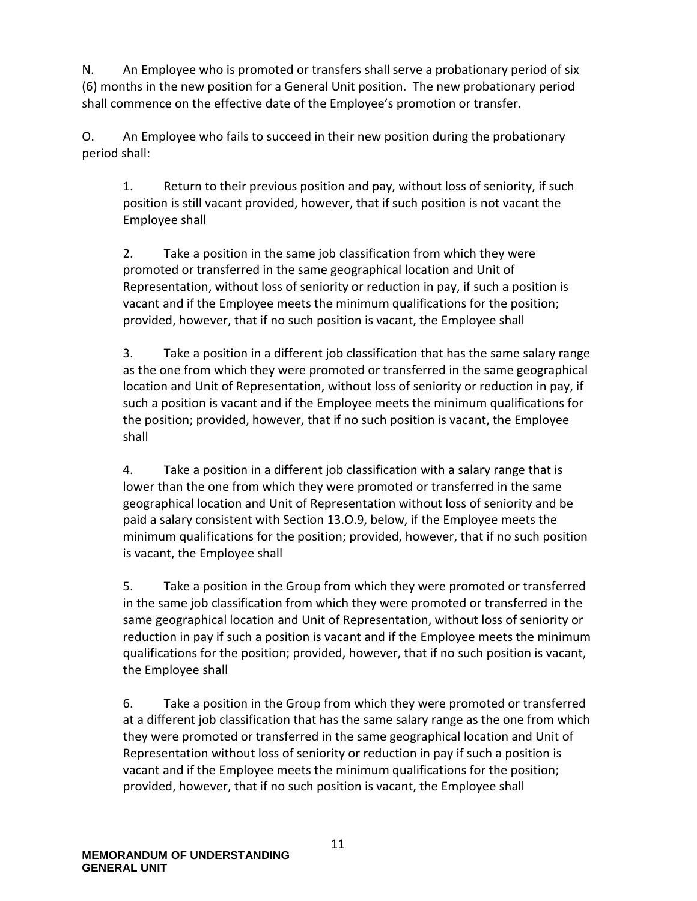N. An Employee who is promoted or transfers shall serve a probationary period of six (6) months in the new position for a General Unit position. The new probationary period shall commence on the effective date of the Employee's promotion or transfer.

O. An Employee who fails to succeed in their new position during the probationary period shall:

1. Return to their previous position and pay, without loss of seniority, if such position is still vacant provided, however, that if such position is not vacant the Employee shall

2. Take a position in the same job classification from which they were promoted or transferred in the same geographical location and Unit of Representation, without loss of seniority or reduction in pay, if such a position is vacant and if the Employee meets the minimum qualifications for the position; provided, however, that if no such position is vacant, the Employee shall

3. Take a position in a different job classification that has the same salary range as the one from which they were promoted or transferred in the same geographical location and Unit of Representation, without loss of seniority or reduction in pay, if such a position is vacant and if the Employee meets the minimum qualifications for the position; provided, however, that if no such position is vacant, the Employee shall

4. Take a position in a different job classification with a salary range that is lower than the one from which they were promoted or transferred in the same geographical location and Unit of Representation without loss of seniority and be paid a salary consistent with Section 13.O.9, below, if the Employee meets the minimum qualifications for the position; provided, however, that if no such position is vacant, the Employee shall

5. Take a position in the Group from which they were promoted or transferred in the same job classification from which they were promoted or transferred in the same geographical location and Unit of Representation, without loss of seniority or reduction in pay if such a position is vacant and if the Employee meets the minimum qualifications for the position; provided, however, that if no such position is vacant, the Employee shall

6. Take a position in the Group from which they were promoted or transferred at a different job classification that has the same salary range as the one from which they were promoted or transferred in the same geographical location and Unit of Representation without loss of seniority or reduction in pay if such a position is vacant and if the Employee meets the minimum qualifications for the position; provided, however, that if no such position is vacant, the Employee shall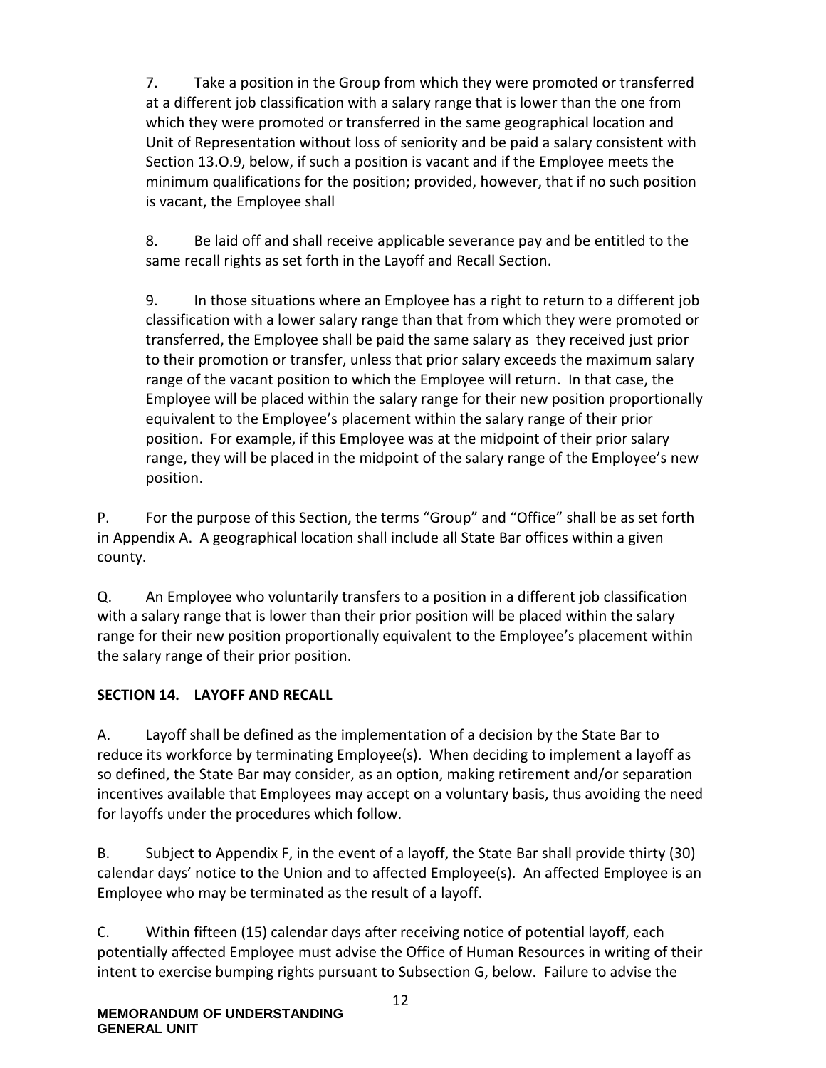7. Take a position in the Group from which they were promoted or transferred at a different job classification with a salary range that is lower than the one from which they were promoted or transferred in the same geographical location and Unit of Representation without loss of seniority and be paid a salary consistent with Section 13.O.9, below, if such a position is vacant and if the Employee meets the minimum qualifications for the position; provided, however, that if no such position is vacant, the Employee shall

8. Be laid off and shall receive applicable severance pay and be entitled to the same recall rights as set forth in the Layoff and Recall Section.

9. In those situations where an Employee has a right to return to a different job classification with a lower salary range than that from which they were promoted or transferred, the Employee shall be paid the same salary as they received just prior to their promotion or transfer, unless that prior salary exceeds the maximum salary range of the vacant position to which the Employee will return. In that case, the Employee will be placed within the salary range for their new position proportionally equivalent to the Employee's placement within the salary range of their prior position. For example, if this Employee was at the midpoint of their prior salary range, they will be placed in the midpoint of the salary range of the Employee's new position.

P. For the purpose of this Section, the terms "Group" and "Office" shall be as set forth in Appendix A. A geographical location shall include all State Bar offices within a given county.

Q. An Employee who voluntarily transfers to a position in a different job classification with a salary range that is lower than their prior position will be placed within the salary range for their new position proportionally equivalent to the Employee's placement within the salary range of their prior position.

## SECTION 14. LAYOFF AND RECALL

A. Layoff shall be defined as the implementation of a decision by the State Bar to reduce its workforce by terminating Employee(s). When deciding to implement a layoff as so defined, the State Bar may consider, as an option, making retirement and/or separation incentives available that Employees may accept on a voluntary basis, thus avoiding the need for layoffs under the procedures which follow.

B. Subject to Appendix F, in the event of a layoff, the State Bar shall provide thirty (30) calendar days' notice to the Union and to affected Employee(s). An affected Employee is an Employee who may be terminated as the result of a layoff.

C. Within fifteen (15) calendar days after receiving notice of potential layoff, each potentially affected Employee must advise the Office of Human Resources in writing of their intent to exercise bumping rights pursuant to Subsection G, below. Failure to advise the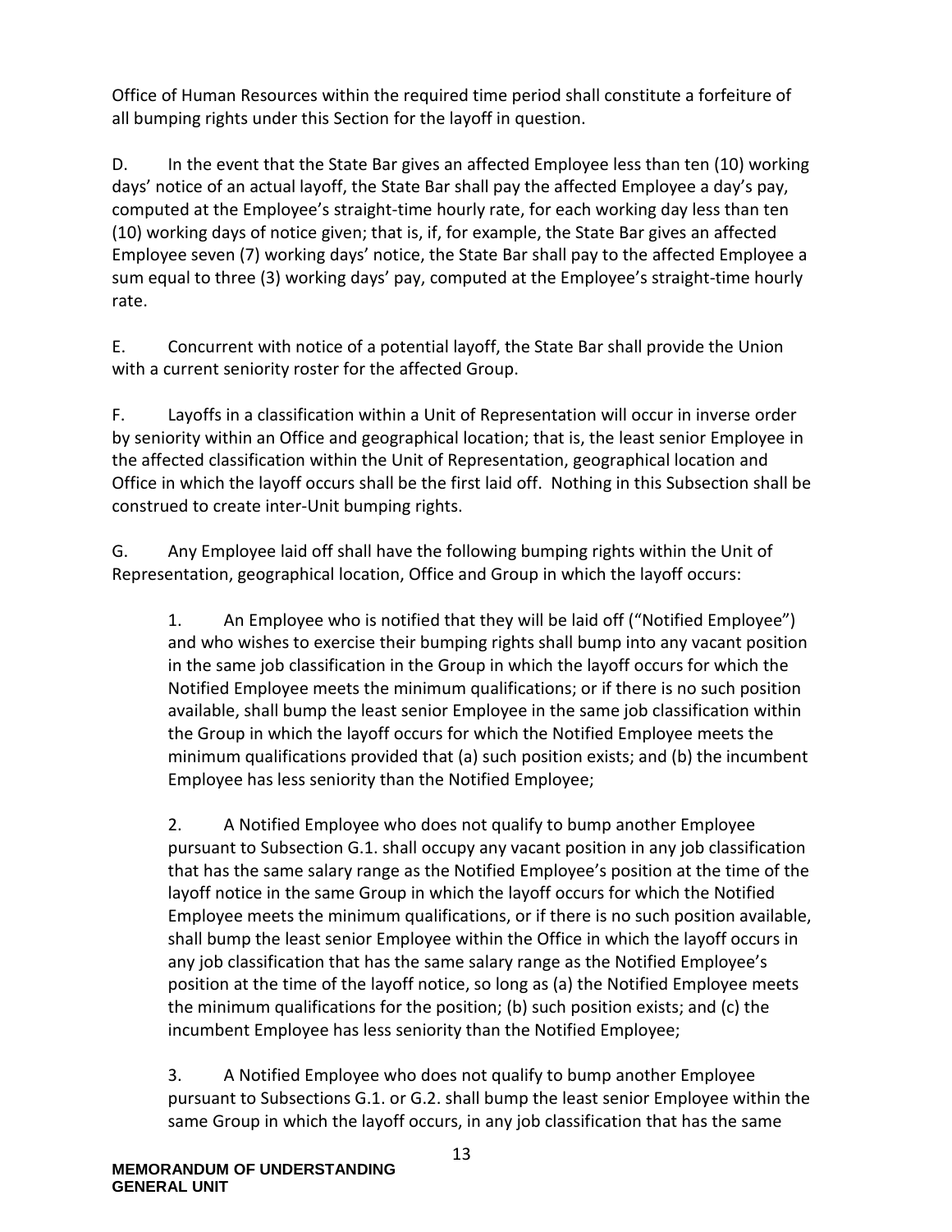Office of Human Resources within the required time period shall constitute a forfeiture of all bumping rights under this Section for the layoff in question.

D. In the event that the State Bar gives an affected Employee less than ten (10) working days' notice of an actual layoff, the State Bar shall pay the affected Employee a day's pay, computed at the Employee's straight-time hourly rate, for each working day less than ten (10) working days of notice given; that is, if, for example, the State Bar gives an affected Employee seven (7) working days' notice, the State Bar shall pay to the affected Employee a sum equal to three (3) working days' pay, computed at the Employee's straight-time hourly rate.

E. Concurrent with notice of a potential layoff, the State Bar shall provide the Union with a current seniority roster for the affected Group.

F. Layoffs in a classification within a Unit of Representation will occur in inverse order by seniority within an Office and geographical location; that is, the least senior Employee in the affected classification within the Unit of Representation, geographical location and Office in which the layoff occurs shall be the first laid off. Nothing in this Subsection shall be construed to create inter-Unit bumping rights.

G. Any Employee laid off shall have the following bumping rights within the Unit of Representation, geographical location, Office and Group in which the layoff occurs:

1. An Employee who is notified that they will be laid off ("Notified Employee") and who wishes to exercise their bumping rights shall bump into any vacant position in the same job classification in the Group in which the layoff occurs for which the Notified Employee meets the minimum qualifications; or if there is no such position available, shall bump the least senior Employee in the same job classification within the Group in which the layoff occurs for which the Notified Employee meets the minimum qualifications provided that (a) such position exists; and (b) the incumbent Employee has less seniority than the Notified Employee;

2. A Notified Employee who does not qualify to bump another Employee pursuant to Subsection G.1. shall occupy any vacant position in any job classification that has the same salary range as the Notified Employee's position at the time of the layoff notice in the same Group in which the layoff occurs for which the Notified Employee meets the minimum qualifications, or if there is no such position available, shall bump the least senior Employee within the Office in which the layoff occurs in any job classification that has the same salary range as the Notified Employee's position at the time of the layoff notice, so long as (a) the Notified Employee meets the minimum qualifications for the position; (b) such position exists; and (c) the incumbent Employee has less seniority than the Notified Employee;

3. A Notified Employee who does not qualify to bump another Employee pursuant to Subsections G.1. or G.2. shall bump the least senior Employee within the same Group in which the layoff occurs, in any job classification that has the same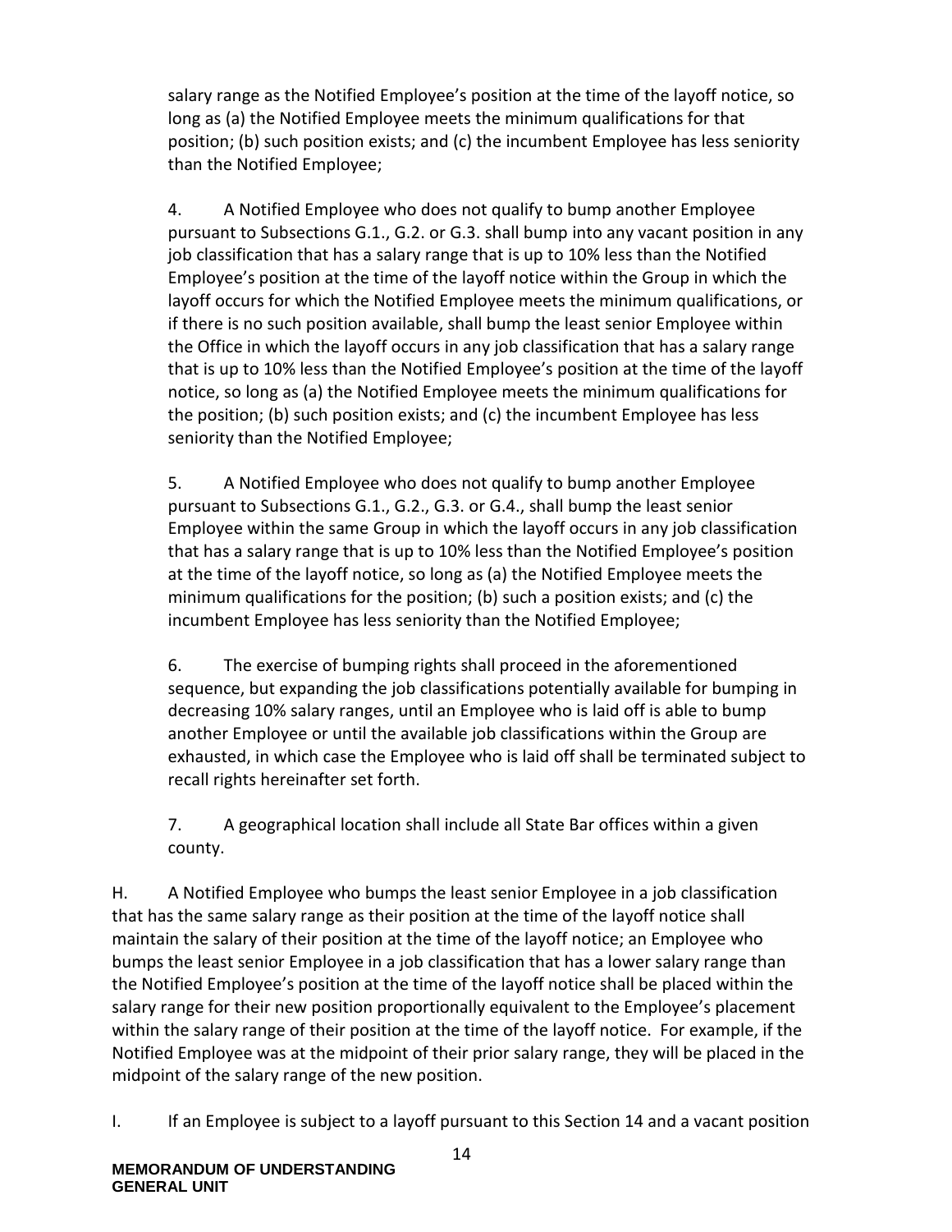salary range as the Notified Employee's position at the time of the layoff notice, so long as (a) the Notified Employee meets the minimum qualifications for that position; (b) such position exists; and (c) the incumbent Employee has less seniority than the Notified Employee;

4. A Notified Employee who does not qualify to bump another Employee pursuant to Subsections G.1., G.2. or G.3. shall bump into any vacant position in any job classification that has a salary range that is up to 10% less than the Notified Employee's position at the time of the layoff notice within the Group in which the layoff occurs for which the Notified Employee meets the minimum qualifications, or if there is no such position available, shall bump the least senior Employee within the Office in which the layoff occurs in any job classification that has a salary range that is up to 10% less than the Notified Employee's position at the time of the layoff notice, so long as (a) the Notified Employee meets the minimum qualifications for the position; (b) such position exists; and (c) the incumbent Employee has less seniority than the Notified Employee;

5. A Notified Employee who does not qualify to bump another Employee pursuant to Subsections G.1., G.2., G.3. or G.4., shall bump the least senior Employee within the same Group in which the layoff occurs in any job classification that has a salary range that is up to 10% less than the Notified Employee's position at the time of the layoff notice, so long as (a) the Notified Employee meets the minimum qualifications for the position; (b) such a position exists; and (c) the incumbent Employee has less seniority than the Notified Employee;

6. The exercise of bumping rights shall proceed in the aforementioned sequence, but expanding the job classifications potentially available for bumping in decreasing 10% salary ranges, until an Employee who is laid off is able to bump another Employee or until the available job classifications within the Group are exhausted, in which case the Employee who is laid off shall be terminated subject to recall rights hereinafter set forth.

7. A geographical location shall include all State Bar offices within a given county.

H. A Notified Employee who bumps the least senior Employee in a job classification that has the same salary range as their position at the time of the layoff notice shall maintain the salary of their position at the time of the layoff notice; an Employee who bumps the least senior Employee in a job classification that has a lower salary range than the Notified Employee's position at the time of the layoff notice shall be placed within the salary range for their new position proportionally equivalent to the Employee's placement within the salary range of their position at the time of the layoff notice. For example, if the Notified Employee was at the midpoint of their prior salary range, they will be placed in the midpoint of the salary range of the new position.

I. If an Employee is subject to a layoff pursuant to this Section 14 and a vacant position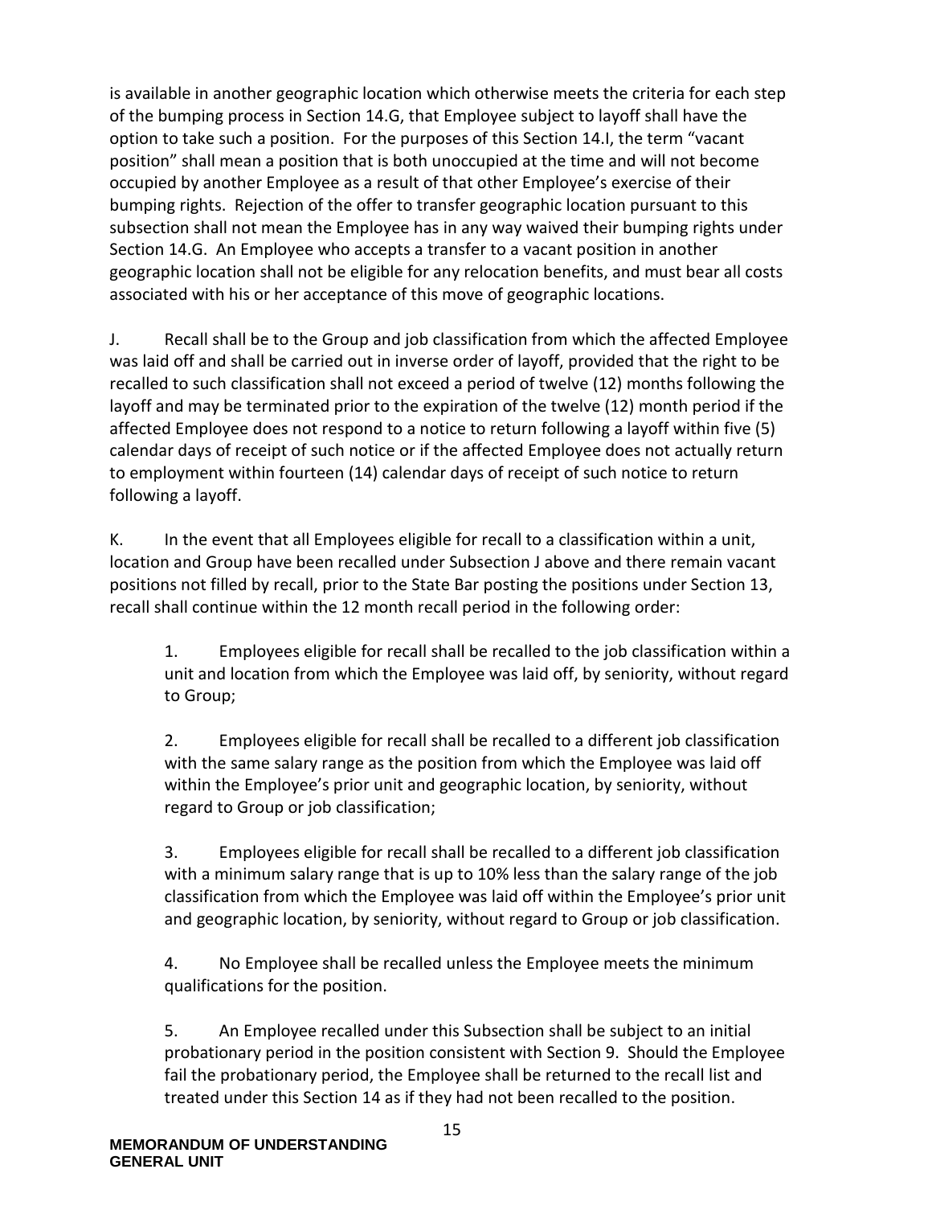is available in another geographic location which otherwise meets the criteria for each step of the bumping process in Section 14.G, that Employee subject to layoff shall have the option to take such a position. For the purposes of this Section 14.I, the term "vacant position" shall mean a position that is both unoccupied at the time and will not become occupied by another Employee as a result of that other Employee's exercise of their bumping rights. Rejection of the offer to transfer geographic location pursuant to this subsection shall not mean the Employee has in any way waived their bumping rights under Section 14.G. An Employee who accepts a transfer to a vacant position in another geographic location shall not be eligible for any relocation benefits, and must bear all costs associated with his or her acceptance of this move of geographic locations.

J. Recall shall be to the Group and job classification from which the affected Employee was laid off and shall be carried out in inverse order of layoff, provided that the right to be recalled to such classification shall not exceed a period of twelve (12) months following the layoff and may be terminated prior to the expiration of the twelve (12) month period if the affected Employee does not respond to a notice to return following a layoff within five (5) calendar days of receipt of such notice or if the affected Employee does not actually return to employment within fourteen (14) calendar days of receipt of such notice to return following a layoff.

K. In the event that all Employees eligible for recall to a classification within a unit, location and Group have been recalled under Subsection J above and there remain vacant positions not filled by recall, prior to the State Bar posting the positions under Section 13, recall shall continue within the 12 month recall period in the following order:

1. Employees eligible for recall shall be recalled to the job classification within a unit and location from which the Employee was laid off, by seniority, without regard to Group;

2. Employees eligible for recall shall be recalled to a different job classification with the same salary range as the position from which the Employee was laid off within the Employee's prior unit and geographic location, by seniority, without regard to Group or job classification;

3. Employees eligible for recall shall be recalled to a different job classification with a minimum salary range that is up to 10% less than the salary range of the job classification from which the Employee was laid off within the Employee's prior unit and geographic location, by seniority, without regard to Group or job classification.

4. No Employee shall be recalled unless the Employee meets the minimum qualifications for the position.

5. An Employee recalled under this Subsection shall be subject to an initial probationary period in the position consistent with Section 9. Should the Employee fail the probationary period, the Employee shall be returned to the recall list and treated under this Section 14 as if they had not been recalled to the position.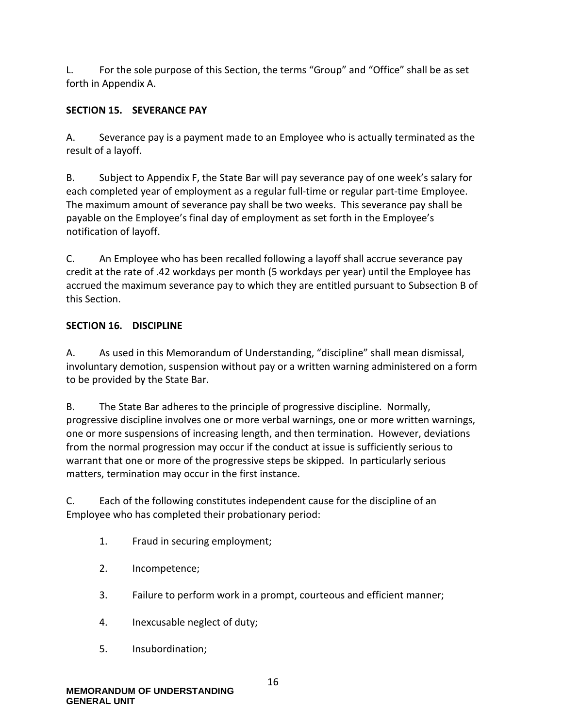L. For the sole purpose of this Section, the terms "Group" and "Office" shall be as set forth in Appendix A.

## SECTION 15. SEVERANCE PAY

A. Severance pay is a payment made to an Employee who is actually terminated as the result of a layoff.

B. Subject to Appendix F, the State Bar will pay severance pay of one week's salary for each completed year of employment as a regular full-time or regular part-time Employee. The maximum amount of severance pay shall be two weeks. This severance pay shall be payable on the Employee's final day of employment as set forth in the Employee's notification of layoff.

C. An Employee who has been recalled following a layoff shall accrue severance pay credit at the rate of .42 workdays per month (5 workdays per year) until the Employee has accrued the maximum severance pay to which they are entitled pursuant to Subsection B of this Section.

## SECTION 16. DISCIPLINE

A. As used in this Memorandum of Understanding, "discipline" shall mean dismissal, involuntary demotion, suspension without pay or a written warning administered on a form to be provided by the State Bar.

B. The State Bar adheres to the principle of progressive discipline. Normally, progressive discipline involves one or more verbal warnings, one or more written warnings, one or more suspensions of increasing length, and then termination. However, deviations from the normal progression may occur if the conduct at issue is sufficiently serious to warrant that one or more of the progressive steps be skipped. In particularly serious matters, termination may occur in the first instance.

C. Each of the following constitutes independent cause for the discipline of an Employee who has completed their probationary period:

1. Fraud in securing employment;
2. Incompetence;
3. Failure to perform work in a prompt, courteous and efficient manner;
4. Inexcusable neglect of duty;
5. Insubordination;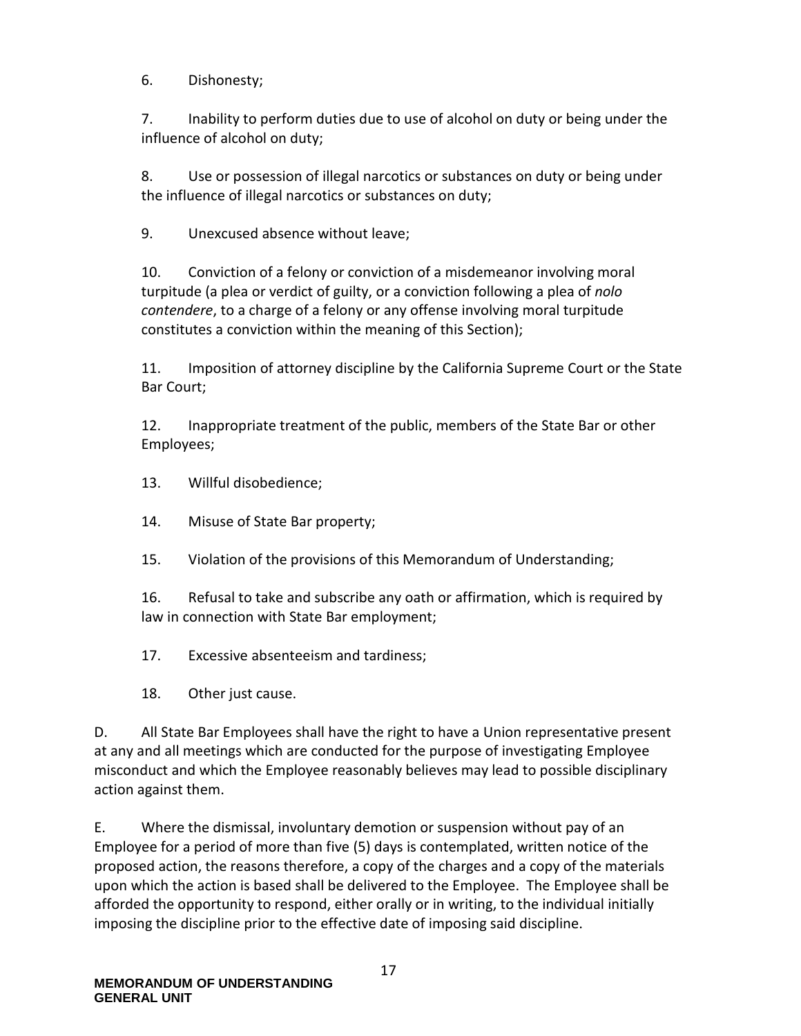6. Dishonesty;

7. Inability to perform duties due to use of alcohol on duty or being under the influence of alcohol on duty;

8. Use or possession of illegal narcotics or substances on duty or being under the influence of illegal narcotics or substances on duty;

9. Unexcused absence without leave;

10. Conviction of a felony or conviction of a misdemeanor involving moral turpitude (a plea or verdict of guilty, or a conviction following a plea of *nolo contendere*, to a charge of a felony or any offense involving moral turpitude constitutes a conviction within the meaning of this Section);

11. Imposition of attorney discipline by the California Supreme Court or the State Bar Court;

12. Inappropriate treatment of the public, members of the State Bar or other Employees;

13. Willful disobedience;

14. Misuse of State Bar property;

15. Violation of the provisions of this Memorandum of Understanding;

16. Refusal to take and subscribe any oath or affirmation, which is required by law in connection with State Bar employment;

17. Excessive absenteeism and tardiness;

18. Other just cause.

D. All State Bar Employees shall have the right to have a Union representative present at any and all meetings which are conducted for the purpose of investigating Employee misconduct and which the Employee reasonably believes may lead to possible disciplinary action against them.

E. Where the dismissal, involuntary demotion or suspension without pay of an Employee for a period of more than five (5) days is contemplated, written notice of the proposed action, the reasons therefore, a copy of the charges and a copy of the materials upon which the action is based shall be delivered to the Employee. The Employee shall be afforded the opportunity to respond, either orally or in writing, to the individual initially imposing the discipline prior to the effective date of imposing said discipline.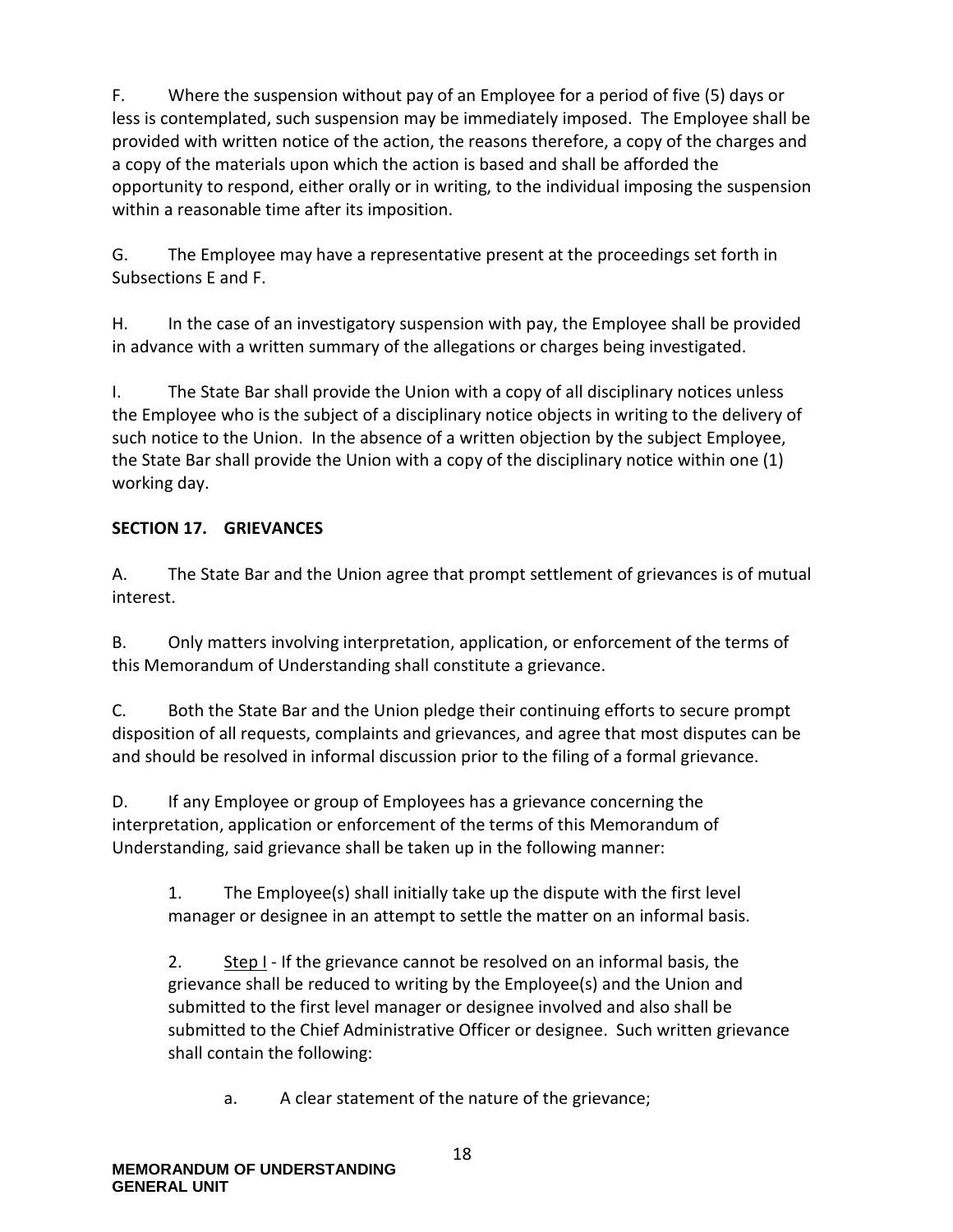F. Where the suspension without pay of an Employee for a period of five (5) days or less is contemplated, such suspension may be immediately imposed. The Employee shall be provided with written notice of the action, the reasons therefore, a copy of the charges and a copy of the materials upon which the action is based and shall be afforded the opportunity to respond, either orally or in writing, to the individual imposing the suspension within a reasonable time after its imposition.

G. The Employee may have a representative present at the proceedings set forth in Subsections E and F.

H. In the case of an investigatory suspension with pay, the Employee shall be provided in advance with a written summary of the allegations or charges being investigated.

I. The State Bar shall provide the Union with a copy of all disciplinary notices unless the Employee who is the subject of a disciplinary notice objects in writing to the delivery of such notice to the Union. In the absence of a written objection by the subject Employee, the State Bar shall provide the Union with a copy of the disciplinary notice within one (1) working day.

## SECTION 17. GRIEVANCES

A. The State Bar and the Union agree that prompt settlement of grievances is of mutual interest.

B. Only matters involving interpretation, application, or enforcement of the terms of this Memorandum of Understanding shall constitute a grievance.

C. Both the State Bar and the Union pledge their continuing efforts to secure prompt disposition of all requests, complaints and grievances, and agree that most disputes can be and should be resolved in informal discussion prior to the filing of a formal grievance.

D. If any Employee or group of Employees has a grievance concerning the interpretation, application or enforcement of the terms of this Memorandum of Understanding, said grievance shall be taken up in the following manner:

1. The Employee(s) shall initially take up the dispute with the first level manager or designee in an attempt to settle the matter on an informal basis.

2. <u>Step I</u> - If the grievance cannot be resolved on an informal basis, the grievance shall be reduced to writing by the Employee(s) and the Union and submitted to the first level manager or designee involved and also shall be submitted to the Chief Administrative Officer or designee. Such written grievance shall contain the following:

   a. A clear statement of the nature of the grievance;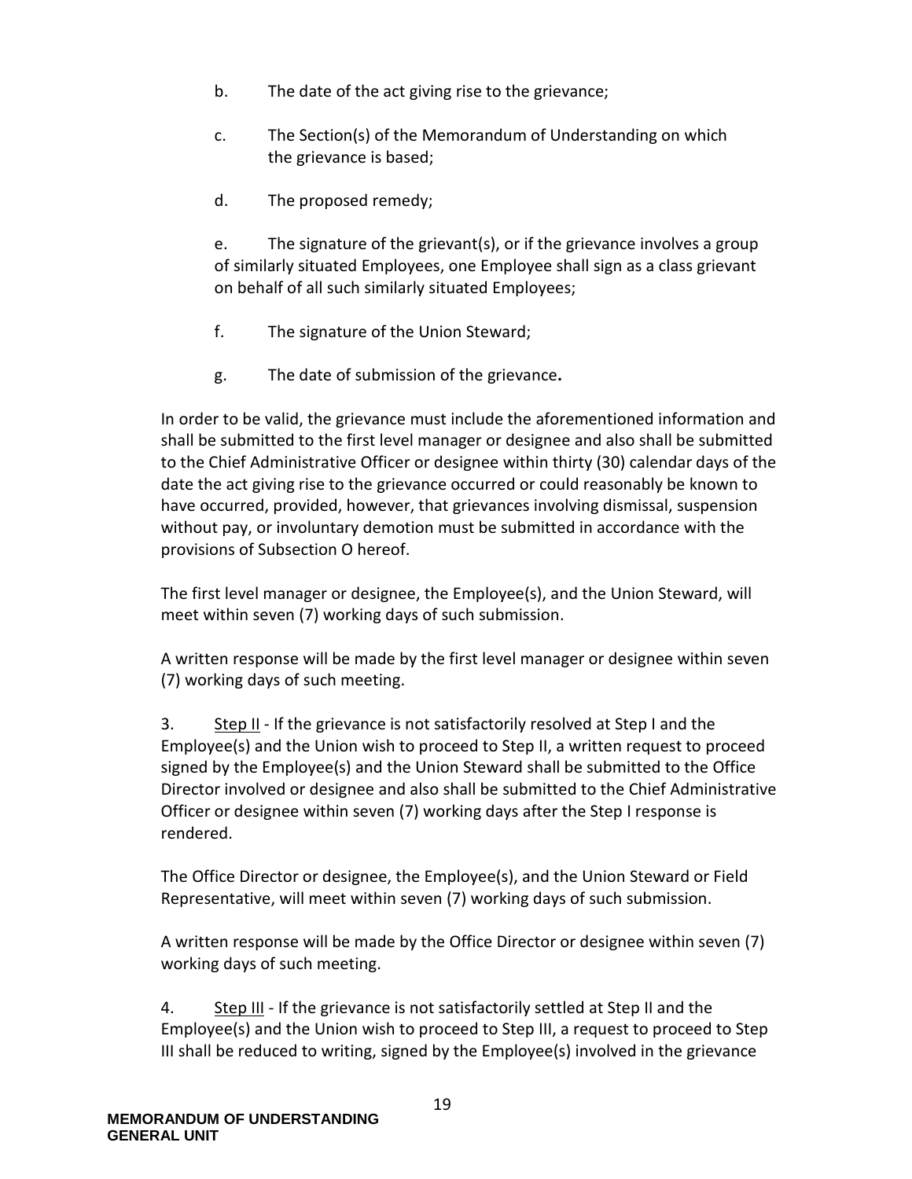b. The date of the act giving rise to the grievance;

c. The Section(s) of the Memorandum of Understanding on which the grievance is based;

d. The proposed remedy;

e. The signature of the grievant(s), or if the grievance involves a group of similarly situated Employees, one Employee shall sign as a class grievant on behalf of all such similarly situated Employees;

f. The signature of the Union Steward;

g. The date of submission of the grievance**.**

In order to be valid, the grievance must include the aforementioned information and shall be submitted to the first level manager or designee and also shall be submitted to the Chief Administrative Officer or designee within thirty (30) calendar days of the date the act giving rise to the grievance occurred or could reasonably be known to have occurred, provided, however, that grievances involving dismissal, suspension without pay, or involuntary demotion must be submitted in accordance with the provisions of Subsection O hereof.

The first level manager or designee, the Employee(s), and the Union Steward, will meet within seven (7) working days of such submission.

A written response will be made by the first level manager or designee within seven (7) working days of such meeting.

3. <u>Step II</u> - If the grievance is not satisfactorily resolved at Step I and the Employee(s) and the Union wish to proceed to Step II, a written request to proceed signed by the Employee(s) and the Union Steward shall be submitted to the Office Director involved or designee and also shall be submitted to the Chief Administrative Officer or designee within seven (7) working days after the Step I response is rendered.

The Office Director or designee, the Employee(s), and the Union Steward or Field Representative, will meet within seven (7) working days of such submission.

A written response will be made by the Office Director or designee within seven (7) working days of such meeting.

4. <u>Step III</u> - If the grievance is not satisfactorily settled at Step II and the Employee(s) and the Union wish to proceed to Step III, a request to proceed to Step III shall be reduced to writing, signed by the Employee(s) involved in the grievance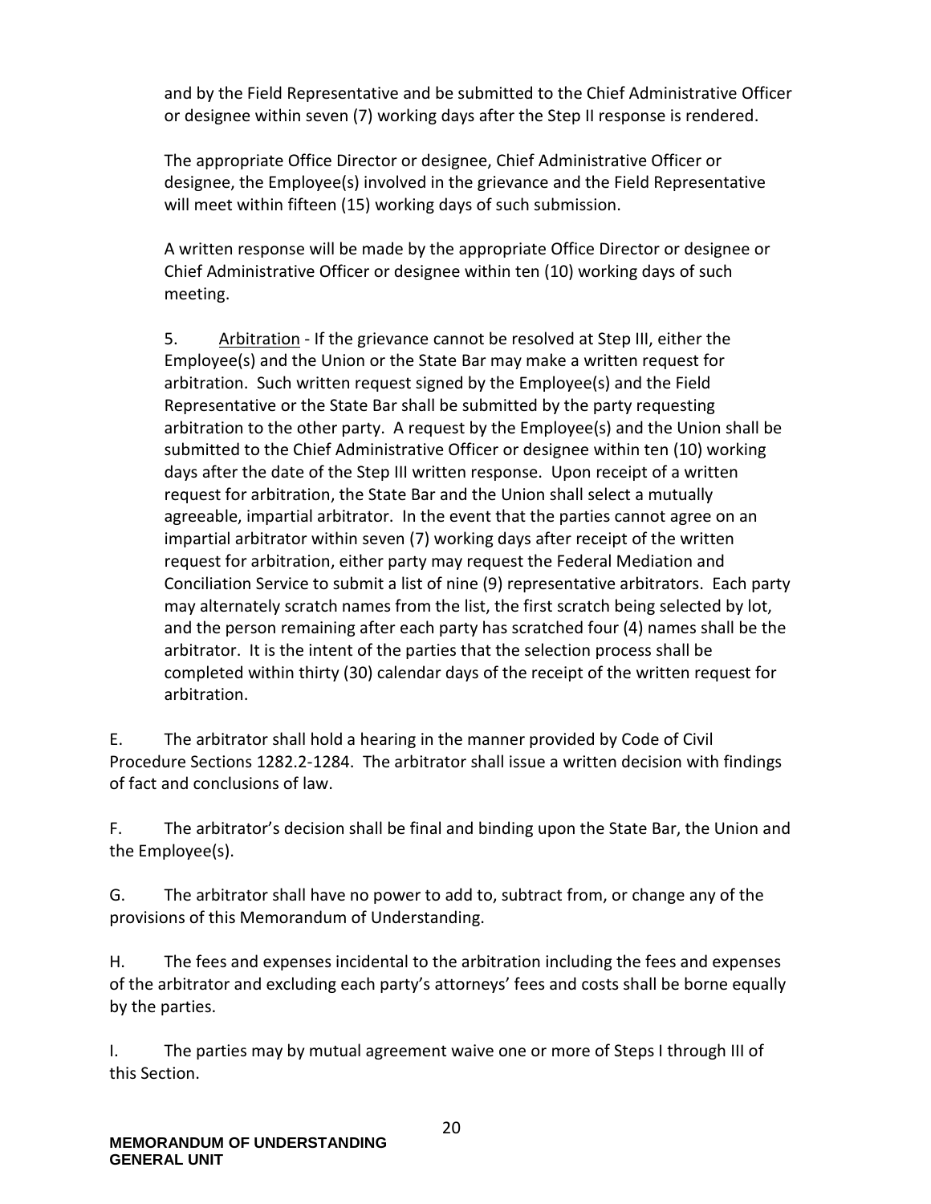and by the Field Representative and be submitted to the Chief Administrative Officer or designee within seven (7) working days after the Step II response is rendered.

The appropriate Office Director or designee, Chief Administrative Officer or designee, the Employee(s) involved in the grievance and the Field Representative will meet within fifteen (15) working days of such submission.

A written response will be made by the appropriate Office Director or designee or Chief Administrative Officer or designee within ten (10) working days of such meeting.

5. Arbitration - If the grievance cannot be resolved at Step III, either the Employee(s) and the Union or the State Bar may make a written request for arbitration. Such written request signed by the Employee(s) and the Field Representative or the State Bar shall be submitted by the party requesting arbitration to the other party. A request by the Employee(s) and the Union shall be submitted to the Chief Administrative Officer or designee within ten (10) working days after the date of the Step III written response. Upon receipt of a written request for arbitration, the State Bar and the Union shall select a mutually agreeable, impartial arbitrator. In the event that the parties cannot agree on an impartial arbitrator within seven (7) working days after receipt of the written request for arbitration, either party may request the Federal Mediation and Conciliation Service to submit a list of nine (9) representative arbitrators. Each party may alternately scratch names from the list, the first scratch being selected by lot, and the person remaining after each party has scratched four (4) names shall be the arbitrator. It is the intent of the parties that the selection process shall be completed within thirty (30) calendar days of the receipt of the written request for arbitration.

E. The arbitrator shall hold a hearing in the manner provided by Code of Civil Procedure Sections 1282.2-1284. The arbitrator shall issue a written decision with findings of fact and conclusions of law.

F. The arbitrator's decision shall be final and binding upon the State Bar, the Union and the Employee(s).

G. The arbitrator shall have no power to add to, subtract from, or change any of the provisions of this Memorandum of Understanding.

H. The fees and expenses incidental to the arbitration including the fees and expenses of the arbitrator and excluding each party's attorneys' fees and costs shall be borne equally by the parties.

I. The parties may by mutual agreement waive one or more of Steps I through III of this Section.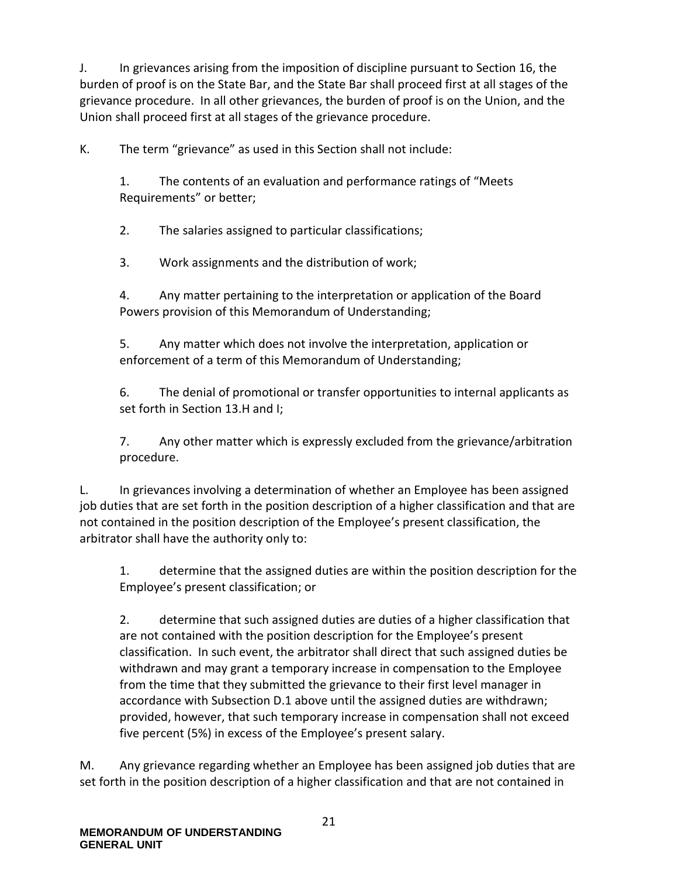J. In grievances arising from the imposition of discipline pursuant to Section 16, the burden of proof is on the State Bar, and the State Bar shall proceed first at all stages of the grievance procedure. In all other grievances, the burden of proof is on the Union, and the Union shall proceed first at all stages of the grievance procedure.

K. The term “grievance” as used in this Section shall not include:

1. The contents of an evaluation and performance ratings of “Meets Requirements” or better;

2. The salaries assigned to particular classifications;

3. Work assignments and the distribution of work;

4. Any matter pertaining to the interpretation or application of the Board Powers provision of this Memorandum of Understanding;

5. Any matter which does not involve the interpretation, application or enforcement of a term of this Memorandum of Understanding;

6. The denial of promotional or transfer opportunities to internal applicants as set forth in Section 13.H and I;

7. Any other matter which is expressly excluded from the grievance/arbitration procedure.

L. In grievances involving a determination of whether an Employee has been assigned job duties that are set forth in the position description of a higher classification and that are not contained in the position description of the Employee’s present classification, the arbitrator shall have the authority only to:

1. determine that the assigned duties are within the position description for the Employee’s present classification; or

2. determine that such assigned duties are duties of a higher classification that are not contained with the position description for the Employee’s present classification. In such event, the arbitrator shall direct that such assigned duties be withdrawn and may grant a temporary increase in compensation to the Employee from the time that they submitted the grievance to their first level manager in accordance with Subsection D.1 above until the assigned duties are withdrawn; provided, however, that such temporary increase in compensation shall not exceed five percent (5%) in excess of the Employee’s present salary.

M. Any grievance regarding whether an Employee has been assigned job duties that are set forth in the position description of a higher classification and that are not contained in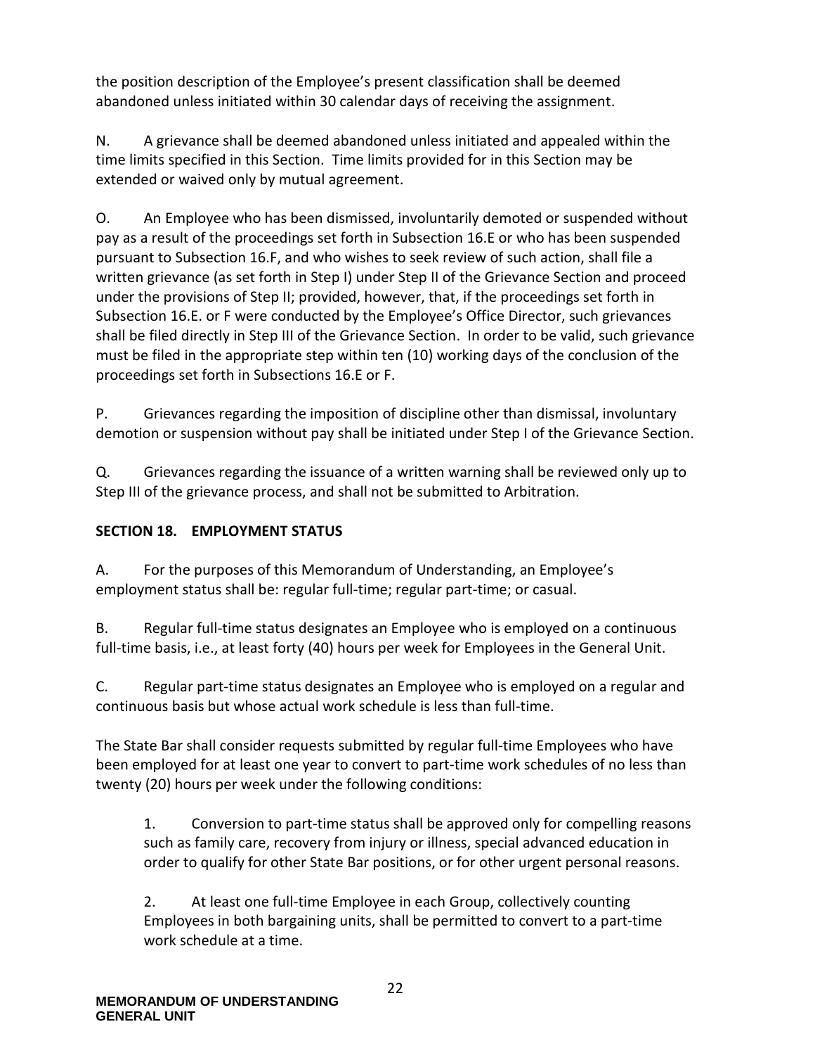the position description of the Employee's present classification shall be deemed abandoned unless initiated within 30 calendar days of receiving the assignment.

N. A grievance shall be deemed abandoned unless initiated and appealed within the time limits specified in this Section. Time limits provided for in this Section may be extended or waived only by mutual agreement.

O. An Employee who has been dismissed, involuntarily demoted or suspended without pay as a result of the proceedings set forth in Subsection 16.E or who has been suspended pursuant to Subsection 16.F, and who wishes to seek review of such action, shall file a written grievance (as set forth in Step I) under Step II of the Grievance Section and proceed under the provisions of Step II; provided, however, that, if the proceedings set forth in Subsection 16.E. or F were conducted by the Employee's Office Director, such grievances shall be filed directly in Step III of the Grievance Section. In order to be valid, such grievance must be filed in the appropriate step within ten (10) working days of the conclusion of the proceedings set forth in Subsections 16.E or F.

P. Grievances regarding the imposition of discipline other than dismissal, involuntary demotion or suspension without pay shall be initiated under Step I of the Grievance Section.

Q. Grievances regarding the issuance of a written warning shall be reviewed only up to Step III of the grievance process, and shall not be submitted to Arbitration.

## SECTION 18. EMPLOYMENT STATUS

A. For the purposes of this Memorandum of Understanding, an Employee's employment status shall be: regular full-time; regular part-time; or casual.

B. Regular full-time status designates an Employee who is employed on a continuous full-time basis, i.e., at least forty (40) hours per week for Employees in the General Unit.

C. Regular part-time status designates an Employee who is employed on a regular and continuous basis but whose actual work schedule is less than full-time.

The State Bar shall consider requests submitted by regular full-time Employees who have been employed for at least one year to convert to part-time work schedules of no less than twenty (20) hours per week under the following conditions:

1. Conversion to part-time status shall be approved only for compelling reasons such as family care, recovery from injury or illness, special advanced education in order to qualify for other State Bar positions, or for other urgent personal reasons.

2. At least one full-time Employee in each Group, collectively counting Employees in both bargaining units, shall be permitted to convert to a part-time work schedule at a time.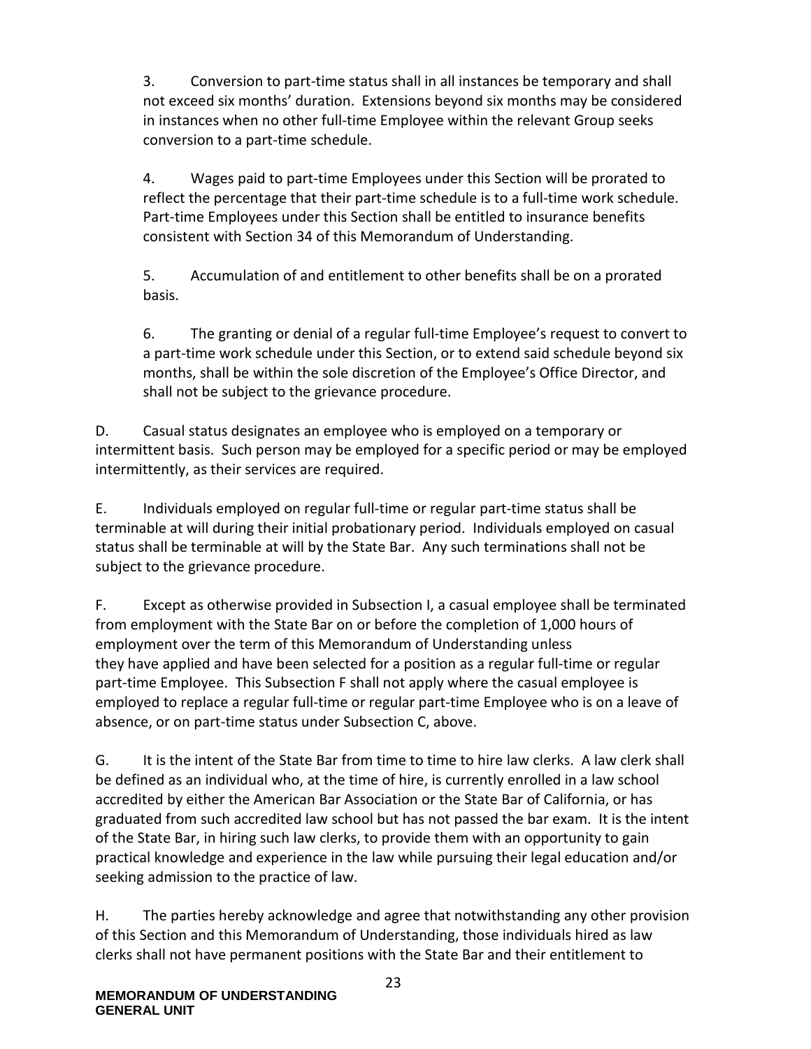3. Conversion to part-time status shall in all instances be temporary and shall not exceed six months' duration. Extensions beyond six months may be considered in instances when no other full-time Employee within the relevant Group seeks conversion to a part-time schedule.

4. Wages paid to part-time Employees under this Section will be prorated to reflect the percentage that their part-time schedule is to a full-time work schedule. Part-time Employees under this Section shall be entitled to insurance benefits consistent with Section 34 of this Memorandum of Understanding.

5. Accumulation of and entitlement to other benefits shall be on a prorated basis.

6. The granting or denial of a regular full-time Employee's request to convert to a part-time work schedule under this Section, or to extend said schedule beyond six months, shall be within the sole discretion of the Employee's Office Director, and shall not be subject to the grievance procedure.

D. Casual status designates an employee who is employed on a temporary or intermittent basis. Such person may be employed for a specific period or may be employed intermittently, as their services are required.

E. Individuals employed on regular full-time or regular part-time status shall be terminable at will during their initial probationary period. Individuals employed on casual status shall be terminable at will by the State Bar. Any such terminations shall not be subject to the grievance procedure.

F. Except as otherwise provided in Subsection I, a casual employee shall be terminated from employment with the State Bar on or before the completion of 1,000 hours of employment over the term of this Memorandum of Understanding unless they have applied and have been selected for a position as a regular full-time or regular part-time Employee. This Subsection F shall not apply where the casual employee is employed to replace a regular full-time or regular part-time Employee who is on a leave of absence, or on part-time status under Subsection C, above.

G. It is the intent of the State Bar from time to time to hire law clerks. A law clerk shall be defined as an individual who, at the time of hire, is currently enrolled in a law school accredited by either the American Bar Association or the State Bar of California, or has graduated from such accredited law school but has not passed the bar exam. It is the intent of the State Bar, in hiring such law clerks, to provide them with an opportunity to gain practical knowledge and experience in the law while pursuing their legal education and/or seeking admission to the practice of law.

H. The parties hereby acknowledge and agree that notwithstanding any other provision of this Section and this Memorandum of Understanding, those individuals hired as law clerks shall not have permanent positions with the State Bar and their entitlement to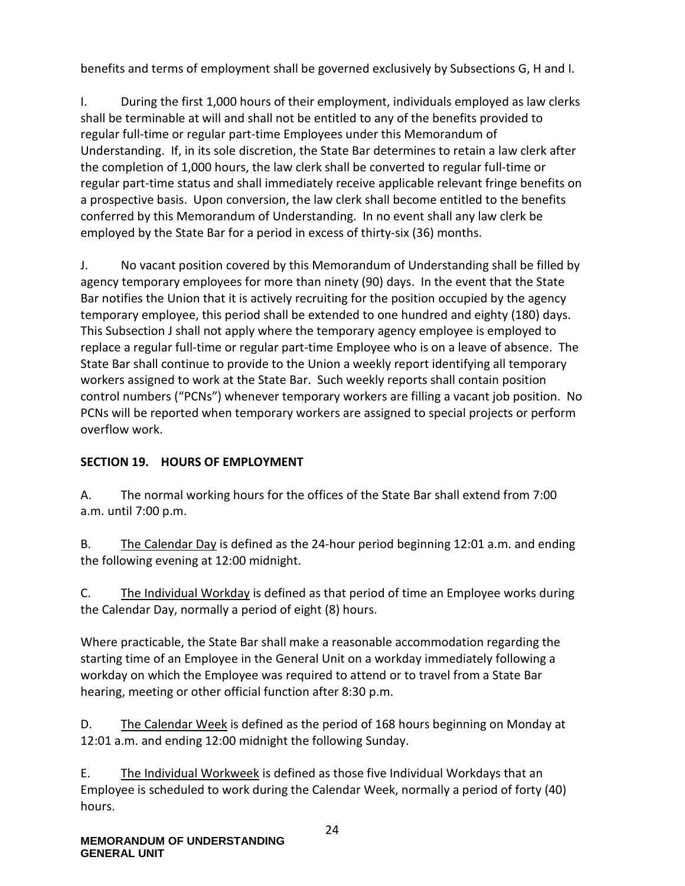benefits and terms of employment shall be governed exclusively by Subsections G, H and I.

I. During the first 1,000 hours of their employment, individuals employed as law clerks shall be terminable at will and shall not be entitled to any of the benefits provided to regular full-time or regular part-time Employees under this Memorandum of Understanding. If, in its sole discretion, the State Bar determines to retain a law clerk after the completion of 1,000 hours, the law clerk shall be converted to regular full-time or regular part-time status and shall immediately receive applicable relevant fringe benefits on a prospective basis. Upon conversion, the law clerk shall become entitled to the benefits conferred by this Memorandum of Understanding. In no event shall any law clerk be employed by the State Bar for a period in excess of thirty-six (36) months.

J. No vacant position covered by this Memorandum of Understanding shall be filled by agency temporary employees for more than ninety (90) days. In the event that the State Bar notifies the Union that it is actively recruiting for the position occupied by the agency temporary employee, this period shall be extended to one hundred and eighty (180) days. This Subsection J shall not apply where the temporary agency employee is employed to replace a regular full-time or regular part-time Employee who is on a leave of absence. The State Bar shall continue to provide to the Union a weekly report identifying all temporary workers assigned to work at the State Bar. Such weekly reports shall contain position control numbers ("PCNs") whenever temporary workers are filling a vacant job position. No PCNs will be reported when temporary workers are assigned to special projects or perform overflow work.

## SECTION 19. HOURS OF EMPLOYMENT

A. The normal working hours for the offices of the State Bar shall extend from 7:00 a.m. until 7:00 p.m.

B. The Calendar Day is defined as the 24-hour period beginning 12:01 a.m. and ending the following evening at 12:00 midnight.

C. The Individual Workday is defined as that period of time an Employee works during the Calendar Day, normally a period of eight (8) hours.

Where practicable, the State Bar shall make a reasonable accommodation regarding the starting time of an Employee in the General Unit on a workday immediately following a workday on which the Employee was required to attend or to travel from a State Bar hearing, meeting or other official function after 8:30 p.m.

D. The Calendar Week is defined as the period of 168 hours beginning on Monday at 12:01 a.m. and ending 12:00 midnight the following Sunday.

E. The Individual Workweek is defined as those five Individual Workdays that an Employee is scheduled to work during the Calendar Week, normally a period of forty (40) hours.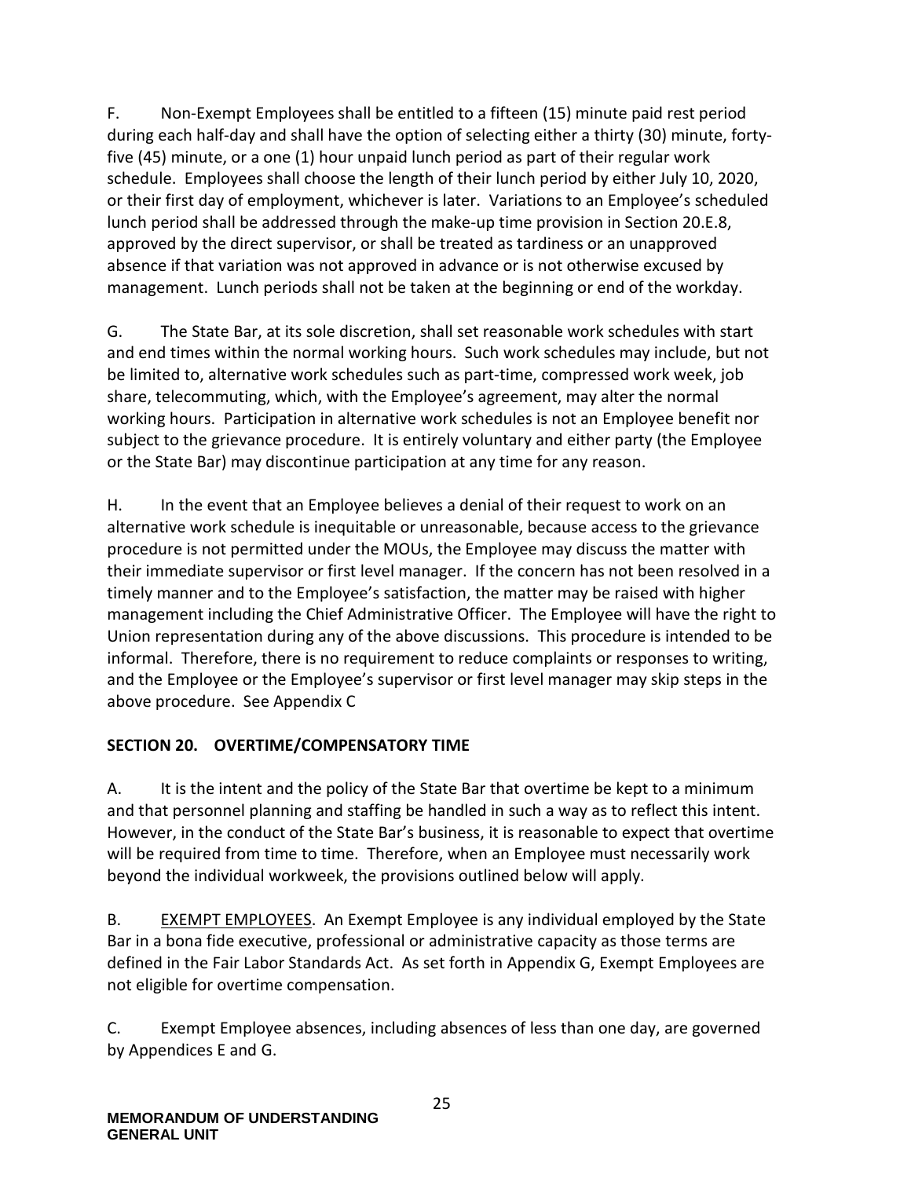F. Non-Exempt Employees shall be entitled to a fifteen (15) minute paid rest period during each half-day and shall have the option of selecting either a thirty (30) minute, forty-five (45) minute, or a one (1) hour unpaid lunch period as part of their regular work schedule. Employees shall choose the length of their lunch period by either July 10, 2020, or their first day of employment, whichever is later. Variations to an Employee's scheduled lunch period shall be addressed through the make-up time provision in Section 20.E.8, approved by the direct supervisor, or shall be treated as tardiness or an unapproved absence if that variation was not approved in advance or is not otherwise excused by management. Lunch periods shall not be taken at the beginning or end of the workday.

G. The State Bar, at its sole discretion, shall set reasonable work schedules with start and end times within the normal working hours. Such work schedules may include, but not be limited to, alternative work schedules such as part-time, compressed work week, job share, telecommuting, which, with the Employee's agreement, may alter the normal working hours. Participation in alternative work schedules is not an Employee benefit nor subject to the grievance procedure. It is entirely voluntary and either party (the Employee or the State Bar) may discontinue participation at any time for any reason.

H. In the event that an Employee believes a denial of their request to work on an alternative work schedule is inequitable or unreasonable, because access to the grievance procedure is not permitted under the MOUs, the Employee may discuss the matter with their immediate supervisor or first level manager. If the concern has not been resolved in a timely manner and to the Employee's satisfaction, the matter may be raised with higher management including the Chief Administrative Officer. The Employee will have the right to Union representation during any of the above discussions. This procedure is intended to be informal. Therefore, there is no requirement to reduce complaints or responses to writing, and the Employee or the Employee's supervisor or first level manager may skip steps in the above procedure. See Appendix C

## SECTION 20. OVERTIME/COMPENSATORY TIME

A. It is the intent and the policy of the State Bar that overtime be kept to a minimum and that personnel planning and staffing be handled in such a way as to reflect this intent. However, in the conduct of the State Bar's business, it is reasonable to expect that overtime will be required from time to time. Therefore, when an Employee must necessarily work beyond the individual workweek, the provisions outlined below will apply.

B. EXEMPT EMPLOYEES. An Exempt Employee is any individual employed by the State Bar in a bona fide executive, professional or administrative capacity as those terms are defined in the Fair Labor Standards Act. As set forth in Appendix G, Exempt Employees are not eligible for overtime compensation.

C. Exempt Employee absences, including absences of less than one day, are governed by Appendices E and G.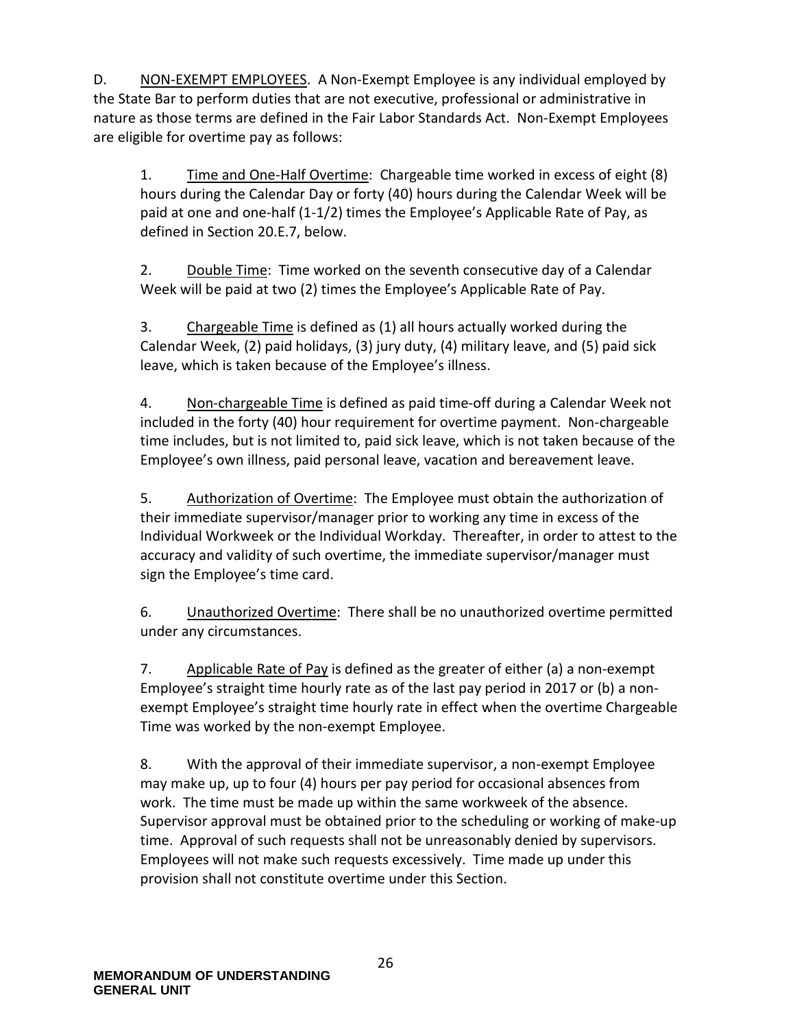D. <u>NON-EXEMPT EMPLOYEES</u>. A Non-Exempt Employee is any individual employed by the State Bar to perform duties that are not executive, professional or administrative in nature as those terms are defined in the Fair Labor Standards Act. Non-Exempt Employees are eligible for overtime pay as follows:

1. <u>Time and One-Half Overtime</u>: Chargeable time worked in excess of eight (8) hours during the Calendar Day or forty (40) hours during the Calendar Week will be paid at one and one-half (1-1/2) times the Employee's Applicable Rate of Pay, as defined in Section 20.E.7, below.

2. <u>Double Time</u>: Time worked on the seventh consecutive day of a Calendar Week will be paid at two (2) times the Employee's Applicable Rate of Pay.

3. <u>Chargeable Time</u> is defined as (1) all hours actually worked during the Calendar Week, (2) paid holidays, (3) jury duty, (4) military leave, and (5) paid sick leave, which is taken because of the Employee's illness.

4. <u>Non-chargeable Time</u> is defined as paid time-off during a Calendar Week not included in the forty (40) hour requirement for overtime payment. Non-chargeable time includes, but is not limited to, paid sick leave, which is not taken because of the Employee's own illness, paid personal leave, vacation and bereavement leave.

5. <u>Authorization of Overtime</u>: The Employee must obtain the authorization of their immediate supervisor/manager prior to working any time in excess of the Individual Workweek or the Individual Workday. Thereafter, in order to attest to the accuracy and validity of such overtime, the immediate supervisor/manager must sign the Employee's time card.

6. <u>Unauthorized Overtime</u>: There shall be no unauthorized overtime permitted under any circumstances.

7. <u>Applicable Rate of Pay</u> is defined as the greater of either (a) a non-exempt Employee's straight time hourly rate as of the last pay period in 2017 or (b) a non-exempt Employee's straight time hourly rate in effect when the overtime Chargeable Time was worked by the non-exempt Employee.

8. With the approval of their immediate supervisor, a non-exempt Employee may make up, up to four (4) hours per pay period for occasional absences from work. The time must be made up within the same workweek of the absence. Supervisor approval must be obtained prior to the scheduling or working of make-up time. Approval of such requests shall not be unreasonably denied by supervisors. Employees will not make such requests excessively. Time made up under this provision shall not constitute overtime under this Section.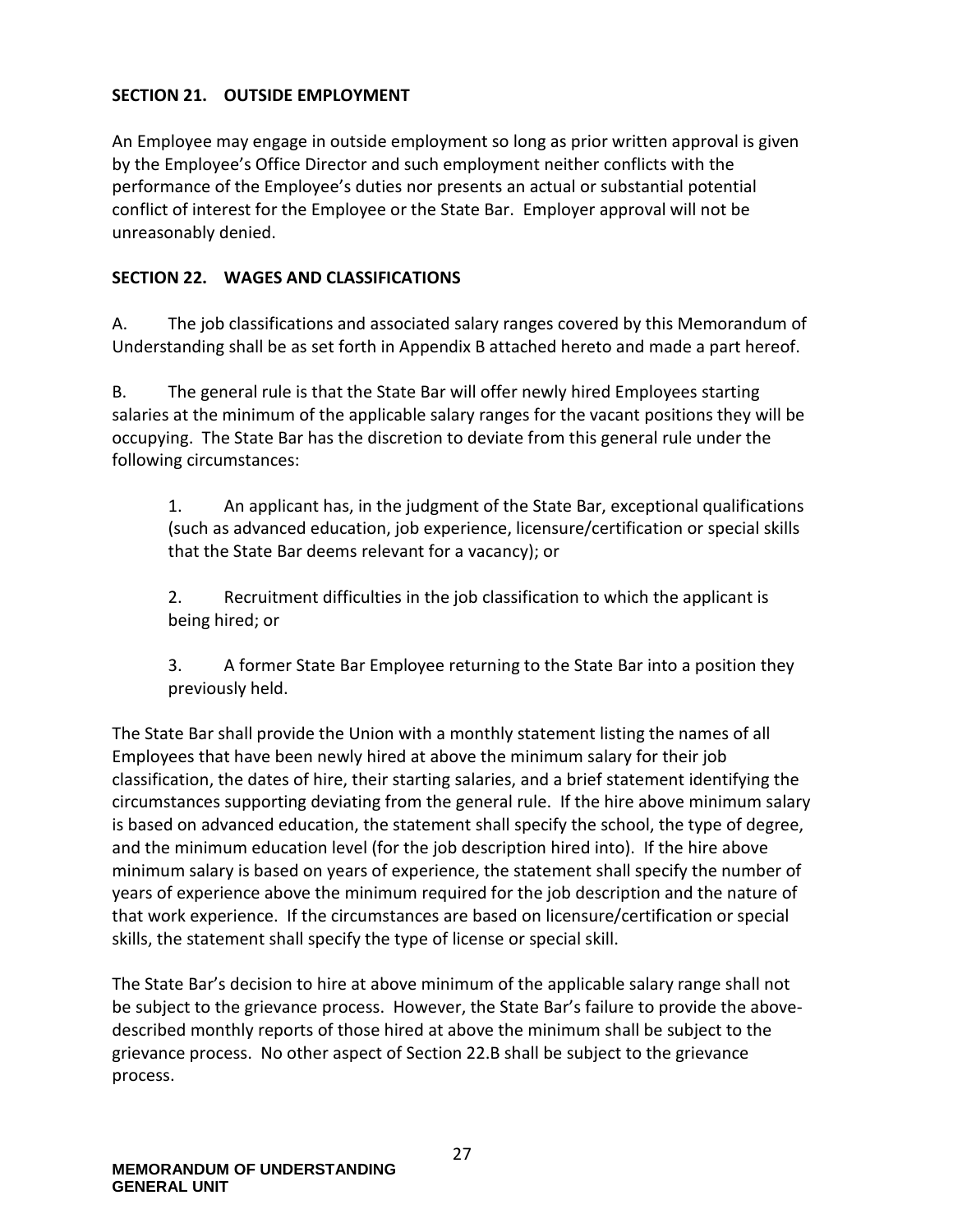**SECTION 21. OUTSIDE EMPLOYMENT**

An Employee may engage in outside employment so long as prior written approval is given by the Employee's Office Director and such employment neither conflicts with the performance of the Employee's duties nor presents an actual or substantial potential conflict of interest for the Employee or the State Bar. Employer approval will not be unreasonably denied.

**SECTION 22. WAGES AND CLASSIFICATIONS**

A. The job classifications and associated salary ranges covered by this Memorandum of Understanding shall be as set forth in Appendix B attached hereto and made a part hereof.

B. The general rule is that the State Bar will offer newly hired Employees starting salaries at the minimum of the applicable salary ranges for the vacant positions they will be occupying. The State Bar has the discretion to deviate from this general rule under the following circumstances:

1. An applicant has, in the judgment of the State Bar, exceptional qualifications (such as advanced education, job experience, licensure/certification or special skills that the State Bar deems relevant for a vacancy); or

2. Recruitment difficulties in the job classification to which the applicant is being hired; or

3. A former State Bar Employee returning to the State Bar into a position they previously held.

The State Bar shall provide the Union with a monthly statement listing the names of all Employees that have been newly hired at above the minimum salary for their job classification, the dates of hire, their starting salaries, and a brief statement identifying the circumstances supporting deviating from the general rule. If the hire above minimum salary is based on advanced education, the statement shall specify the school, the type of degree, and the minimum education level (for the job description hired into). If the hire above minimum salary is based on years of experience, the statement shall specify the number of years of experience above the minimum required for the job description and the nature of that work experience. If the circumstances are based on licensure/certification or special skills, the statement shall specify the type of license or special skill.

The State Bar's decision to hire at above minimum of the applicable salary range shall not be subject to the grievance process. However, the State Bar's failure to provide the above-described monthly reports of those hired at above the minimum shall be subject to the grievance process. No other aspect of Section 22.B shall be subject to the grievance process.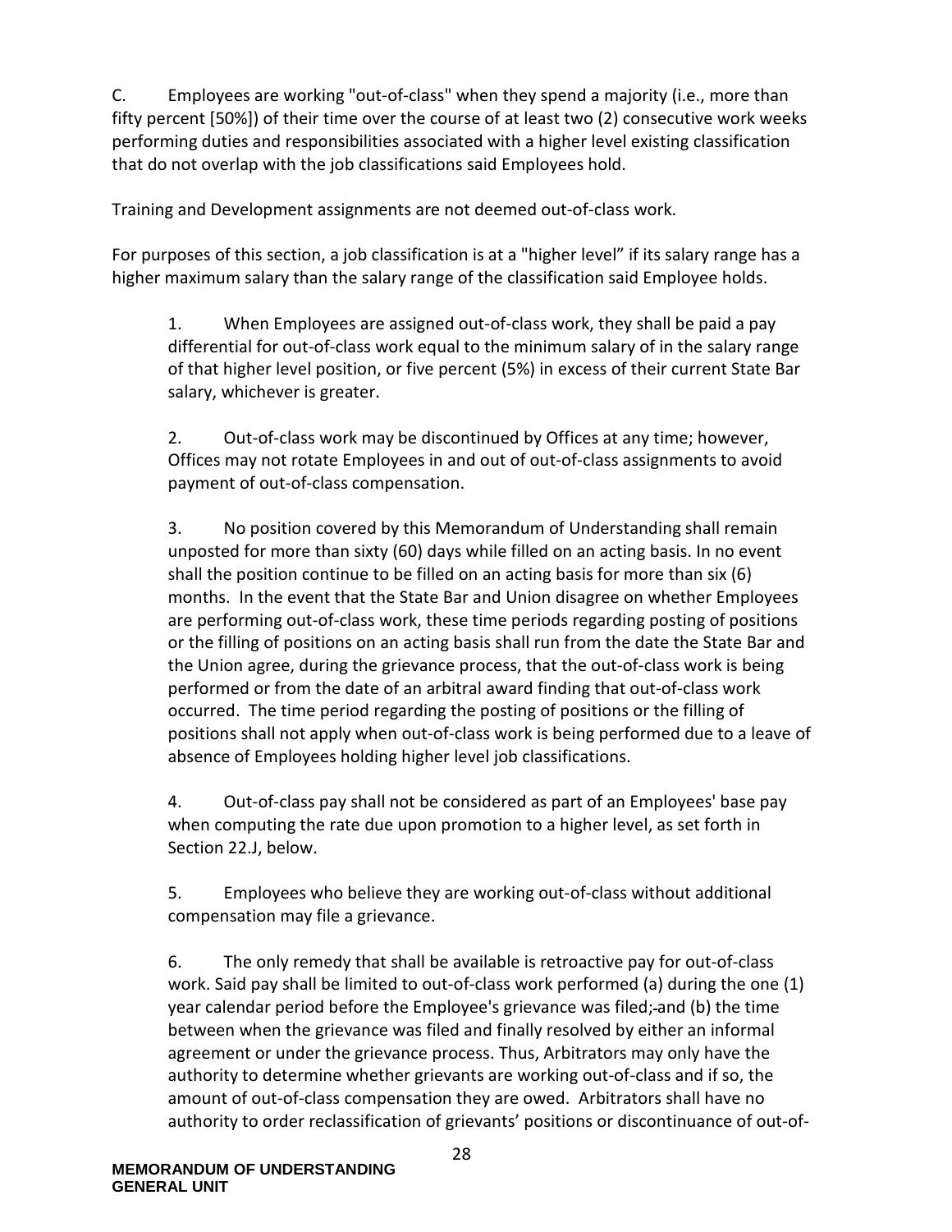C. Employees are working "out-of-class" when they spend a majority (i.e., more than fifty percent [50%]) of their time over the course of at least two (2) consecutive work weeks performing duties and responsibilities associated with a higher level existing classification that do not overlap with the job classifications said Employees hold.

Training and Development assignments are not deemed out-of-class work.

For purposes of this section, a job classification is at a "higher level" if its salary range has a higher maximum salary than the salary range of the classification said Employee holds.

1. When Employees are assigned out-of-class work, they shall be paid a pay differential for out-of-class work equal to the minimum salary of in the salary range of that higher level position, or five percent (5%) in excess of their current State Bar salary, whichever is greater.

2. Out-of-class work may be discontinued by Offices at any time; however, Offices may not rotate Employees in and out of out-of-class assignments to avoid payment of out-of-class compensation.

3. No position covered by this Memorandum of Understanding shall remain unposted for more than sixty (60) days while filled on an acting basis. In no event shall the position continue to be filled on an acting basis for more than six (6) months. In the event that the State Bar and Union disagree on whether Employees are performing out-of-class work, these time periods regarding posting of positions or the filling of positions on an acting basis shall run from the date the State Bar and the Union agree, during the grievance process, that the out-of-class work is being performed or from the date of an arbitral award finding that out-of-class work occurred. The time period regarding the posting of positions or the filling of positions shall not apply when out-of-class work is being performed due to a leave of absence of Employees holding higher level job classifications.

4. Out-of-class pay shall not be considered as part of an Employees' base pay when computing the rate due upon promotion to a higher level, as set forth in Section 22.J, below.

5. Employees who believe they are working out-of-class without additional compensation may file a grievance.

6. The only remedy that shall be available is retroactive pay for out-of-class work. Said pay shall be limited to out-of-class work performed (a) during the one (1) year calendar period before the Employee's grievance was filed; and (b) the time between when the grievance was filed and finally resolved by either an informal agreement or under the grievance process. Thus, Arbitrators may only have the authority to determine whether grievants are working out-of-class and if so, the amount of out-of-class compensation they are owed. Arbitrators shall have no authority to order reclassification of grievants' positions or discontinuance of out-of-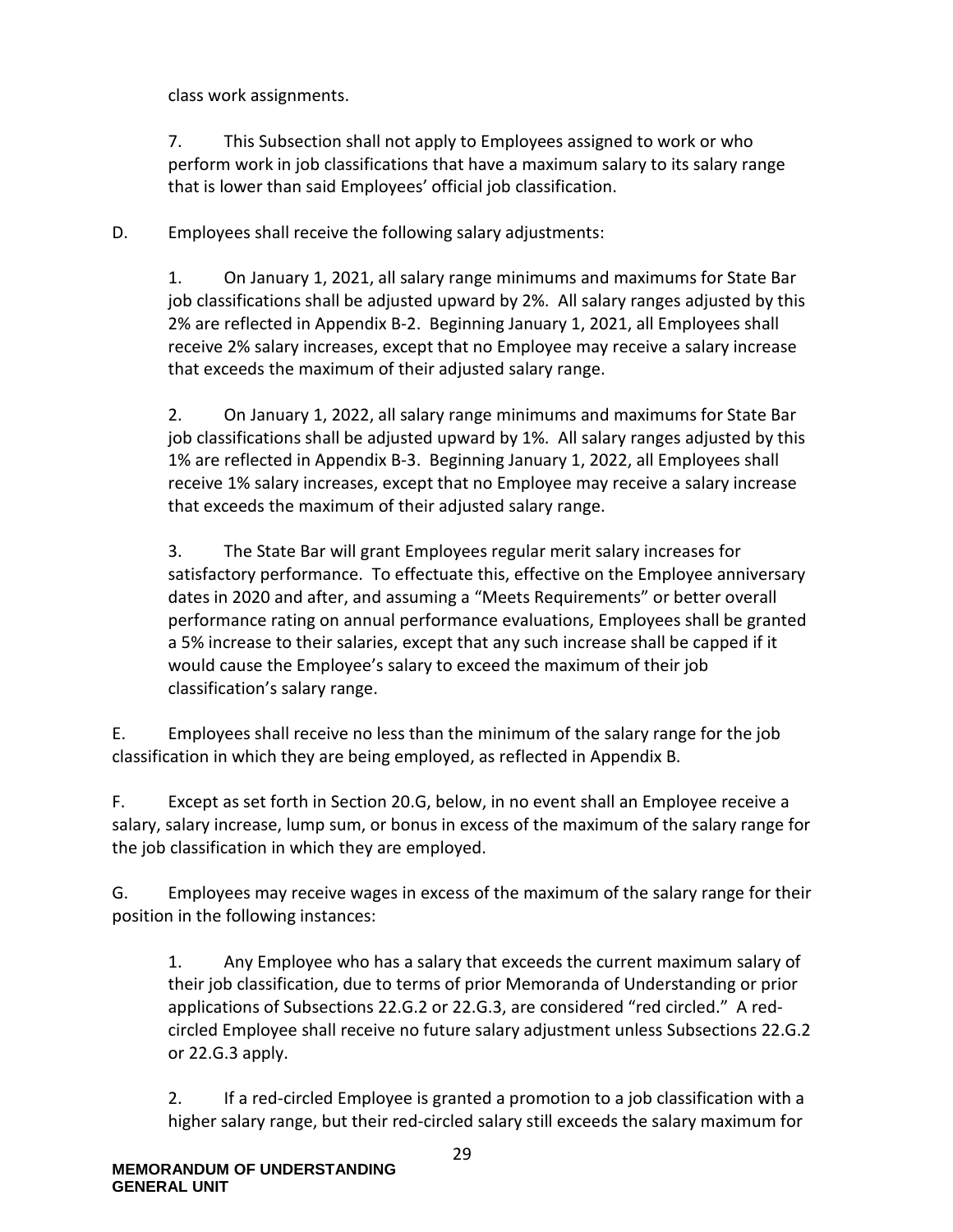class work assignments.

7. This Subsection shall not apply to Employees assigned to work or who perform work in job classifications that have a maximum salary to its salary range that is lower than said Employees' official job classification.

D. Employees shall receive the following salary adjustments:

1. On January 1, 2021, all salary range minimums and maximums for State Bar job classifications shall be adjusted upward by 2%. All salary ranges adjusted by this 2% are reflected in Appendix B-2. Beginning January 1, 2021, all Employees shall receive 2% salary increases, except that no Employee may receive a salary increase that exceeds the maximum of their adjusted salary range.

2. On January 1, 2022, all salary range minimums and maximums for State Bar job classifications shall be adjusted upward by 1%. All salary ranges adjusted by this 1% are reflected in Appendix B-3. Beginning January 1, 2022, all Employees shall receive 1% salary increases, except that no Employee may receive a salary increase that exceeds the maximum of their adjusted salary range.

3. The State Bar will grant Employees regular merit salary increases for satisfactory performance. To effectuate this, effective on the Employee anniversary dates in 2020 and after, and assuming a "Meets Requirements" or better overall performance rating on annual performance evaluations, Employees shall be granted a 5% increase to their salaries, except that any such increase shall be capped if it would cause the Employee's salary to exceed the maximum of their job classification's salary range.

E. Employees shall receive no less than the minimum of the salary range for the job classification in which they are being employed, as reflected in Appendix B.

F. Except as set forth in Section 20.G, below, in no event shall an Employee receive a salary, salary increase, lump sum, or bonus in excess of the maximum of the salary range for the job classification in which they are employed.

G. Employees may receive wages in excess of the maximum of the salary range for their position in the following instances:

1. Any Employee who has a salary that exceeds the current maximum salary of their job classification, due to terms of prior Memoranda of Understanding or prior applications of Subsections 22.G.2 or 22.G.3, are considered "red circled." A red-circled Employee shall receive no future salary adjustment unless Subsections 22.G.2 or 22.G.3 apply.

2. If a red-circled Employee is granted a promotion to a job classification with a higher salary range, but their red-circled salary still exceeds the salary maximum for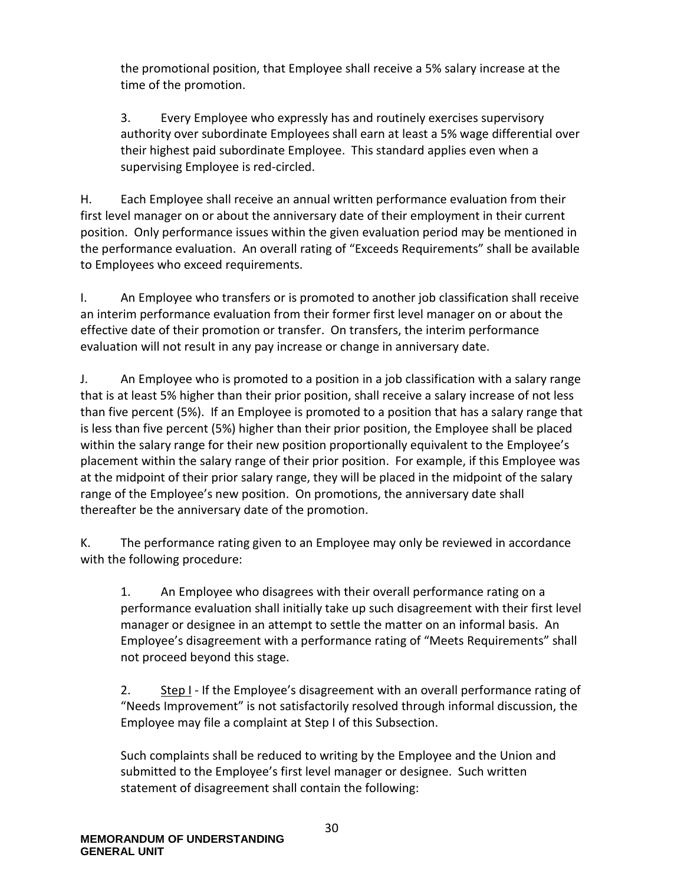the promotional position, that Employee shall receive a 5% salary increase at the time of the promotion.

3. Every Employee who expressly has and routinely exercises supervisory authority over subordinate Employees shall earn at least a 5% wage differential over their highest paid subordinate Employee. This standard applies even when a supervising Employee is red-circled.

H. Each Employee shall receive an annual written performance evaluation from their first level manager on or about the anniversary date of their employment in their current position. Only performance issues within the given evaluation period may be mentioned in the performance evaluation. An overall rating of "Exceeds Requirements" shall be available to Employees who exceed requirements.

I. An Employee who transfers or is promoted to another job classification shall receive an interim performance evaluation from their former first level manager on or about the effective date of their promotion or transfer. On transfers, the interim performance evaluation will not result in any pay increase or change in anniversary date.

J. An Employee who is promoted to a position in a job classification with a salary range that is at least 5% higher than their prior position, shall receive a salary increase of not less than five percent (5%). If an Employee is promoted to a position that has a salary range that is less than five percent (5%) higher than their prior position, the Employee shall be placed within the salary range for their new position proportionally equivalent to the Employee's placement within the salary range of their prior position. For example, if this Employee was at the midpoint of their prior salary range, they will be placed in the midpoint of the salary range of the Employee's new position. On promotions, the anniversary date shall thereafter be the anniversary date of the promotion.

K. The performance rating given to an Employee may only be reviewed in accordance with the following procedure:

1. An Employee who disagrees with their overall performance rating on a performance evaluation shall initially take up such disagreement with their first level manager or designee in an attempt to settle the matter on an informal basis. An Employee's disagreement with a performance rating of "Meets Requirements" shall not proceed beyond this stage.

2. <u>Step I</u> - If the Employee's disagreement with an overall performance rating of "Needs Improvement" is not satisfactorily resolved through informal discussion, the Employee may file a complaint at Step I of this Subsection.

Such complaints shall be reduced to writing by the Employee and the Union and submitted to the Employee's first level manager or designee. Such written statement of disagreement shall contain the following: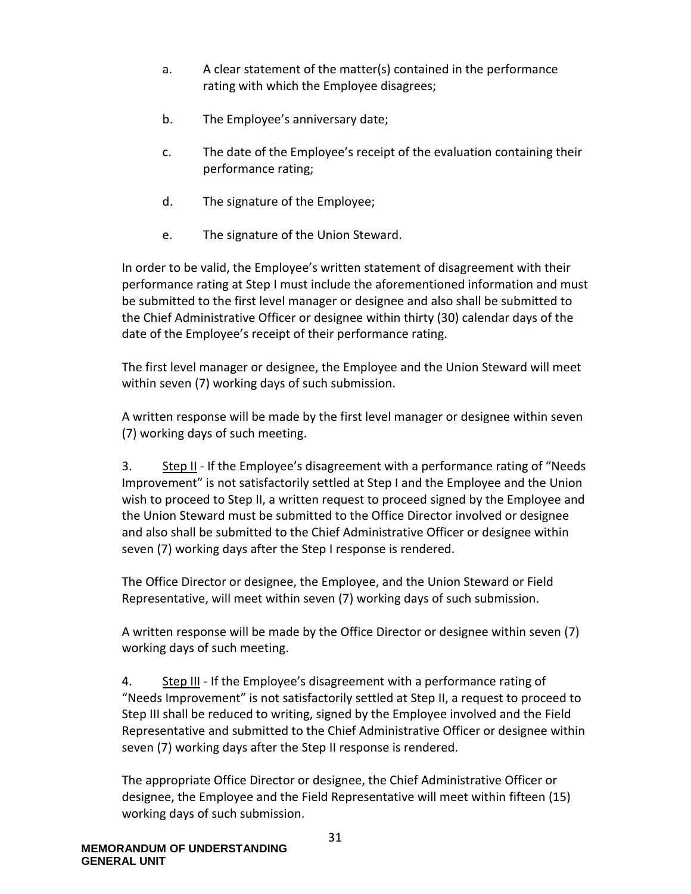a. A clear statement of the matter(s) contained in the performance rating with which the Employee disagrees;

b. The Employee's anniversary date;

c. The date of the Employee's receipt of the evaluation containing their performance rating;

d. The signature of the Employee;

e. The signature of the Union Steward.

In order to be valid, the Employee's written statement of disagreement with their performance rating at Step I must include the aforementioned information and must be submitted to the first level manager or designee and also shall be submitted to the Chief Administrative Officer or designee within thirty (30) calendar days of the date of the Employee's receipt of their performance rating.

The first level manager or designee, the Employee and the Union Steward will meet within seven (7) working days of such submission.

A written response will be made by the first level manager or designee within seven (7) working days of such meeting.

3. Step II - If the Employee's disagreement with a performance rating of "Needs Improvement" is not satisfactorily settled at Step I and the Employee and the Union wish to proceed to Step II, a written request to proceed signed by the Employee and the Union Steward must be submitted to the Office Director involved or designee and also shall be submitted to the Chief Administrative Officer or designee within seven (7) working days after the Step I response is rendered.

The Office Director or designee, the Employee, and the Union Steward or Field Representative, will meet within seven (7) working days of such submission.

A written response will be made by the Office Director or designee within seven (7) working days of such meeting.

4. Step III - If the Employee's disagreement with a performance rating of "Needs Improvement" is not satisfactorily settled at Step II, a request to proceed to Step III shall be reduced to writing, signed by the Employee involved and the Field Representative and submitted to the Chief Administrative Officer or designee within seven (7) working days after the Step II response is rendered.

The appropriate Office Director or designee, the Chief Administrative Officer or designee, the Employee and the Field Representative will meet within fifteen (15) working days of such submission.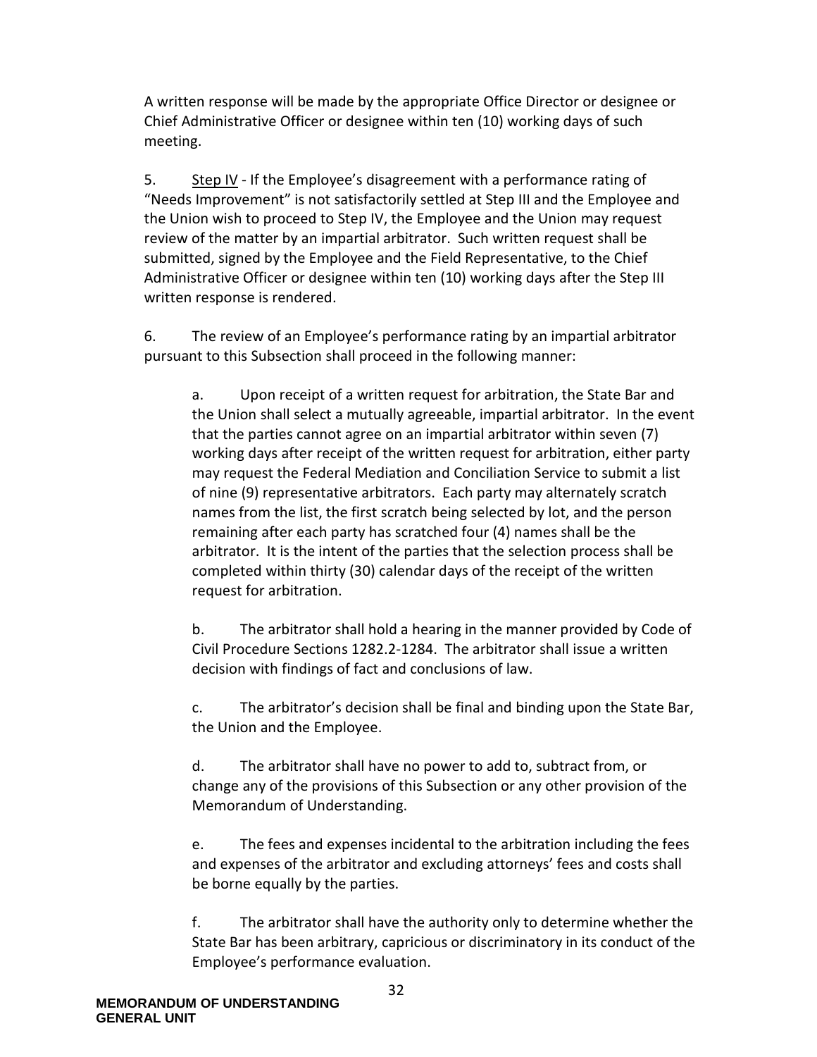A written response will be made by the appropriate Office Director or designee or Chief Administrative Officer or designee within ten (10) working days of such meeting.

5. <u>Step IV</u> - If the Employee's disagreement with a performance rating of "Needs Improvement" is not satisfactorily settled at Step III and the Employee and the Union wish to proceed to Step IV, the Employee and the Union may request review of the matter by an impartial arbitrator. Such written request shall be submitted, signed by the Employee and the Field Representative, to the Chief Administrative Officer or designee within ten (10) working days after the Step III written response is rendered.

6. The review of an Employee's performance rating by an impartial arbitrator pursuant to this Subsection shall proceed in the following manner:

   a. Upon receipt of a written request for arbitration, the State Bar and the Union shall select a mutually agreeable, impartial arbitrator. In the event that the parties cannot agree on an impartial arbitrator within seven (7) working days after receipt of the written request for arbitration, either party may request the Federal Mediation and Conciliation Service to submit a list of nine (9) representative arbitrators. Each party may alternately scratch names from the list, the first scratch being selected by lot, and the person remaining after each party has scratched four (4) names shall be the arbitrator. It is the intent of the parties that the selection process shall be completed within thirty (30) calendar days of the receipt of the written request for arbitration.

   b. The arbitrator shall hold a hearing in the manner provided by Code of Civil Procedure Sections 1282.2-1284. The arbitrator shall issue a written decision with findings of fact and conclusions of law.

   c. The arbitrator's decision shall be final and binding upon the State Bar, the Union and the Employee.

   d. The arbitrator shall have no power to add to, subtract from, or change any of the provisions of this Subsection or any other provision of the Memorandum of Understanding.

   e. The fees and expenses incidental to the arbitration including the fees and expenses of the arbitrator and excluding attorneys' fees and costs shall be borne equally by the parties.

   f. The arbitrator shall have the authority only to determine whether the State Bar has been arbitrary, capricious or discriminatory in its conduct of the Employee's performance evaluation.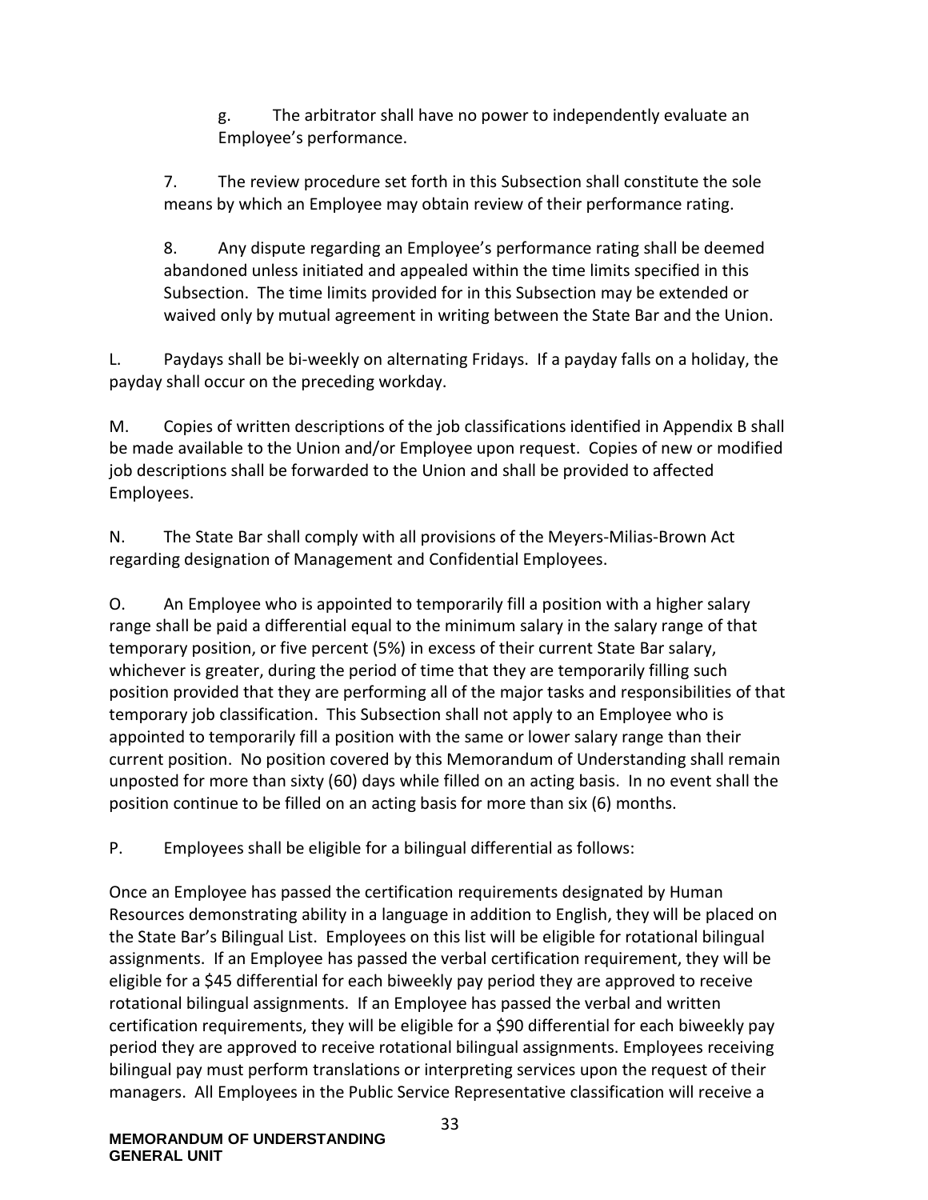g. The arbitrator shall have no power to independently evaluate an Employee's performance.

7. The review procedure set forth in this Subsection shall constitute the sole means by which an Employee may obtain review of their performance rating.

8. Any dispute regarding an Employee's performance rating shall be deemed abandoned unless initiated and appealed within the time limits specified in this Subsection. The time limits provided for in this Subsection may be extended or waived only by mutual agreement in writing between the State Bar and the Union.

L. Paydays shall be bi-weekly on alternating Fridays. If a payday falls on a holiday, the payday shall occur on the preceding workday.

M. Copies of written descriptions of the job classifications identified in Appendix B shall be made available to the Union and/or Employee upon request. Copies of new or modified job descriptions shall be forwarded to the Union and shall be provided to affected Employees.

N. The State Bar shall comply with all provisions of the Meyers-Milias-Brown Act regarding designation of Management and Confidential Employees.

O. An Employee who is appointed to temporarily fill a position with a higher salary range shall be paid a differential equal to the minimum salary in the salary range of that temporary position, or five percent (5%) in excess of their current State Bar salary, whichever is greater, during the period of time that they are temporarily filling such position provided that they are performing all of the major tasks and responsibilities of that temporary job classification. This Subsection shall not apply to an Employee who is appointed to temporarily fill a position with the same or lower salary range than their current position. No position covered by this Memorandum of Understanding shall remain unposted for more than sixty (60) days while filled on an acting basis. In no event shall the position continue to be filled on an acting basis for more than six (6) months.

P. Employees shall be eligible for a bilingual differential as follows:

Once an Employee has passed the certification requirements designated by Human Resources demonstrating ability in a language in addition to English, they will be placed on the State Bar's Bilingual List. Employees on this list will be eligible for rotational bilingual assignments. If an Employee has passed the verbal certification requirement, they will be eligible for a $45 differential for each biweekly pay period they are approved to receive rotational bilingual assignments. If an Employee has passed the verbal and written certification requirements, they will be eligible for a $90 differential for each biweekly pay period they are approved to receive rotational bilingual assignments. Employees receiving bilingual pay must perform translations or interpreting services upon the request of their managers. All Employees in the Public Service Representative classification will receive a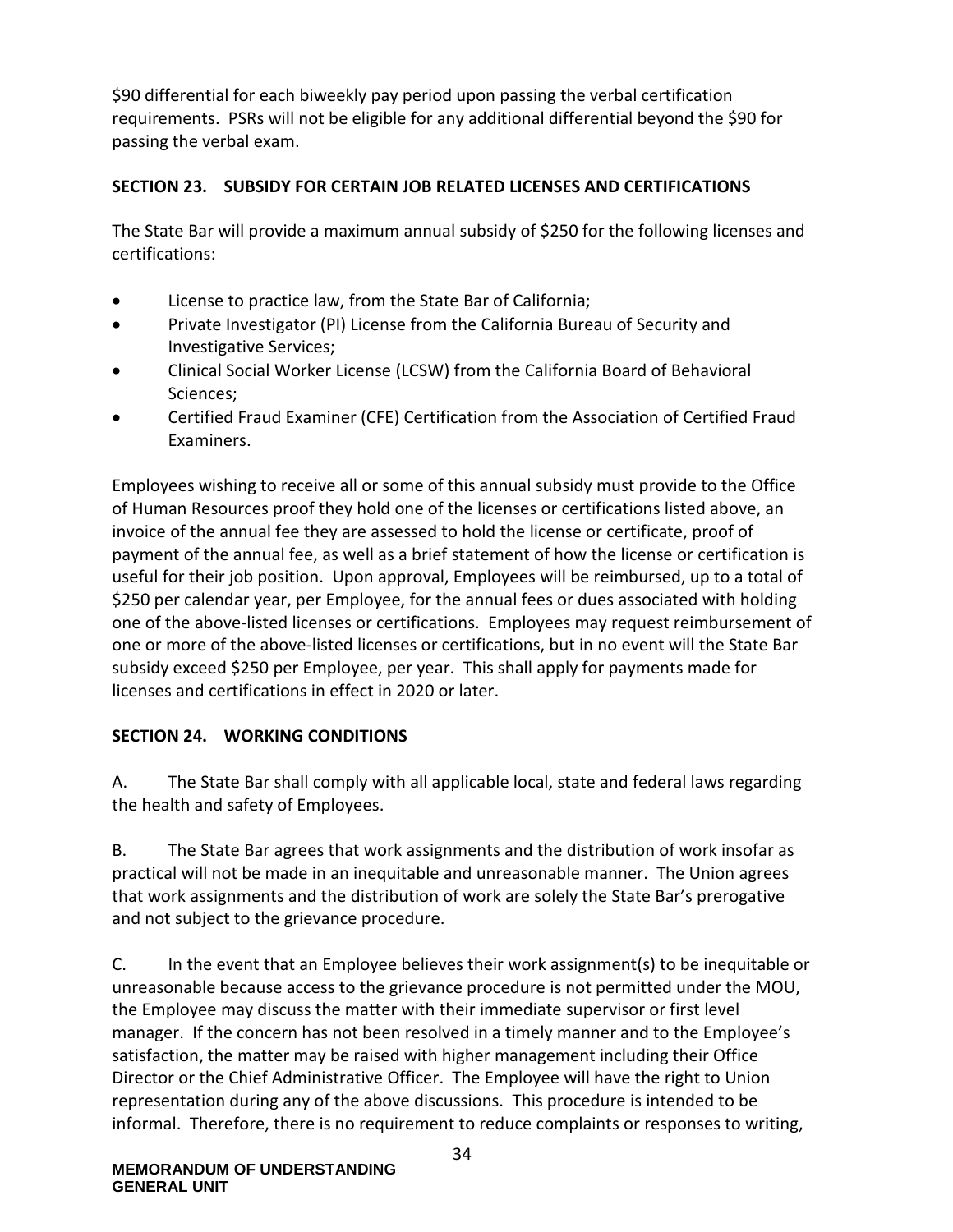$90 differential for each biweekly pay period upon passing the verbal certification requirements. PSRs will not be eligible for any additional differential beyond the $90 for passing the verbal exam.

### SECTION 23. SUBSIDY FOR CERTAIN JOB RELATED LICENSES AND CERTIFICATIONS

The State Bar will provide a maximum annual subsidy of $250 for the following licenses and certifications:

- License to practice law, from the State Bar of California;
- Private Investigator (PI) License from the California Bureau of Security and Investigative Services;
- Clinical Social Worker License (LCSW) from the California Board of Behavioral Sciences;
- Certified Fraud Examiner (CFE) Certification from the Association of Certified Fraud Examiners.

Employees wishing to receive all or some of this annual subsidy must provide to the Office of Human Resources proof they hold one of the licenses or certifications listed above, an invoice of the annual fee they are assessed to hold the license or certificate, proof of payment of the annual fee, as well as a brief statement of how the license or certification is useful for their job position. Upon approval, Employees will be reimbursed, up to a total of $250 per calendar year, per Employee, for the annual fees or dues associated with holding one of the above-listed licenses or certifications. Employees may request reimbursement of one or more of the above-listed licenses or certifications, but in no event will the State Bar subsidy exceed $250 per Employee, per year. This shall apply for payments made for licenses and certifications in effect in 2020 or later.

### SECTION 24. WORKING CONDITIONS

A. The State Bar shall comply with all applicable local, state and federal laws regarding the health and safety of Employees.

B. The State Bar agrees that work assignments and the distribution of work insofar as practical will not be made in an inequitable and unreasonable manner. The Union agrees that work assignments and the distribution of work are solely the State Bar's prerogative and not subject to the grievance procedure.

C. In the event that an Employee believes their work assignment(s) to be inequitable or unreasonable because access to the grievance procedure is not permitted under the MOU, the Employee may discuss the matter with their immediate supervisor or first level manager. If the concern has not been resolved in a timely manner and to the Employee's satisfaction, the matter may be raised with higher management including their Office Director or the Chief Administrative Officer. The Employee will have the right to Union representation during any of the above discussions. This procedure is intended to be informal. Therefore, there is no requirement to reduce complaints or responses to writing,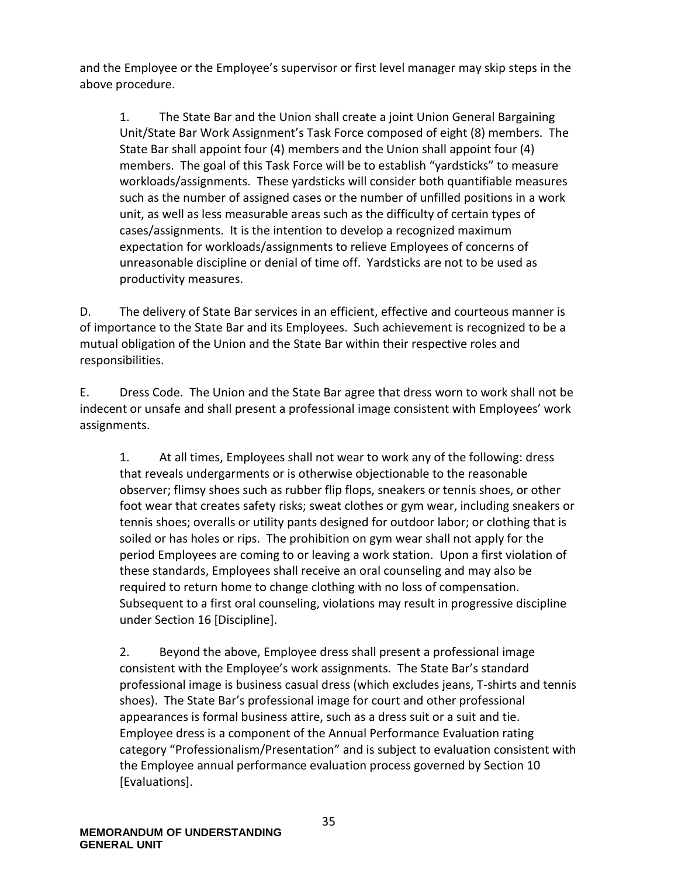and the Employee or the Employee's supervisor or first level manager may skip steps in the above procedure.

1. The State Bar and the Union shall create a joint Union General Bargaining Unit/State Bar Work Assignment's Task Force composed of eight (8) members. The State Bar shall appoint four (4) members and the Union shall appoint four (4) members. The goal of this Task Force will be to establish "yardsticks" to measure workloads/assignments. These yardsticks will consider both quantifiable measures such as the number of assigned cases or the number of unfilled positions in a work unit, as well as less measurable areas such as the difficulty of certain types of cases/assignments. It is the intention to develop a recognized maximum expectation for workloads/assignments to relieve Employees of concerns of unreasonable discipline or denial of time off. Yardsticks are not to be used as productivity measures.

D. The delivery of State Bar services in an efficient, effective and courteous manner is of importance to the State Bar and its Employees. Such achievement is recognized to be a mutual obligation of the Union and the State Bar within their respective roles and responsibilities.

E. Dress Code. The Union and the State Bar agree that dress worn to work shall not be indecent or unsafe and shall present a professional image consistent with Employees' work assignments.

1. At all times, Employees shall not wear to work any of the following: dress that reveals undergarments or is otherwise objectionable to the reasonable observer; flimsy shoes such as rubber flip flops, sneakers or tennis shoes, or other foot wear that creates safety risks; sweat clothes or gym wear, including sneakers or tennis shoes; overalls or utility pants designed for outdoor labor; or clothing that is soiled or has holes or rips. The prohibition on gym wear shall not apply for the period Employees are coming to or leaving a work station. Upon a first violation of these standards, Employees shall receive an oral counseling and may also be required to return home to change clothing with no loss of compensation. Subsequent to a first oral counseling, violations may result in progressive discipline under Section 16 [Discipline].

2. Beyond the above, Employee dress shall present a professional image consistent with the Employee's work assignments. The State Bar's standard professional image is business casual dress (which excludes jeans, T-shirts and tennis shoes). The State Bar's professional image for court and other professional appearances is formal business attire, such as a dress suit or a suit and tie. Employee dress is a component of the Annual Performance Evaluation rating category "Professionalism/Presentation" and is subject to evaluation consistent with the Employee annual performance evaluation process governed by Section 10 [Evaluations].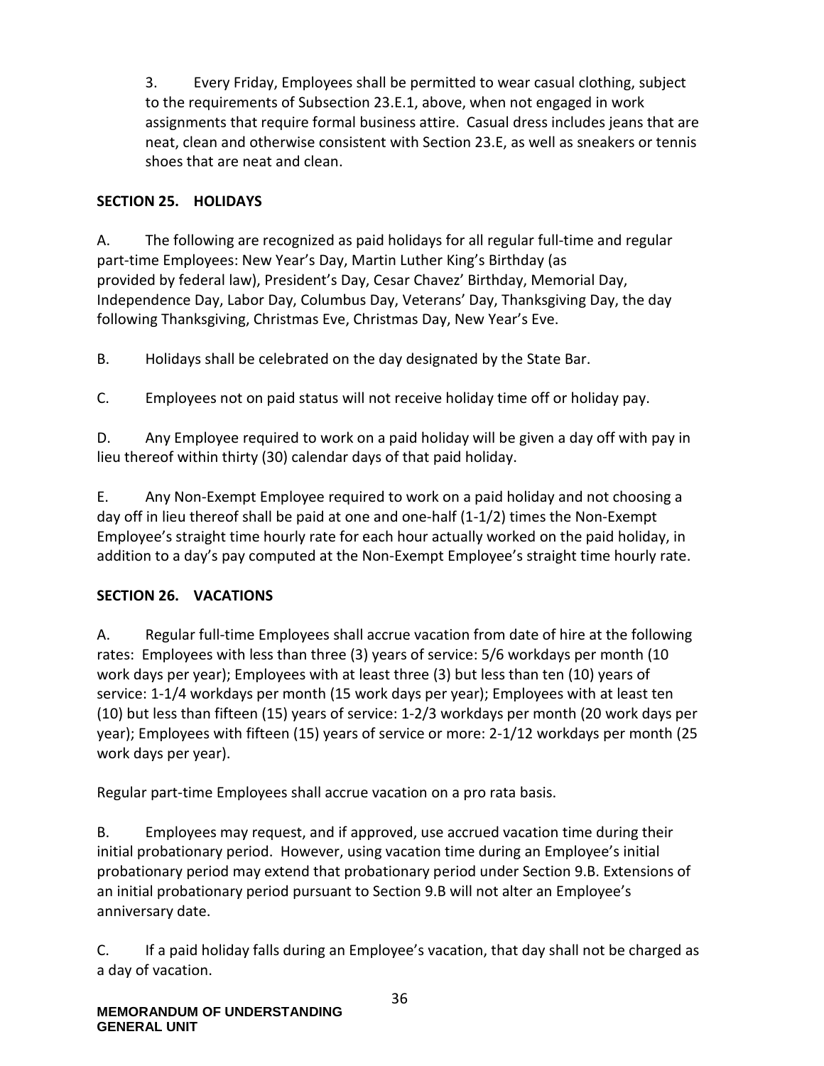3. Every Friday, Employees shall be permitted to wear casual clothing, subject to the requirements of Subsection 23.E.1, above, when not engaged in work assignments that require formal business attire. Casual dress includes jeans that are neat, clean and otherwise consistent with Section 23.E, as well as sneakers or tennis shoes that are neat and clean.

## SECTION 25. HOLIDAYS

A. The following are recognized as paid holidays for all regular full-time and regular part-time Employees: New Year's Day, Martin Luther King's Birthday (as provided by federal law), President's Day, Cesar Chavez' Birthday, Memorial Day, Independence Day, Labor Day, Columbus Day, Veterans' Day, Thanksgiving Day, the day following Thanksgiving, Christmas Eve, Christmas Day, New Year's Eve.

B. Holidays shall be celebrated on the day designated by the State Bar.

C. Employees not on paid status will not receive holiday time off or holiday pay.

D. Any Employee required to work on a paid holiday will be given a day off with pay in lieu thereof within thirty (30) calendar days of that paid holiday.

E. Any Non-Exempt Employee required to work on a paid holiday and not choosing a day off in lieu thereof shall be paid at one and one-half (1-1/2) times the Non-Exempt Employee's straight time hourly rate for each hour actually worked on the paid holiday, in addition to a day's pay computed at the Non-Exempt Employee's straight time hourly rate.

## SECTION 26. VACATIONS

A. Regular full-time Employees shall accrue vacation from date of hire at the following rates: Employees with less than three (3) years of service: 5/6 workdays per month (10 work days per year); Employees with at least three (3) but less than ten (10) years of service: 1-1/4 workdays per month (15 work days per year); Employees with at least ten (10) but less than fifteen (15) years of service: 1-2/3 workdays per month (20 work days per year); Employees with fifteen (15) years of service or more: 2-1/12 workdays per month (25 work days per year).

Regular part-time Employees shall accrue vacation on a pro rata basis.

B. Employees may request, and if approved, use accrued vacation time during their initial probationary period. However, using vacation time during an Employee's initial probationary period may extend that probationary period under Section 9.B. Extensions of an initial probationary period pursuant to Section 9.B will not alter an Employee's anniversary date.

C. If a paid holiday falls during an Employee's vacation, that day shall not be charged as a day of vacation.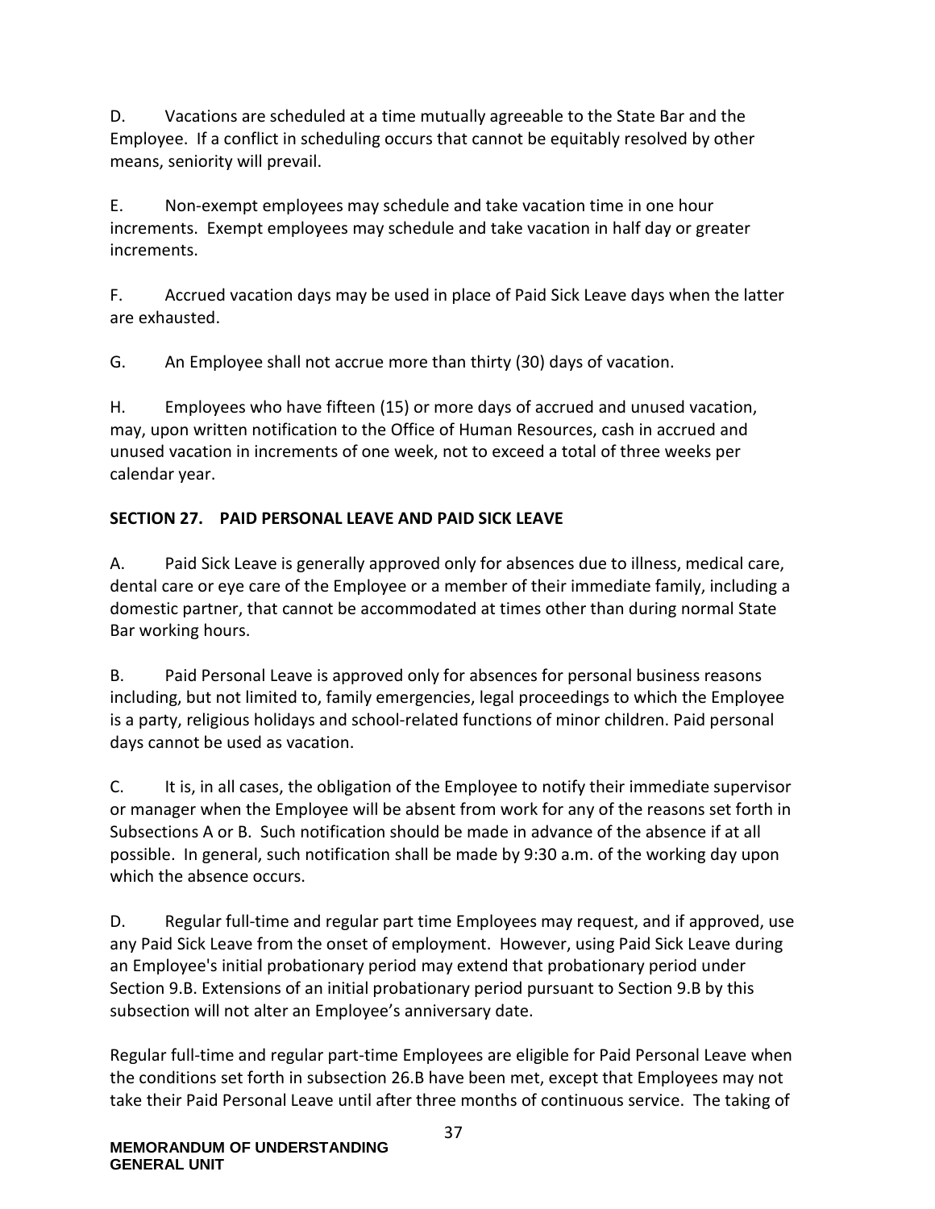D. Vacations are scheduled at a time mutually agreeable to the State Bar and the Employee. If a conflict in scheduling occurs that cannot be equitably resolved by other means, seniority will prevail.

E. Non-exempt employees may schedule and take vacation time in one hour increments. Exempt employees may schedule and take vacation in half day or greater increments.

F. Accrued vacation days may be used in place of Paid Sick Leave days when the latter are exhausted.

G. An Employee shall not accrue more than thirty (30) days of vacation.

H. Employees who have fifteen (15) or more days of accrued and unused vacation, may, upon written notification to the Office of Human Resources, cash in accrued and unused vacation in increments of one week, not to exceed a total of three weeks per calendar year.

## SECTION 27. PAID PERSONAL LEAVE AND PAID SICK LEAVE

A. Paid Sick Leave is generally approved only for absences due to illness, medical care, dental care or eye care of the Employee or a member of their immediate family, including a domestic partner, that cannot be accommodated at times other than during normal State Bar working hours.

B. Paid Personal Leave is approved only for absences for personal business reasons including, but not limited to, family emergencies, legal proceedings to which the Employee is a party, religious holidays and school-related functions of minor children. Paid personal days cannot be used as vacation.

C. It is, in all cases, the obligation of the Employee to notify their immediate supervisor or manager when the Employee will be absent from work for any of the reasons set forth in Subsections A or B. Such notification should be made in advance of the absence if at all possible. In general, such notification shall be made by 9:30 a.m. of the working day upon which the absence occurs.

D. Regular full-time and regular part time Employees may request, and if approved, use any Paid Sick Leave from the onset of employment. However, using Paid Sick Leave during an Employee's initial probationary period may extend that probationary period under Section 9.B. Extensions of an initial probationary period pursuant to Section 9.B by this subsection will not alter an Employee's anniversary date.

Regular full-time and regular part-time Employees are eligible for Paid Personal Leave when the conditions set forth in subsection 26.B have been met, except that Employees may not take their Paid Personal Leave until after three months of continuous service. The taking of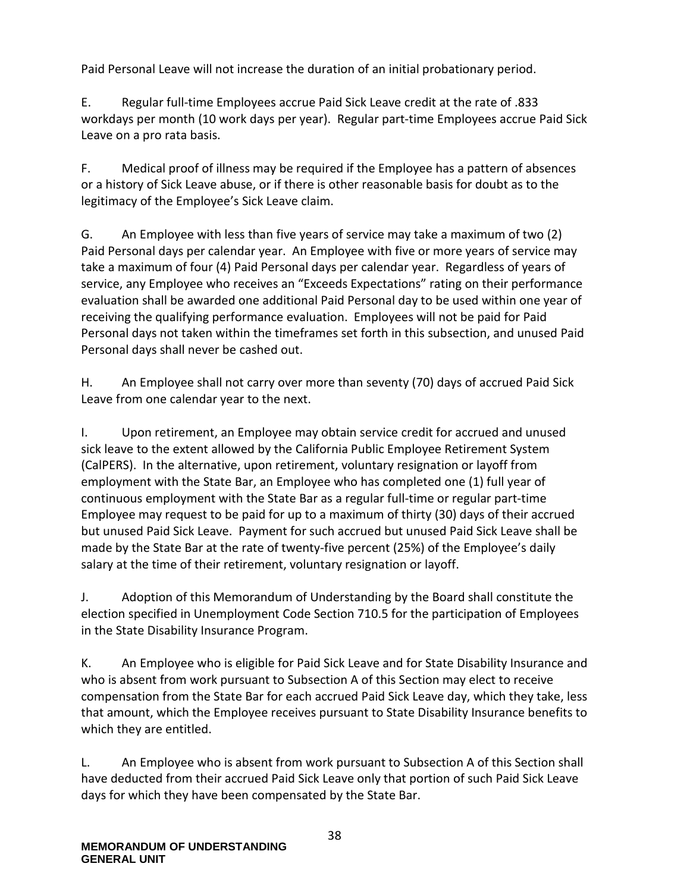Paid Personal Leave will not increase the duration of an initial probationary period.

E. Regular full-time Employees accrue Paid Sick Leave credit at the rate of .833 workdays per month (10 work days per year). Regular part-time Employees accrue Paid Sick Leave on a pro rata basis.

F. Medical proof of illness may be required if the Employee has a pattern of absences or a history of Sick Leave abuse, or if there is other reasonable basis for doubt as to the legitimacy of the Employee's Sick Leave claim.

G. An Employee with less than five years of service may take a maximum of two (2) Paid Personal days per calendar year. An Employee with five or more years of service may take a maximum of four (4) Paid Personal days per calendar year. Regardless of years of service, any Employee who receives an "Exceeds Expectations" rating on their performance evaluation shall be awarded one additional Paid Personal day to be used within one year of receiving the qualifying performance evaluation. Employees will not be paid for Paid Personal days not taken within the timeframes set forth in this subsection, and unused Paid Personal days shall never be cashed out.

H. An Employee shall not carry over more than seventy (70) days of accrued Paid Sick Leave from one calendar year to the next.

I. Upon retirement, an Employee may obtain service credit for accrued and unused sick leave to the extent allowed by the California Public Employee Retirement System (CalPERS). In the alternative, upon retirement, voluntary resignation or layoff from employment with the State Bar, an Employee who has completed one (1) full year of continuous employment with the State Bar as a regular full-time or regular part-time Employee may request to be paid for up to a maximum of thirty (30) days of their accrued but unused Paid Sick Leave. Payment for such accrued but unused Paid Sick Leave shall be made by the State Bar at the rate of twenty-five percent (25%) of the Employee's daily salary at the time of their retirement, voluntary resignation or layoff.

J. Adoption of this Memorandum of Understanding by the Board shall constitute the election specified in Unemployment Code Section 710.5 for the participation of Employees in the State Disability Insurance Program.

K. An Employee who is eligible for Paid Sick Leave and for State Disability Insurance and who is absent from work pursuant to Subsection A of this Section may elect to receive compensation from the State Bar for each accrued Paid Sick Leave day, which they take, less that amount, which the Employee receives pursuant to State Disability Insurance benefits to which they are entitled.

L. An Employee who is absent from work pursuant to Subsection A of this Section shall have deducted from their accrued Paid Sick Leave only that portion of such Paid Sick Leave days for which they have been compensated by the State Bar.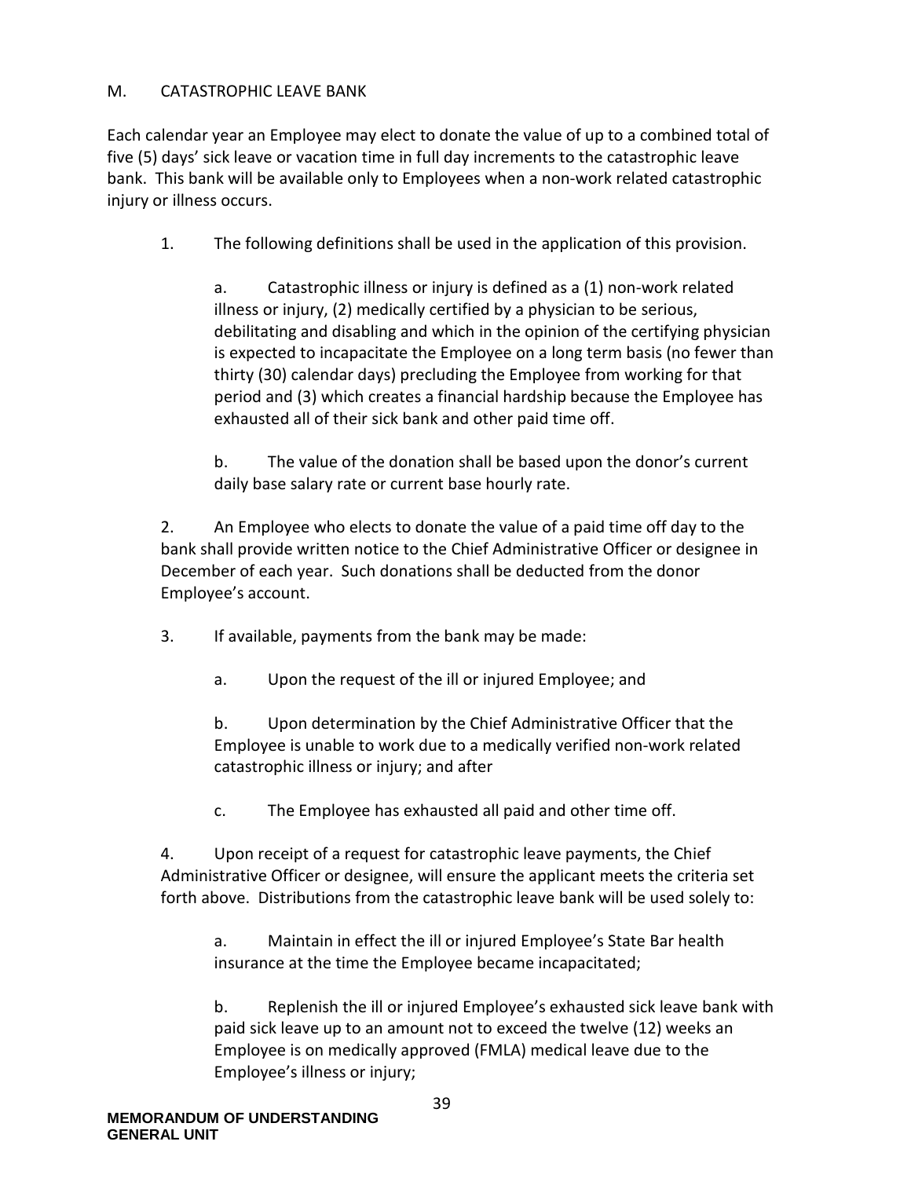## M. CATASTROPHIC LEAVE BANK

Each calendar year an Employee may elect to donate the value of up to a combined total of five (5) days' sick leave or vacation time in full day increments to the catastrophic leave bank. This bank will be available only to Employees when a non-work related catastrophic injury or illness occurs.

1. The following definitions shall be used in the application of this provision.

   a. Catastrophic illness or injury is defined as a (1) non-work related illness or injury, (2) medically certified by a physician to be serious, debilitating and disabling and which in the opinion of the certifying physician is expected to incapacitate the Employee on a long term basis (no fewer than thirty (30) calendar days) precluding the Employee from working for that period and (3) which creates a financial hardship because the Employee has exhausted all of their sick bank and other paid time off.

   b. The value of the donation shall be based upon the donor's current daily base salary rate or current base hourly rate.

2. An Employee who elects to donate the value of a paid time off day to the bank shall provide written notice to the Chief Administrative Officer or designee in December of each year. Such donations shall be deducted from the donor Employee's account.

3. If available, payments from the bank may be made:

   a. Upon the request of the ill or injured Employee; and

   b. Upon determination by the Chief Administrative Officer that the Employee is unable to work due to a medically verified non-work related catastrophic illness or injury; and after

   c. The Employee has exhausted all paid and other time off.

4. Upon receipt of a request for catastrophic leave payments, the Chief Administrative Officer or designee, will ensure the applicant meets the criteria set forth above. Distributions from the catastrophic leave bank will be used solely to:

   a. Maintain in effect the ill or injured Employee's State Bar health insurance at the time the Employee became incapacitated;

   b. Replenish the ill or injured Employee's exhausted sick leave bank with paid sick leave up to an amount not to exceed the twelve (12) weeks an Employee is on medically approved (FMLA) medical leave due to the Employee's illness or injury;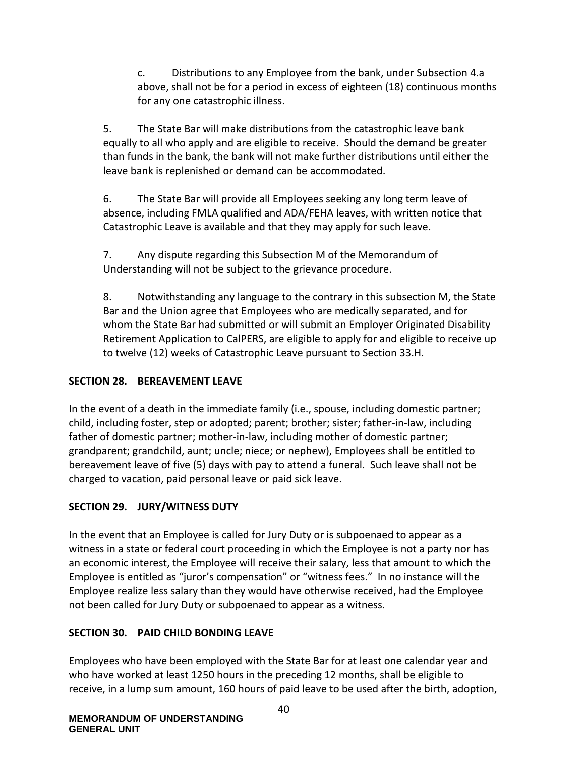c. Distributions to any Employee from the bank, under Subsection 4.a above, shall not be for a period in excess of eighteen (18) continuous months for any one catastrophic illness.

5. The State Bar will make distributions from the catastrophic leave bank equally to all who apply and are eligible to receive. Should the demand be greater than funds in the bank, the bank will not make further distributions until either the leave bank is replenished or demand can be accommodated.

6. The State Bar will provide all Employees seeking any long term leave of absence, including FMLA qualified and ADA/FEHA leaves, with written notice that Catastrophic Leave is available and that they may apply for such leave.

7. Any dispute regarding this Subsection M of the Memorandum of Understanding will not be subject to the grievance procedure.

8. Notwithstanding any language to the contrary in this subsection M, the State Bar and the Union agree that Employees who are medically separated, and for whom the State Bar had submitted or will submit an Employer Originated Disability Retirement Application to CalPERS, are eligible to apply for and eligible to receive up to twelve (12) weeks of Catastrophic Leave pursuant to Section 33.H.

## SECTION 28. BEREAVEMENT LEAVE

In the event of a death in the immediate family (i.e., spouse, including domestic partner; child, including foster, step or adopted; parent; brother; sister; father-in-law, including father of domestic partner; mother-in-law, including mother of domestic partner; grandparent; grandchild, aunt; uncle; niece; or nephew), Employees shall be entitled to bereavement leave of five (5) days with pay to attend a funeral. Such leave shall not be charged to vacation, paid personal leave or paid sick leave.

## SECTION 29. JURY/WITNESS DUTY

In the event that an Employee is called for Jury Duty or is subpoenaed to appear as a witness in a state or federal court proceeding in which the Employee is not a party nor has an economic interest, the Employee will receive their salary, less that amount to which the Employee is entitled as "juror's compensation" or "witness fees." In no instance will the Employee realize less salary than they would have otherwise received, had the Employee not been called for Jury Duty or subpoenaed to appear as a witness.

## SECTION 30. PAID CHILD BONDING LEAVE

Employees who have been employed with the State Bar for at least one calendar year and who have worked at least 1250 hours in the preceding 12 months, shall be eligible to receive, in a lump sum amount, 160 hours of paid leave to be used after the birth, adoption,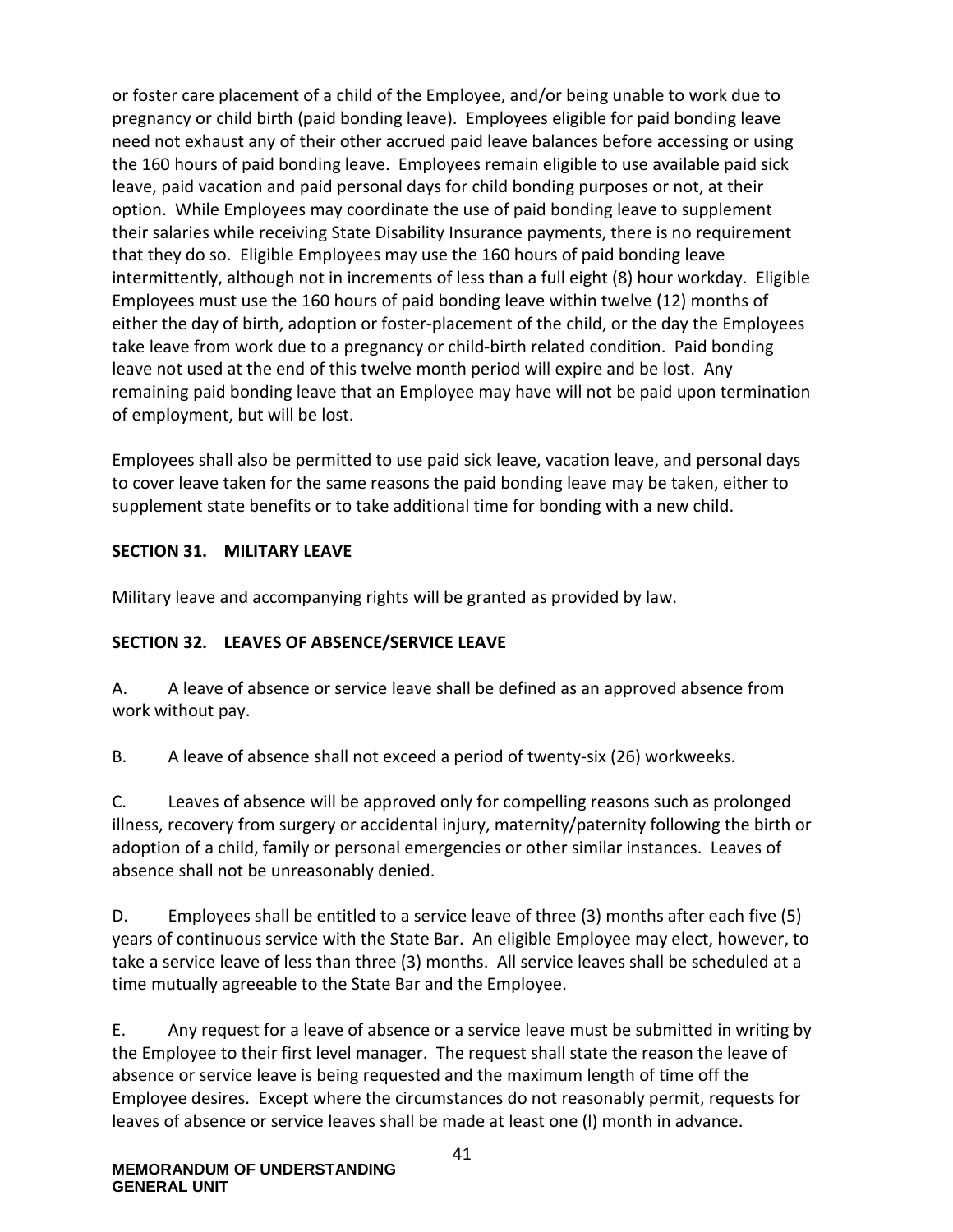or foster care placement of a child of the Employee, and/or being unable to work due to pregnancy or child birth (paid bonding leave). Employees eligible for paid bonding leave need not exhaust any of their other accrued paid leave balances before accessing or using the 160 hours of paid bonding leave. Employees remain eligible to use available paid sick leave, paid vacation and paid personal days for child bonding purposes or not, at their option. While Employees may coordinate the use of paid bonding leave to supplement their salaries while receiving State Disability Insurance payments, there is no requirement that they do so. Eligible Employees may use the 160 hours of paid bonding leave intermittently, although not in increments of less than a full eight (8) hour workday. Eligible Employees must use the 160 hours of paid bonding leave within twelve (12) months of either the day of birth, adoption or foster-placement of the child, or the day the Employees take leave from work due to a pregnancy or child-birth related condition. Paid bonding leave not used at the end of this twelve month period will expire and be lost. Any remaining paid bonding leave that an Employee may have will not be paid upon termination of employment, but will be lost.

Employees shall also be permitted to use paid sick leave, vacation leave, and personal days to cover leave taken for the same reasons the paid bonding leave may be taken, either to supplement state benefits or to take additional time for bonding with a new child.

**SECTION 31. MILITARY LEAVE**

Military leave and accompanying rights will be granted as provided by law.

**SECTION 32. LEAVES OF ABSENCE/SERVICE LEAVE**

A. A leave of absence or service leave shall be defined as an approved absence from work without pay.

B. A leave of absence shall not exceed a period of twenty-six (26) workweeks.

C. Leaves of absence will be approved only for compelling reasons such as prolonged illness, recovery from surgery or accidental injury, maternity/paternity following the birth or adoption of a child, family or personal emergencies or other similar instances. Leaves of absence shall not be unreasonably denied.

D. Employees shall be entitled to a service leave of three (3) months after each five (5) years of continuous service with the State Bar. An eligible Employee may elect, however, to take a service leave of less than three (3) months. All service leaves shall be scheduled at a time mutually agreeable to the State Bar and the Employee.

E. Any request for a leave of absence or a service leave must be submitted in writing by the Employee to their first level manager. The request shall state the reason the leave of absence or service leave is being requested and the maximum length of time off the Employee desires. Except where the circumstances do not reasonably permit, requests for leaves of absence or service leaves shall be made at least one (l) month in advance.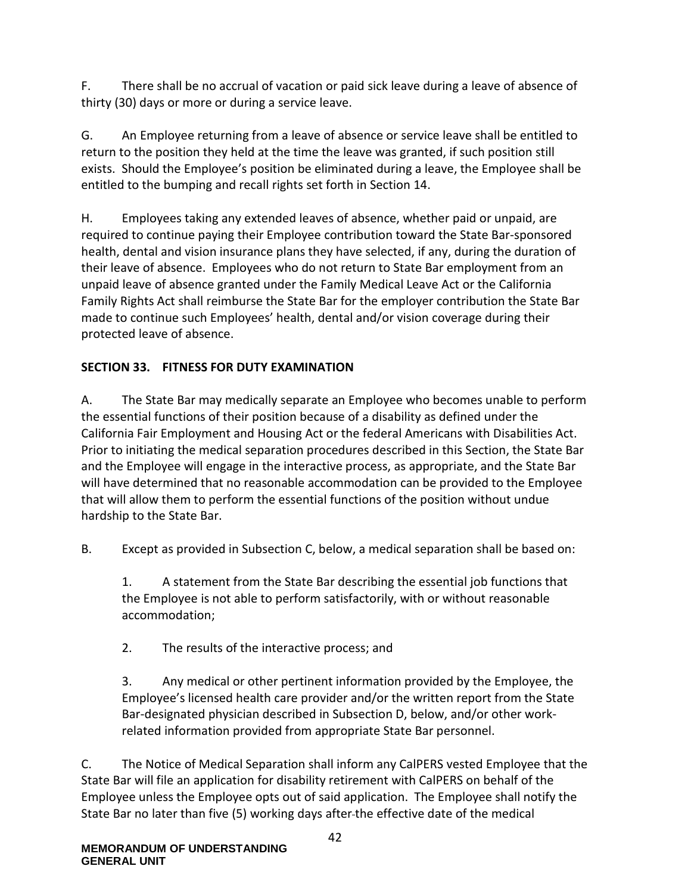F. There shall be no accrual of vacation or paid sick leave during a leave of absence of thirty (30) days or more or during a service leave.

G. An Employee returning from a leave of absence or service leave shall be entitled to return to the position they held at the time the leave was granted, if such position still exists. Should the Employee's position be eliminated during a leave, the Employee shall be entitled to the bumping and recall rights set forth in Section 14.

H. Employees taking any extended leaves of absence, whether paid or unpaid, are required to continue paying their Employee contribution toward the State Bar-sponsored health, dental and vision insurance plans they have selected, if any, during the duration of their leave of absence. Employees who do not return to State Bar employment from an unpaid leave of absence granted under the Family Medical Leave Act or the California Family Rights Act shall reimburse the State Bar for the employer contribution the State Bar made to continue such Employees' health, dental and/or vision coverage during their protected leave of absence.

## SECTION 33. FITNESS FOR DUTY EXAMINATION

A. The State Bar may medically separate an Employee who becomes unable to perform the essential functions of their position because of a disability as defined under the California Fair Employment and Housing Act or the federal Americans with Disabilities Act. Prior to initiating the medical separation procedures described in this Section, the State Bar and the Employee will engage in the interactive process, as appropriate, and the State Bar will have determined that no reasonable accommodation can be provided to the Employee that will allow them to perform the essential functions of the position without undue hardship to the State Bar.

B. Except as provided in Subsection C, below, a medical separation shall be based on:

1. A statement from the State Bar describing the essential job functions that the Employee is not able to perform satisfactorily, with or without reasonable accommodation;

2. The results of the interactive process; and

3. Any medical or other pertinent information provided by the Employee, the Employee's licensed health care provider and/or the written report from the State Bar-designated physician described in Subsection D, below, and/or other work-related information provided from appropriate State Bar personnel.

C. The Notice of Medical Separation shall inform any CalPERS vested Employee that the State Bar will file an application for disability retirement with CalPERS on behalf of the Employee unless the Employee opts out of said application. The Employee shall notify the State Bar no later than five (5) working days after the effective date of the medical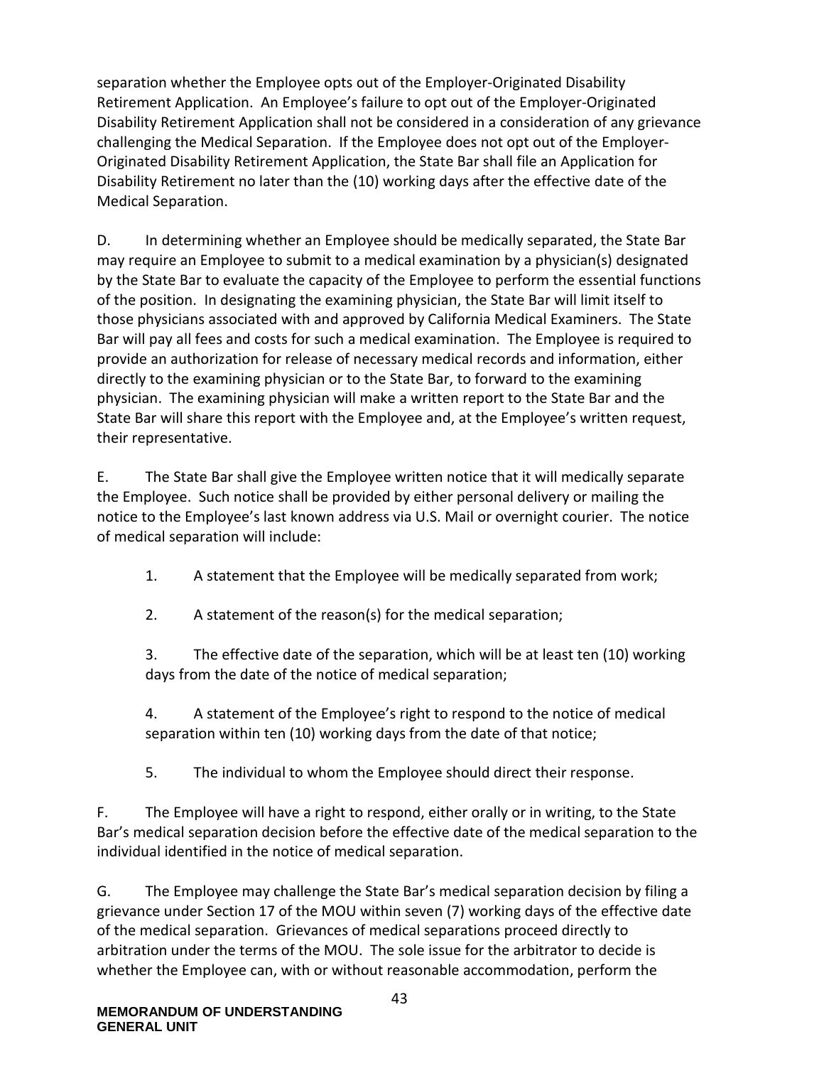separation whether the Employee opts out of the Employer-Originated Disability Retirement Application. An Employee's failure to opt out of the Employer-Originated Disability Retirement Application shall not be considered in a consideration of any grievance challenging the Medical Separation. If the Employee does not opt out of the Employer-Originated Disability Retirement Application, the State Bar shall file an Application for Disability Retirement no later than the (10) working days after the effective date of the Medical Separation.

D. In determining whether an Employee should be medically separated, the State Bar may require an Employee to submit to a medical examination by a physician(s) designated by the State Bar to evaluate the capacity of the Employee to perform the essential functions of the position. In designating the examining physician, the State Bar will limit itself to those physicians associated with and approved by California Medical Examiners. The State Bar will pay all fees and costs for such a medical examination. The Employee is required to provide an authorization for release of necessary medical records and information, either directly to the examining physician or to the State Bar, to forward to the examining physician. The examining physician will make a written report to the State Bar and the State Bar will share this report with the Employee and, at the Employee's written request, their representative.

E. The State Bar shall give the Employee written notice that it will medically separate the Employee. Such notice shall be provided by either personal delivery or mailing the notice to the Employee's last known address via U.S. Mail or overnight courier. The notice of medical separation will include:

1. A statement that the Employee will be medically separated from work;

2. A statement of the reason(s) for the medical separation;

3. The effective date of the separation, which will be at least ten (10) working days from the date of the notice of medical separation;

4. A statement of the Employee's right to respond to the notice of medical separation within ten (10) working days from the date of that notice;

5. The individual to whom the Employee should direct their response.

F. The Employee will have a right to respond, either orally or in writing, to the State Bar's medical separation decision before the effective date of the medical separation to the individual identified in the notice of medical separation.

G. The Employee may challenge the State Bar's medical separation decision by filing a grievance under Section 17 of the MOU within seven (7) working days of the effective date of the medical separation. Grievances of medical separations proceed directly to arbitration under the terms of the MOU. The sole issue for the arbitrator to decide is whether the Employee can, with or without reasonable accommodation, perform the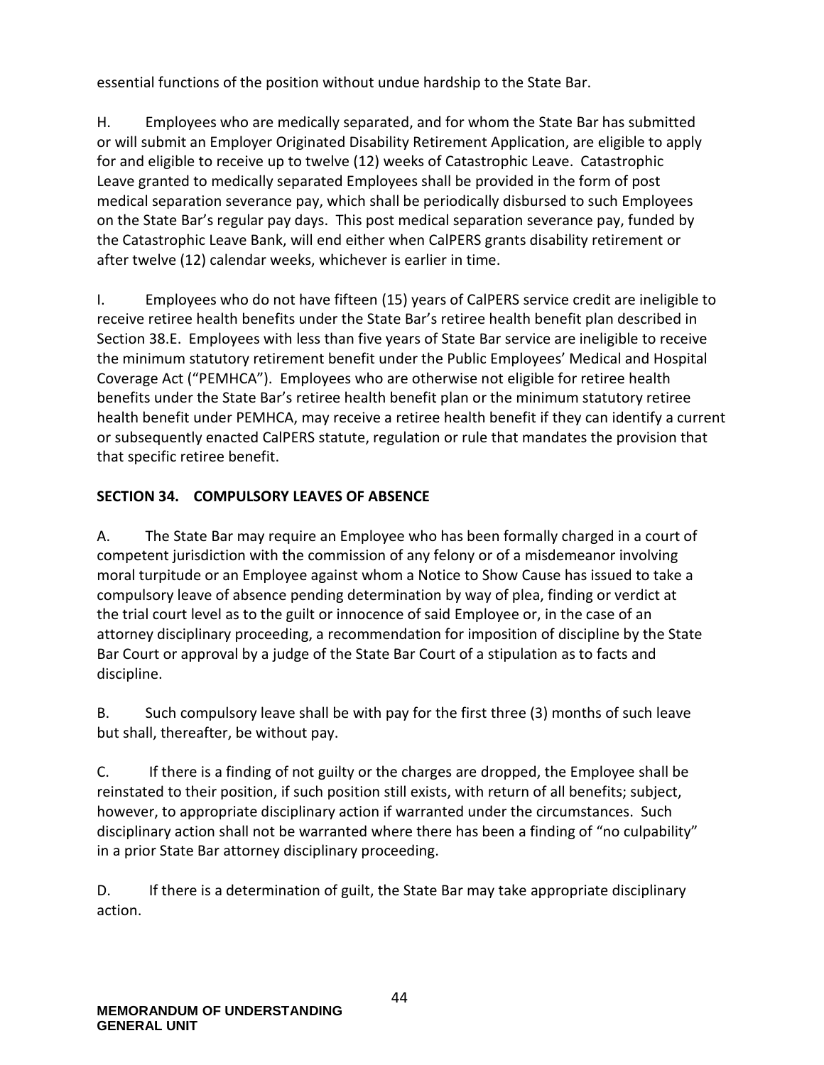essential functions of the position without undue hardship to the State Bar.

H. Employees who are medically separated, and for whom the State Bar has submitted or will submit an Employer Originated Disability Retirement Application, are eligible to apply for and eligible to receive up to twelve (12) weeks of Catastrophic Leave. Catastrophic Leave granted to medically separated Employees shall be provided in the form of post medical separation severance pay, which shall be periodically disbursed to such Employees on the State Bar's regular pay days. This post medical separation severance pay, funded by the Catastrophic Leave Bank, will end either when CalPERS grants disability retirement or after twelve (12) calendar weeks, whichever is earlier in time.

I. Employees who do not have fifteen (15) years of CalPERS service credit are ineligible to receive retiree health benefits under the State Bar's retiree health benefit plan described in Section 38.E. Employees with less than five years of State Bar service are ineligible to receive the minimum statutory retirement benefit under the Public Employees' Medical and Hospital Coverage Act ("PEMHCA"). Employees who are otherwise not eligible for retiree health benefits under the State Bar's retiree health benefit plan or the minimum statutory retiree health benefit under PEMHCA, may receive a retiree health benefit if they can identify a current or subsequently enacted CalPERS statute, regulation or rule that mandates the provision that that specific retiree benefit.

## SECTION 34. COMPULSORY LEAVES OF ABSENCE

A. The State Bar may require an Employee who has been formally charged in a court of competent jurisdiction with the commission of any felony or of a misdemeanor involving moral turpitude or an Employee against whom a Notice to Show Cause has issued to take a compulsory leave of absence pending determination by way of plea, finding or verdict at the trial court level as to the guilt or innocence of said Employee or, in the case of an attorney disciplinary proceeding, a recommendation for imposition of discipline by the State Bar Court or approval by a judge of the State Bar Court of a stipulation as to facts and discipline.

B. Such compulsory leave shall be with pay for the first three (3) months of such leave but shall, thereafter, be without pay.

C. If there is a finding of not guilty or the charges are dropped, the Employee shall be reinstated to their position, if such position still exists, with return of all benefits; subject, however, to appropriate disciplinary action if warranted under the circumstances. Such disciplinary action shall not be warranted where there has been a finding of "no culpability" in a prior State Bar attorney disciplinary proceeding.

D. If there is a determination of guilt, the State Bar may take appropriate disciplinary action.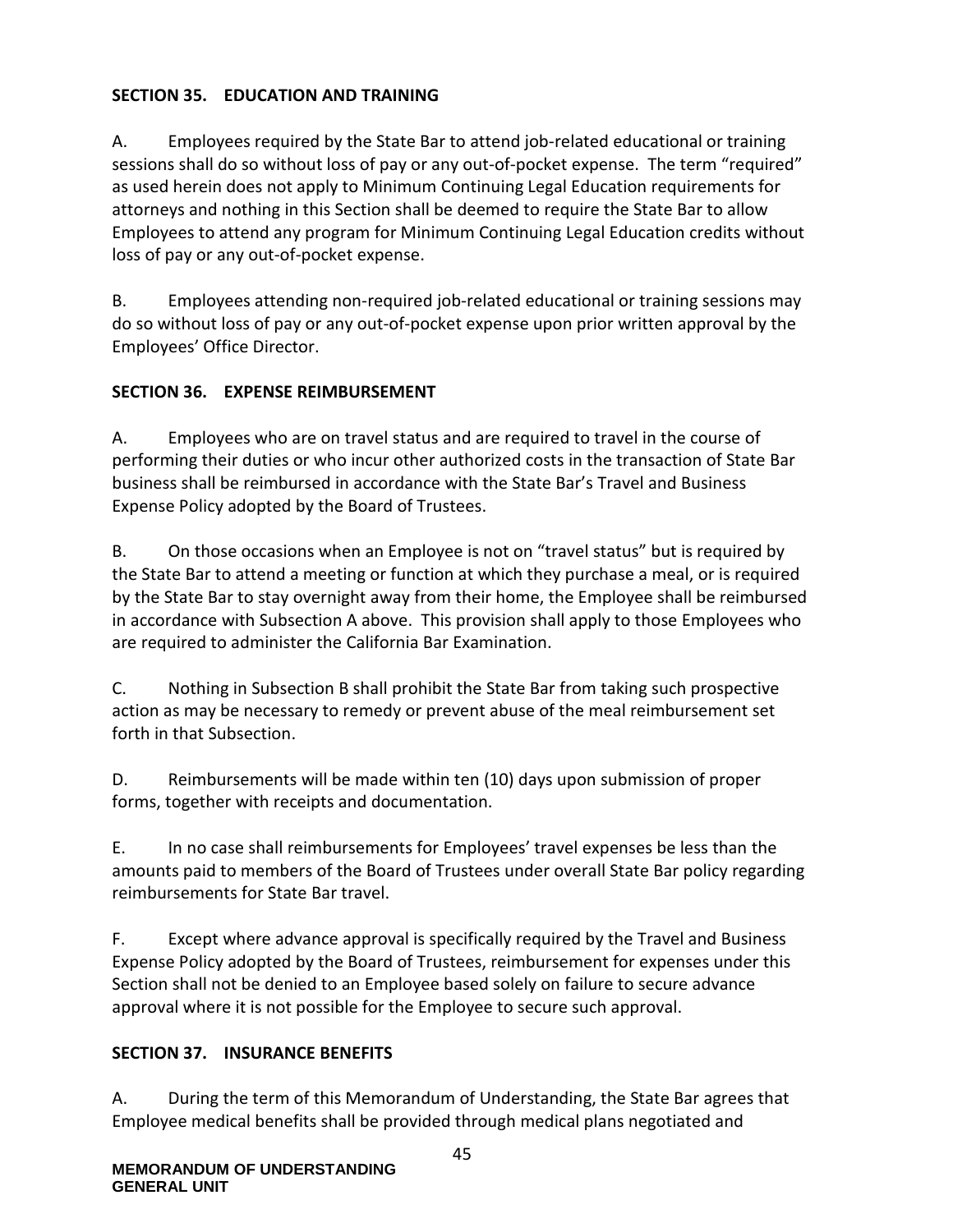**SECTION 35. EDUCATION AND TRAINING**

A. Employees required by the State Bar to attend job-related educational or training sessions shall do so without loss of pay or any out-of-pocket expense. The term "required" as used herein does not apply to Minimum Continuing Legal Education requirements for attorneys and nothing in this Section shall be deemed to require the State Bar to allow Employees to attend any program for Minimum Continuing Legal Education credits without loss of pay or any out-of-pocket expense.

B. Employees attending non-required job-related educational or training sessions may do so without loss of pay or any out-of-pocket expense upon prior written approval by the Employees' Office Director.

**SECTION 36. EXPENSE REIMBURSEMENT**

A. Employees who are on travel status and are required to travel in the course of performing their duties or who incur other authorized costs in the transaction of State Bar business shall be reimbursed in accordance with the State Bar's Travel and Business Expense Policy adopted by the Board of Trustees.

B. On those occasions when an Employee is not on "travel status" but is required by the State Bar to attend a meeting or function at which they purchase a meal, or is required by the State Bar to stay overnight away from their home, the Employee shall be reimbursed in accordance with Subsection A above. This provision shall apply to those Employees who are required to administer the California Bar Examination.

C. Nothing in Subsection B shall prohibit the State Bar from taking such prospective action as may be necessary to remedy or prevent abuse of the meal reimbursement set forth in that Subsection.

D. Reimbursements will be made within ten (10) days upon submission of proper forms, together with receipts and documentation.

E. In no case shall reimbursements for Employees' travel expenses be less than the amounts paid to members of the Board of Trustees under overall State Bar policy regarding reimbursements for State Bar travel.

F. Except where advance approval is specifically required by the Travel and Business Expense Policy adopted by the Board of Trustees, reimbursement for expenses under this Section shall not be denied to an Employee based solely on failure to secure advance approval where it is not possible for the Employee to secure such approval.

**SECTION 37. INSURANCE BENEFITS**

A. During the term of this Memorandum of Understanding, the State Bar agrees that Employee medical benefits shall be provided through medical plans negotiated and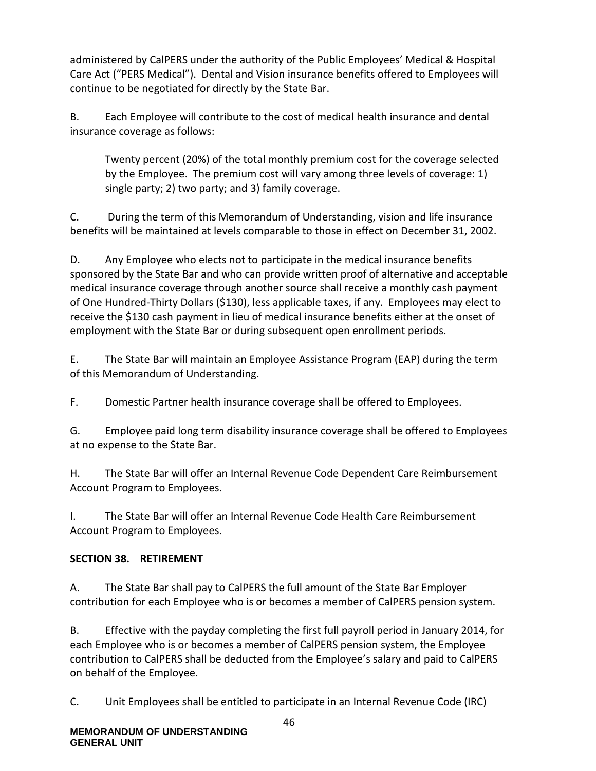administered by CalPERS under the authority of the Public Employees' Medical & Hospital Care Act ("PERS Medical"). Dental and Vision insurance benefits offered to Employees will continue to be negotiated for directly by the State Bar.

B. Each Employee will contribute to the cost of medical health insurance and dental insurance coverage as follows:

> Twenty percent (20%) of the total monthly premium cost for the coverage selected by the Employee. The premium cost will vary among three levels of coverage: 1) single party; 2) two party; and 3) family coverage.

C. During the term of this Memorandum of Understanding, vision and life insurance benefits will be maintained at levels comparable to those in effect on December 31, 2002.

D. Any Employee who elects not to participate in the medical insurance benefits sponsored by the State Bar and who can provide written proof of alternative and acceptable medical insurance coverage through another source shall receive a monthly cash payment of One Hundred-Thirty Dollars ($130), less applicable taxes, if any. Employees may elect to receive the $130 cash payment in lieu of medical insurance benefits either at the onset of employment with the State Bar or during subsequent open enrollment periods.

E. The State Bar will maintain an Employee Assistance Program (EAP) during the term of this Memorandum of Understanding.

F. Domestic Partner health insurance coverage shall be offered to Employees.

G. Employee paid long term disability insurance coverage shall be offered to Employees at no expense to the State Bar.

H. The State Bar will offer an Internal Revenue Code Dependent Care Reimbursement Account Program to Employees.

I. The State Bar will offer an Internal Revenue Code Health Care Reimbursement Account Program to Employees.

**SECTION 38. RETIREMENT**

A. The State Bar shall pay to CalPERS the full amount of the State Bar Employer contribution for each Employee who is or becomes a member of CalPERS pension system.

B. Effective with the payday completing the first full payroll period in January 2014, for each Employee who is or becomes a member of CalPERS pension system, the Employee contribution to CalPERS shall be deducted from the Employee's salary and paid to CalPERS on behalf of the Employee.

C. Unit Employees shall be entitled to participate in an Internal Revenue Code (IRC)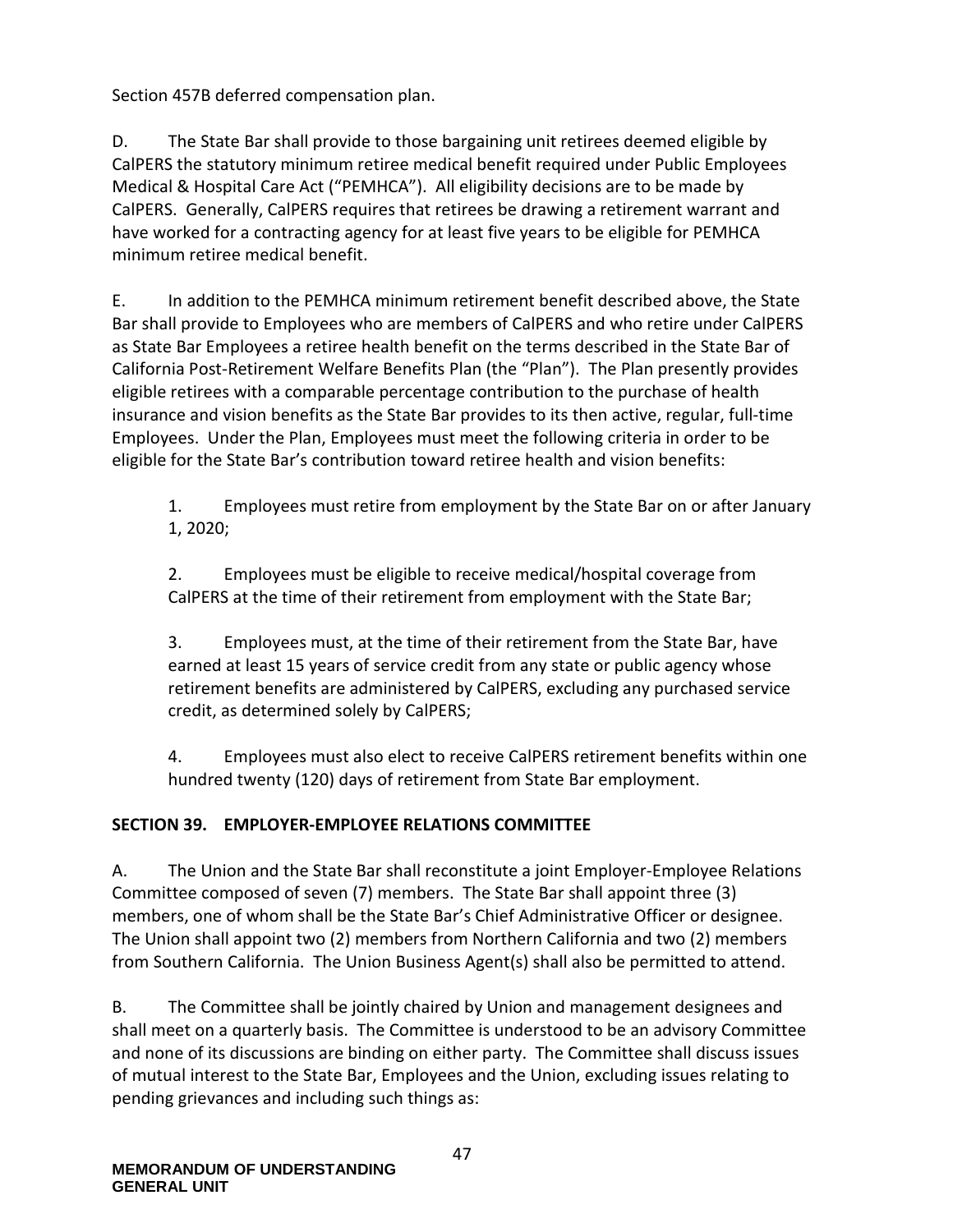Section 457B deferred compensation plan.

D. The State Bar shall provide to those bargaining unit retirees deemed eligible by CalPERS the statutory minimum retiree medical benefit required under Public Employees Medical & Hospital Care Act ("PEMHCA"). All eligibility decisions are to be made by CalPERS. Generally, CalPERS requires that retirees be drawing a retirement warrant and have worked for a contracting agency for at least five years to be eligible for PEMHCA minimum retiree medical benefit.

E. In addition to the PEMHCA minimum retirement benefit described above, the State Bar shall provide to Employees who are members of CalPERS and who retire under CalPERS as State Bar Employees a retiree health benefit on the terms described in the State Bar of California Post-Retirement Welfare Benefits Plan (the "Plan"). The Plan presently provides eligible retirees with a comparable percentage contribution to the purchase of health insurance and vision benefits as the State Bar provides to its then active, regular, full-time Employees. Under the Plan, Employees must meet the following criteria in order to be eligible for the State Bar's contribution toward retiree health and vision benefits:

1. Employees must retire from employment by the State Bar on or after January 1, 2020;

2. Employees must be eligible to receive medical/hospital coverage from CalPERS at the time of their retirement from employment with the State Bar;

3. Employees must, at the time of their retirement from the State Bar, have earned at least 15 years of service credit from any state or public agency whose retirement benefits are administered by CalPERS, excluding any purchased service credit, as determined solely by CalPERS;

4. Employees must also elect to receive CalPERS retirement benefits within one hundred twenty (120) days of retirement from State Bar employment.

## SECTION 39. EMPLOYER-EMPLOYEE RELATIONS COMMITTEE

A. The Union and the State Bar shall reconstitute a joint Employer-Employee Relations Committee composed of seven (7) members. The State Bar shall appoint three (3) members, one of whom shall be the State Bar's Chief Administrative Officer or designee. The Union shall appoint two (2) members from Northern California and two (2) members from Southern California. The Union Business Agent(s) shall also be permitted to attend.

B. The Committee shall be jointly chaired by Union and management designees and shall meet on a quarterly basis. The Committee is understood to be an advisory Committee and none of its discussions are binding on either party. The Committee shall discuss issues of mutual interest to the State Bar, Employees and the Union, excluding issues relating to pending grievances and including such things as: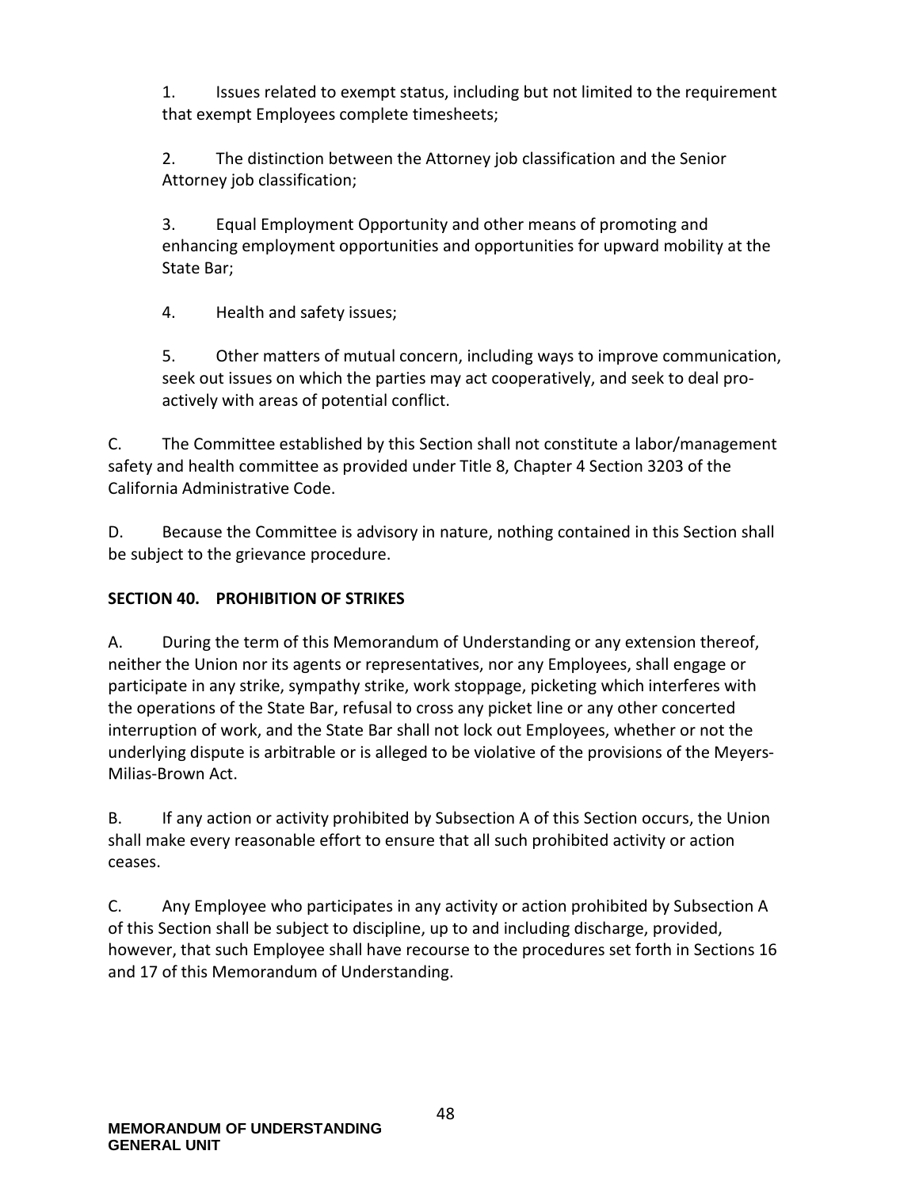1. Issues related to exempt status, including but not limited to the requirement that exempt Employees complete timesheets;

2. The distinction between the Attorney job classification and the Senior Attorney job classification;

3. Equal Employment Opportunity and other means of promoting and enhancing employment opportunities and opportunities for upward mobility at the State Bar;

4. Health and safety issues;

5. Other matters of mutual concern, including ways to improve communication, seek out issues on which the parties may act cooperatively, and seek to deal pro-actively with areas of potential conflict.

C. The Committee established by this Section shall not constitute a labor/management safety and health committee as provided under Title 8, Chapter 4 Section 3203 of the California Administrative Code.

D. Because the Committee is advisory in nature, nothing contained in this Section shall be subject to the grievance procedure.

**SECTION 40. PROHIBITION OF STRIKES**

A. During the term of this Memorandum of Understanding or any extension thereof, neither the Union nor its agents or representatives, nor any Employees, shall engage or participate in any strike, sympathy strike, work stoppage, picketing which interferes with the operations of the State Bar, refusal to cross any picket line or any other concerted interruption of work, and the State Bar shall not lock out Employees, whether or not the underlying dispute is arbitrable or is alleged to be violative of the provisions of the Meyers-Milias-Brown Act.

B. If any action or activity prohibited by Subsection A of this Section occurs, the Union shall make every reasonable effort to ensure that all such prohibited activity or action ceases.

C. Any Employee who participates in any activity or action prohibited by Subsection A of this Section shall be subject to discipline, up to and including discharge, provided, however, that such Employee shall have recourse to the procedures set forth in Sections 16 and 17 of this Memorandum of Understanding.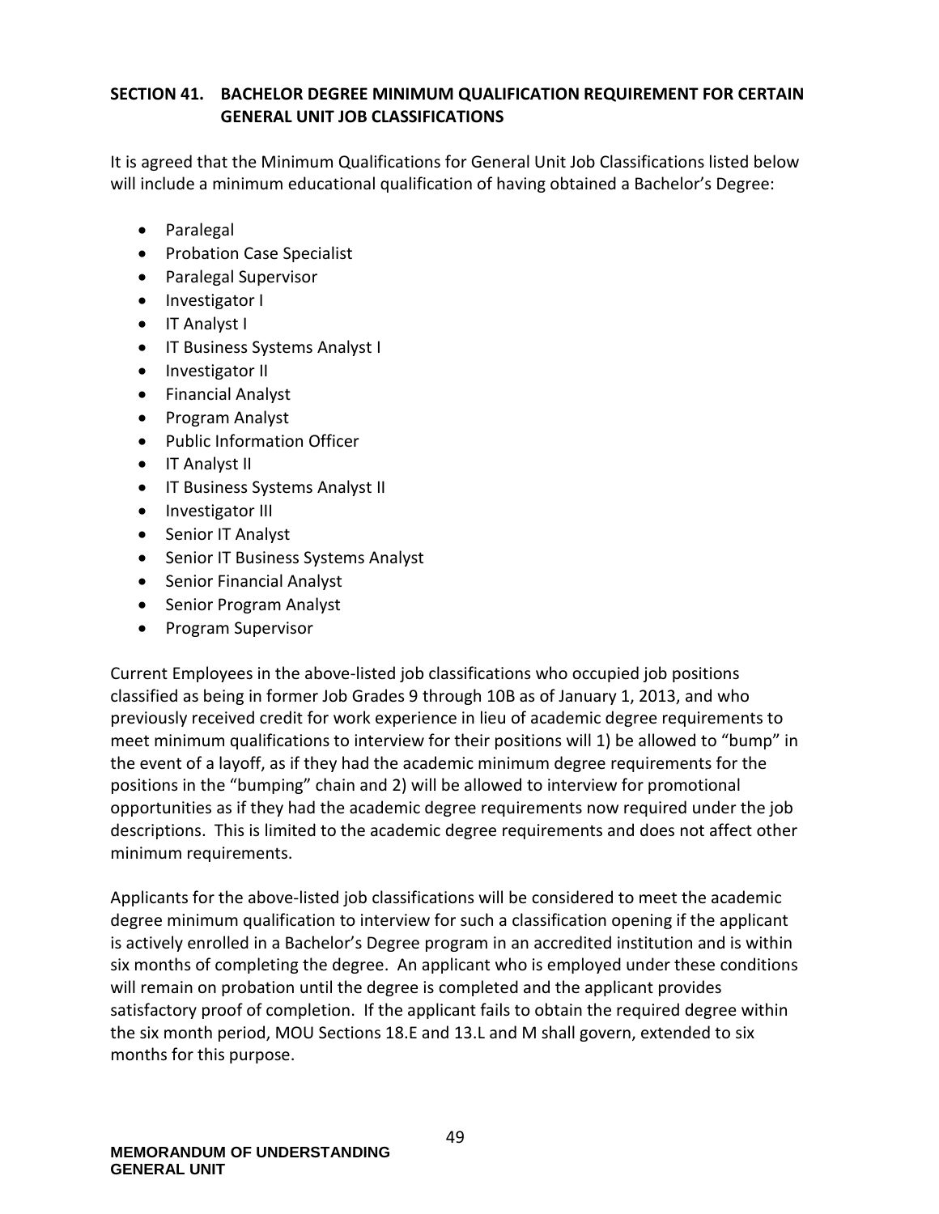## SECTION 41. BACHELOR DEGREE MINIMUM QUALIFICATION REQUIREMENT FOR CERTAIN GENERAL UNIT JOB CLASSIFICATIONS

It is agreed that the Minimum Qualifications for General Unit Job Classifications listed below will include a minimum educational qualification of having obtained a Bachelor's Degree:

- Paralegal
- Probation Case Specialist
- Paralegal Supervisor
- Investigator I
- IT Analyst I
- IT Business Systems Analyst I
- Investigator II
- Financial Analyst
- Program Analyst
- Public Information Officer
- IT Analyst II
- IT Business Systems Analyst II
- Investigator III
- Senior IT Analyst
- Senior IT Business Systems Analyst
- Senior Financial Analyst
- Senior Program Analyst
- Program Supervisor

Current Employees in the above-listed job classifications who occupied job positions classified as being in former Job Grades 9 through 10B as of January 1, 2013, and who previously received credit for work experience in lieu of academic degree requirements to meet minimum qualifications to interview for their positions will 1) be allowed to "bump" in the event of a layoff, as if they had the academic minimum degree requirements for the positions in the "bumping" chain and 2) will be allowed to interview for promotional opportunities as if they had the academic degree requirements now required under the job descriptions. This is limited to the academic degree requirements and does not affect other minimum requirements.

Applicants for the above-listed job classifications will be considered to meet the academic degree minimum qualification to interview for such a classification opening if the applicant is actively enrolled in a Bachelor's Degree program in an accredited institution and is within six months of completing the degree. An applicant who is employed under these conditions will remain on probation until the degree is completed and the applicant provides satisfactory proof of completion. If the applicant fails to obtain the required degree within the six month period, MOU Sections 18.E and 13.L and M shall govern, extended to six months for this purpose.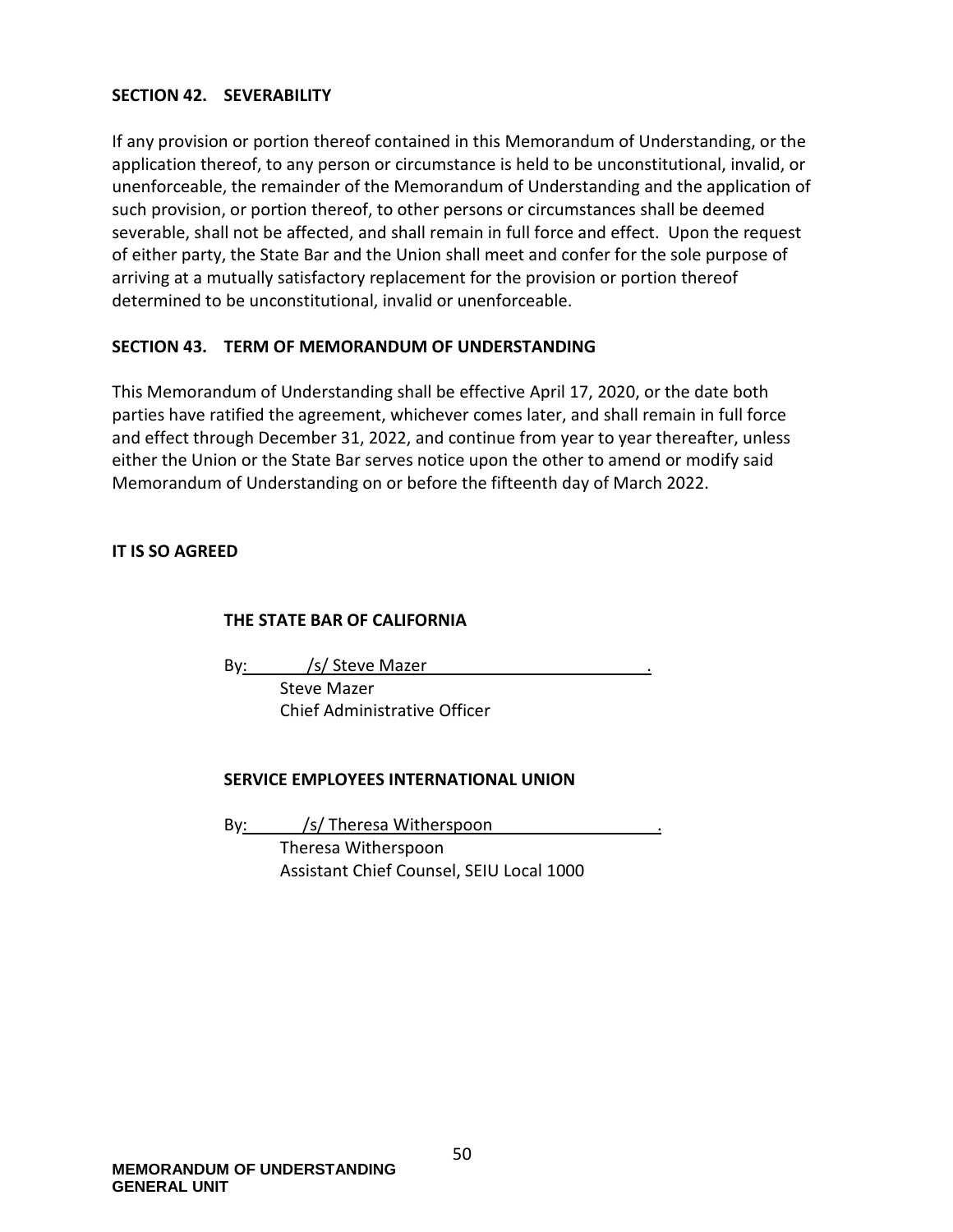### SECTION 42. SEVERABILITY

If any provision or portion thereof contained in this Memorandum of Understanding, or the application thereof, to any person or circumstance is held to be unconstitutional, invalid, or unenforceable, the remainder of the Memorandum of Understanding and the application of such provision, or portion thereof, to other persons or circumstances shall be deemed severable, shall not be affected, and shall remain in full force and effect. Upon the request of either party, the State Bar and the Union shall meet and confer for the sole purpose of arriving at a mutually satisfactory replacement for the provision or portion thereof determined to be unconstitutional, invalid or unenforceable.

### SECTION 43. TERM OF MEMORANDUM OF UNDERSTANDING

This Memorandum of Understanding shall be effective April 17, 2020, or the date both parties have ratified the agreement, whichever comes later, and shall remain in full force and effect through December 31, 2022, and continue from year to year thereafter, unless either the Union or the State Bar serves notice upon the other to amend or modify said Memorandum of Understanding on or before the fifteenth day of March 2022.

**IT IS SO AGREED**

**THE STATE BAR OF CALIFORNIA**

By: /s/ Steve Mazer .
Steve Mazer
Chief Administrative Officer

**SERVICE EMPLOYEES INTERNATIONAL UNION**

By: /s/ Theresa Witherspoon .
Theresa Witherspoon
Assistant Chief Counsel, SEIU Local 1000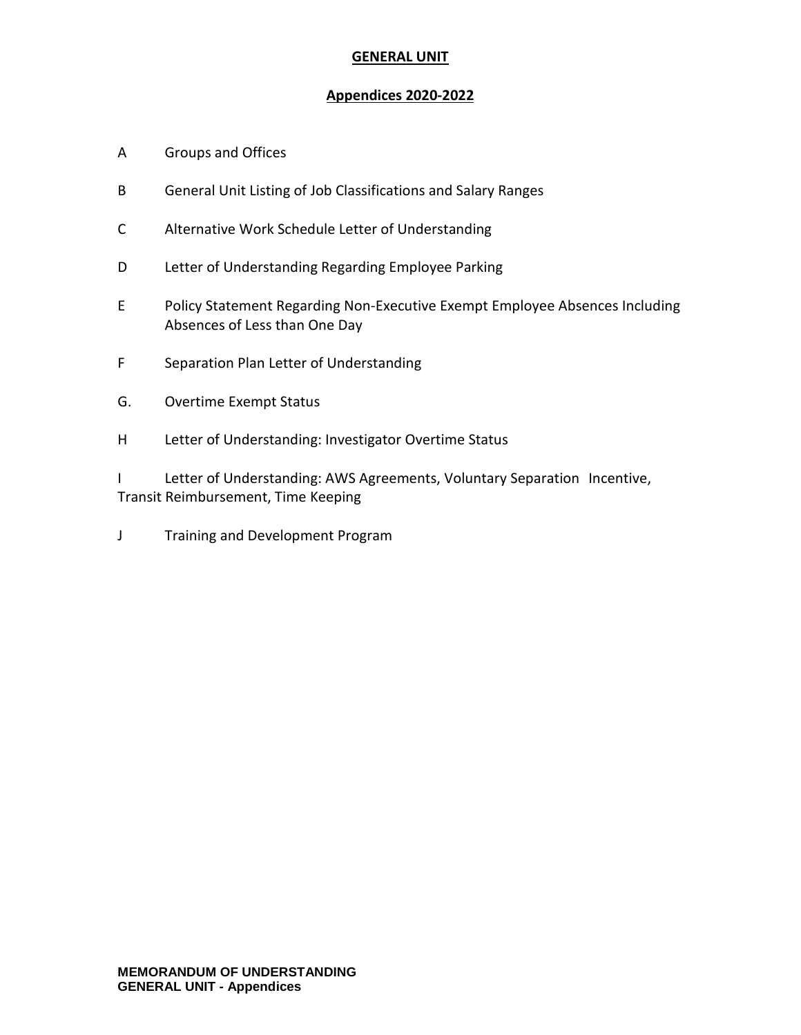# GENERAL UNIT

## Appendices 2020-2022

A Groups and Offices

B General Unit Listing of Job Classifications and Salary Ranges

C Alternative Work Schedule Letter of Understanding

D Letter of Understanding Regarding Employee Parking

E Policy Statement Regarding Non-Executive Exempt Employee Absences Including Absences of Less than One Day

F Separation Plan Letter of Understanding

G. Overtime Exempt Status

H Letter of Understanding: Investigator Overtime Status

I Letter of Understanding: AWS Agreements, Voluntary Separation Incentive, Transit Reimbursement, Time Keeping

J Training and Development Program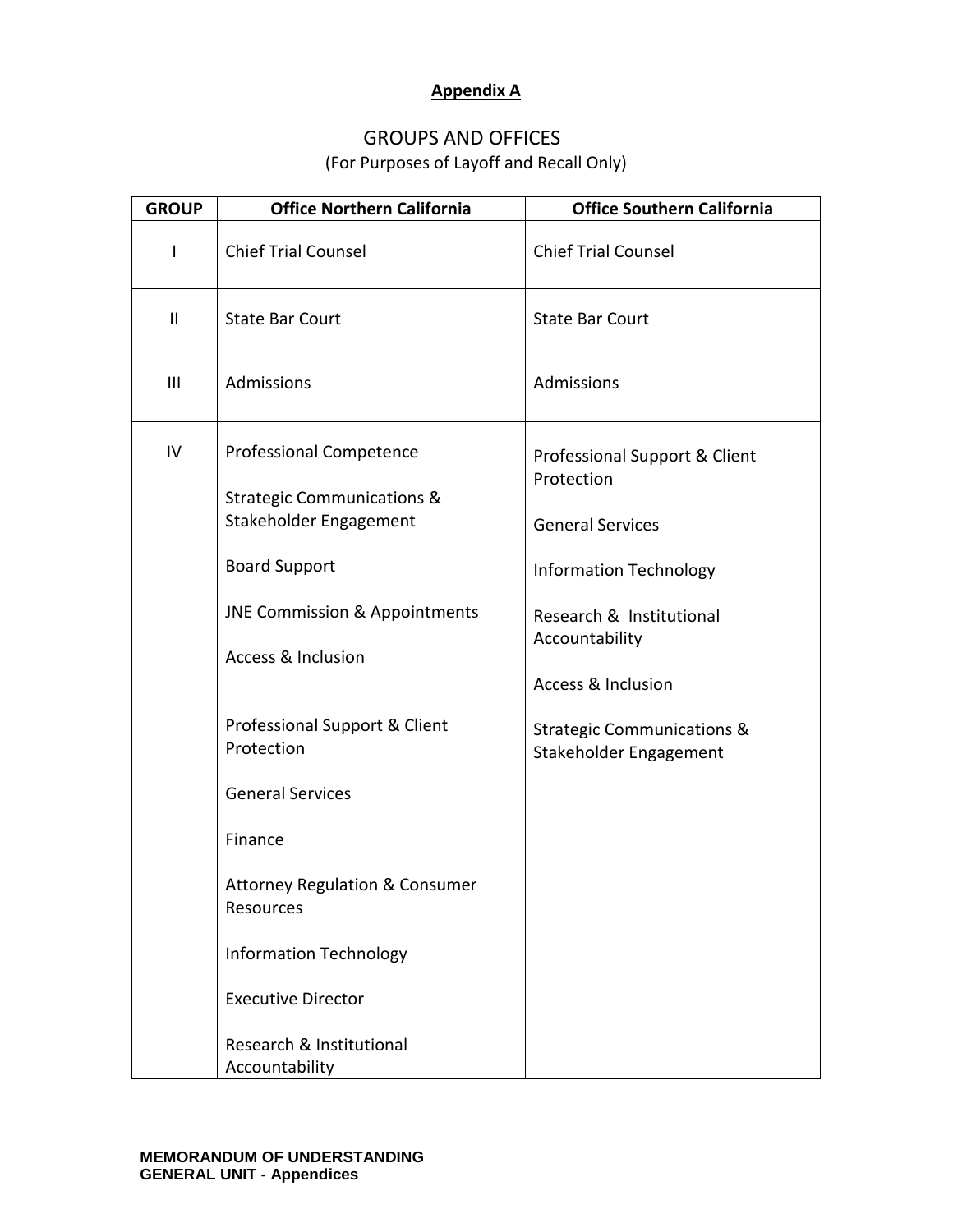**Appendix A**

GROUPS AND OFFICES
(For Purposes of Layoff and Recall Only)

| GROUP | Office Northern California | Office Southern California |
|---|---|---|
| I | Chief Trial Counsel | Chief Trial Counsel |
| II | State Bar Court | State Bar Court |
| III | Admissions | Admissions |
| IV | Professional Competence<br><br>Strategic Communications & Stakeholder Engagement<br><br>Board Support<br><br>JNE Commission & Appointments<br><br>Access & Inclusion<br><br>Professional Support & Client Protection<br><br>General Services<br><br>Finance<br><br>Attorney Regulation & Consumer Resources<br><br>Information Technology<br><br>Executive Director<br><br>Research & Institutional Accountability | Professional Support & Client Protection<br><br>General Services<br><br>Information Technology<br><br>Research & Institutional Accountability<br><br>Access & Inclusion<br><br>Strategic Communications & Stakeholder Engagement |

**MEMORANDUM OF UNDERSTANDING**
**GENERAL UNIT - Appendices**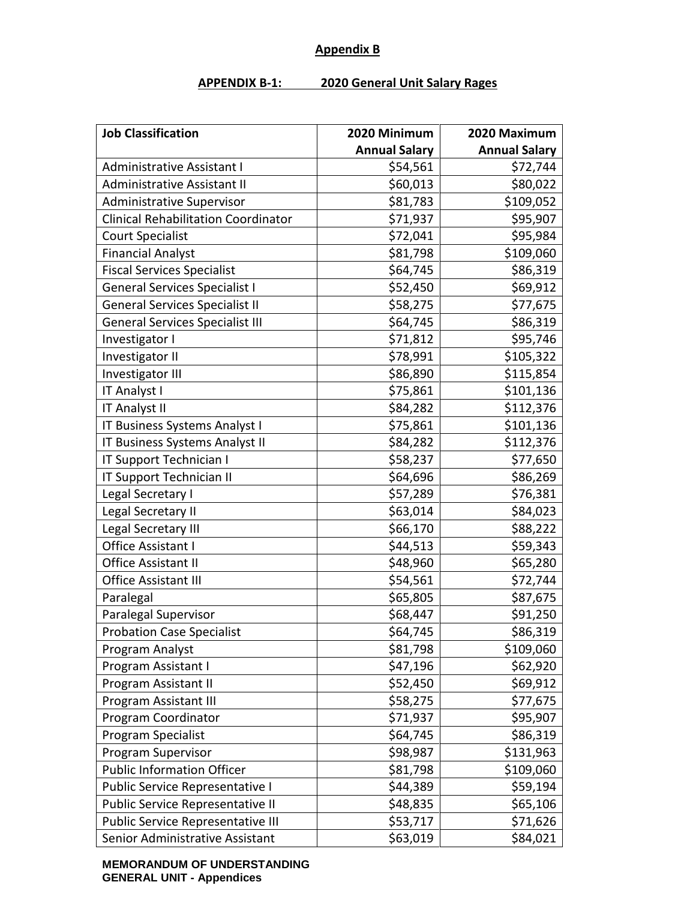**Appendix B**

**APPENDIX B-1: 2020 General Unit Salary Rages**

| Job Classification | 2020 Minimum Annual Salary | 2020 Maximum Annual Salary |
|---|---|---|
| Administrative Assistant I | $54,561 | $72,744 |
| Administrative Assistant II | $60,013 | $80,022 |
| Administrative Supervisor | $81,783 | $109,052 |
| Clinical Rehabilitation Coordinator | $71,937 | $95,907 |
| Court Specialist | $72,041 | $95,984 |
| Financial Analyst | $81,798 | $109,060 |
| Fiscal Services Specialist | $64,745 | $86,319 |
| General Services Specialist I | $52,450 | $69,912 |
| General Services Specialist II | $58,275 | $77,675 |
| General Services Specialist III | $64,745 | $86,319 |
| Investigator I | $71,812 | $95,746 |
| Investigator II | $78,991 | $105,322 |
| Investigator III | $86,890 | $115,854 |
| IT Analyst I | $75,861 | $101,136 |
| IT Analyst II | $84,282 | $112,376 |
| IT Business Systems Analyst I | $75,861 | $101,136 |
| IT Business Systems Analyst II | $84,282 | $112,376 |
| IT Support Technician I | $58,237 | $77,650 |
| IT Support Technician II | $64,696 | $86,269 |
| Legal Secretary I | $57,289 | $76,381 |
| Legal Secretary II | $63,014 | $84,023 |
| Legal Secretary III | $66,170 | $88,222 |
| Office Assistant I | $44,513 | $59,343 |
| Office Assistant II | $48,960 | $65,280 |
| Office Assistant III | $54,561 | $72,744 |
| Paralegal | $65,805 | $87,675 |
| Paralegal Supervisor | $68,447 | $91,250 |
| Probation Case Specialist | $64,745 | $86,319 |
| Program Analyst | $81,798 | $109,060 |
| Program Assistant I | $47,196 | $62,920 |
| Program Assistant II | $52,450 | $69,912 |
| Program Assistant III | $58,275 | $77,675 |
| Program Coordinator | $71,937 | $95,907 |
| Program Specialist | $64,745 | $86,319 |
| Program Supervisor | $98,987 | $131,963 |
| Public Information Officer | $81,798 | $109,060 |
| Public Service Representative I | $44,389 | $59,194 |
| Public Service Representative II | $48,835 | $65,106 |
| Public Service Representative III | $53,717 | $71,626 |
| Senior Administrative Assistant | $63,019 | $84,021 |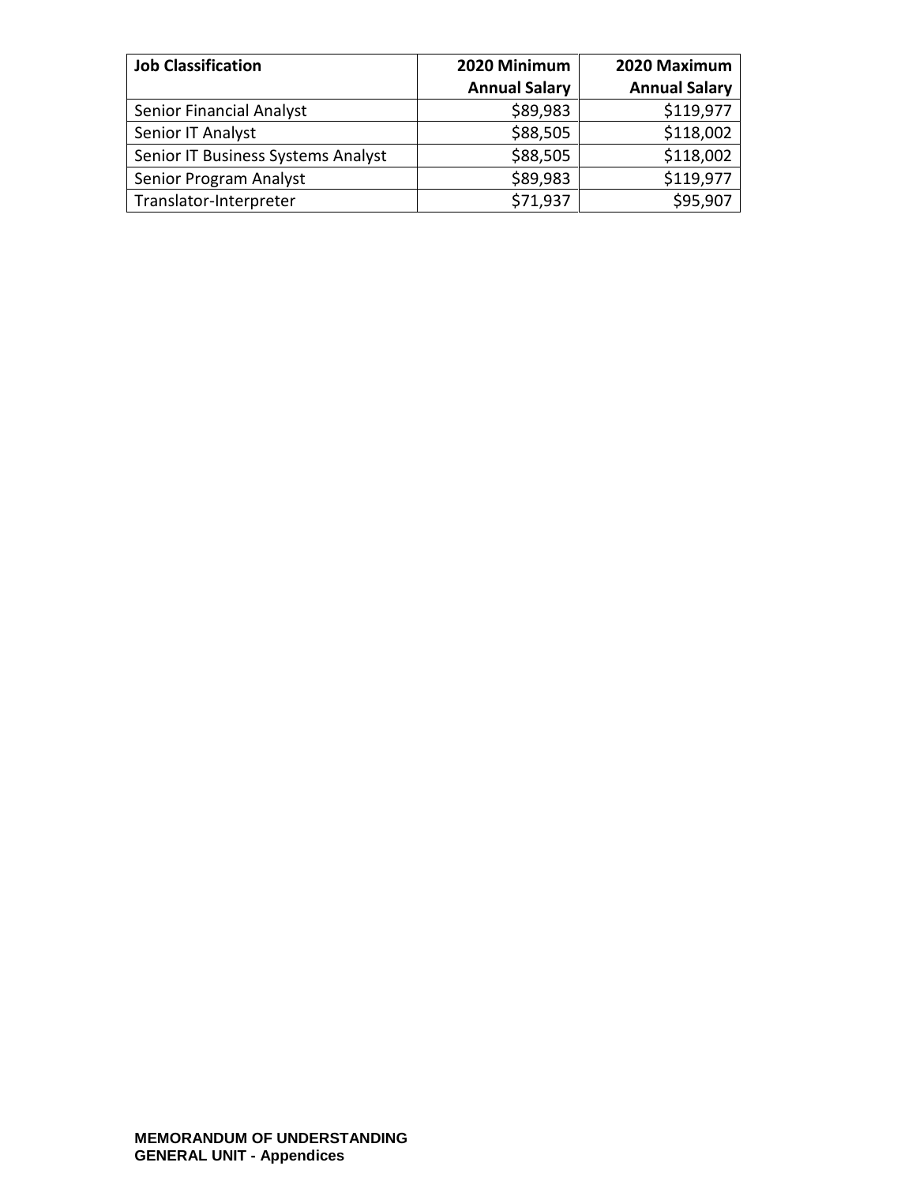| Job Classification | 2020 Minimum Annual Salary | 2020 Maximum Annual Salary |
|---|---|---|
| Senior Financial Analyst | $89,983 | $119,977 |
| Senior IT Analyst | $88,505 | $118,002 |
| Senior IT Business Systems Analyst | $88,505 | $118,002 |
| Senior Program Analyst | $89,983 | $119,977 |
| Translator-Interpreter | $71,937 | $95,907 |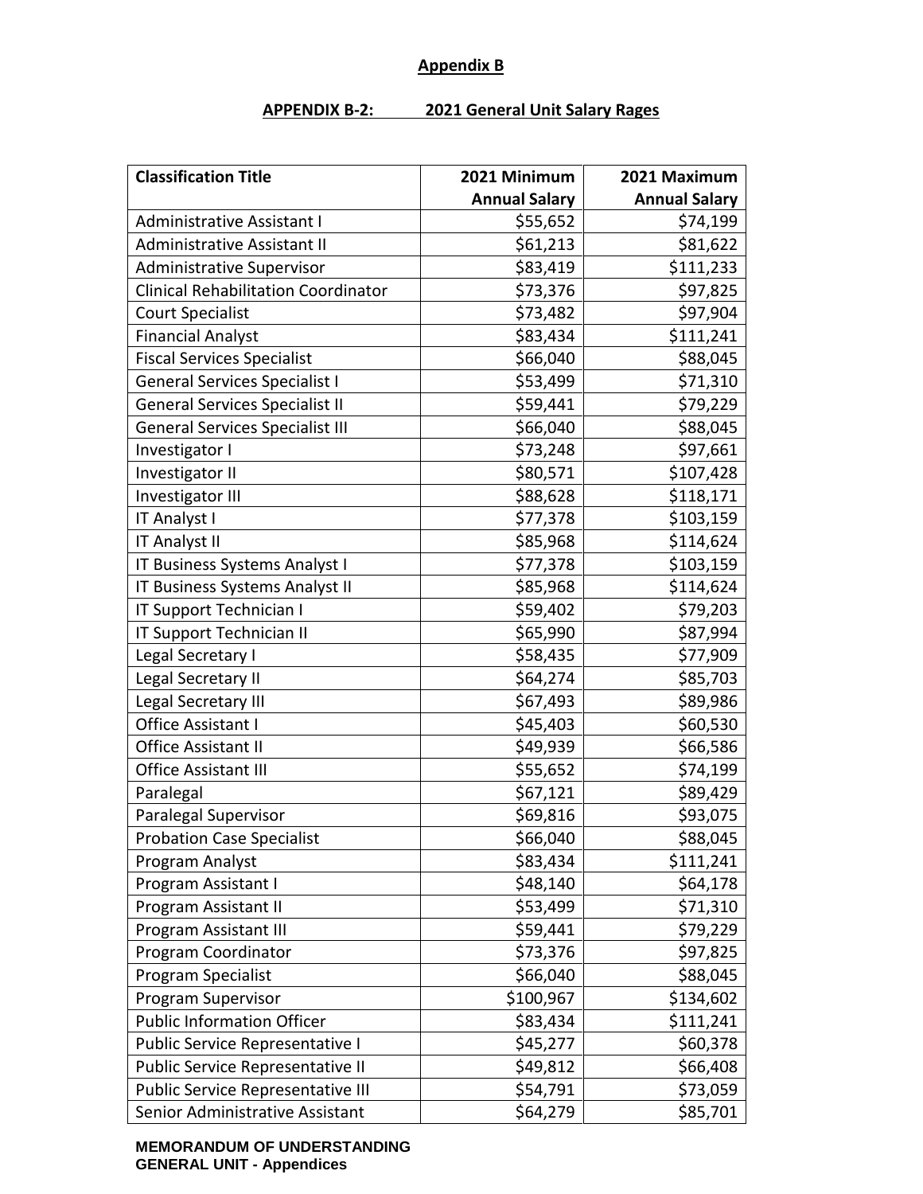# Appendix B

## APPENDIX B-2: 2021 General Unit Salary Rages

| Classification Title | 2021 Minimum Annual Salary | 2021 Maximum Annual Salary |
|---|---|---|
| Administrative Assistant I | $55,652 | $74,199 |
| Administrative Assistant II | $61,213 | $81,622 |
| Administrative Supervisor | $83,419 | $111,233 |
| Clinical Rehabilitation Coordinator | $73,376 | $97,825 |
| Court Specialist | $73,482 | $97,904 |
| Financial Analyst | $83,434 | $111,241 |
| Fiscal Services Specialist | $66,040 | $88,045 |
| General Services Specialist I | $53,499 | $71,310 |
| General Services Specialist II | $59,441 | $79,229 |
| General Services Specialist III | $66,040 | $88,045 |
| Investigator I | $73,248 | $97,661 |
| Investigator II | $80,571 | $107,428 |
| Investigator III | $88,628 | $118,171 |
| IT Analyst I | $77,378 | $103,159 |
| IT Analyst II | $85,968 | $114,624 |
| IT Business Systems Analyst I | $77,378 | $103,159 |
| IT Business Systems Analyst II | $85,968 | $114,624 |
| IT Support Technician I | $59,402 | $79,203 |
| IT Support Technician II | $65,990 | $87,994 |
| Legal Secretary I | $58,435 | $77,909 |
| Legal Secretary II | $64,274 | $85,703 |
| Legal Secretary III | $67,493 | $89,986 |
| Office Assistant I | $45,403 | $60,530 |
| Office Assistant II | $49,939 | $66,586 |
| Office Assistant III | $55,652 | $74,199 |
| Paralegal | $67,121 | $89,429 |
| Paralegal Supervisor | $69,816 | $93,075 |
| Probation Case Specialist | $66,040 | $88,045 |
| Program Analyst | $83,434 | $111,241 |
| Program Assistant I | $48,140 | $64,178 |
| Program Assistant II | $53,499 | $71,310 |
| Program Assistant III | $59,441 | $79,229 |
| Program Coordinator | $73,376 | $97,825 |
| Program Specialist | $66,040 | $88,045 |
| Program Supervisor | $100,967 | $134,602 |
| Public Information Officer | $83,434 | $111,241 |
| Public Service Representative I | $45,277 | $60,378 |
| Public Service Representative II | $49,812 | $66,408 |
| Public Service Representative III | $54,791 | $73,059 |
| Senior Administrative Assistant | $64,279 | $85,701 |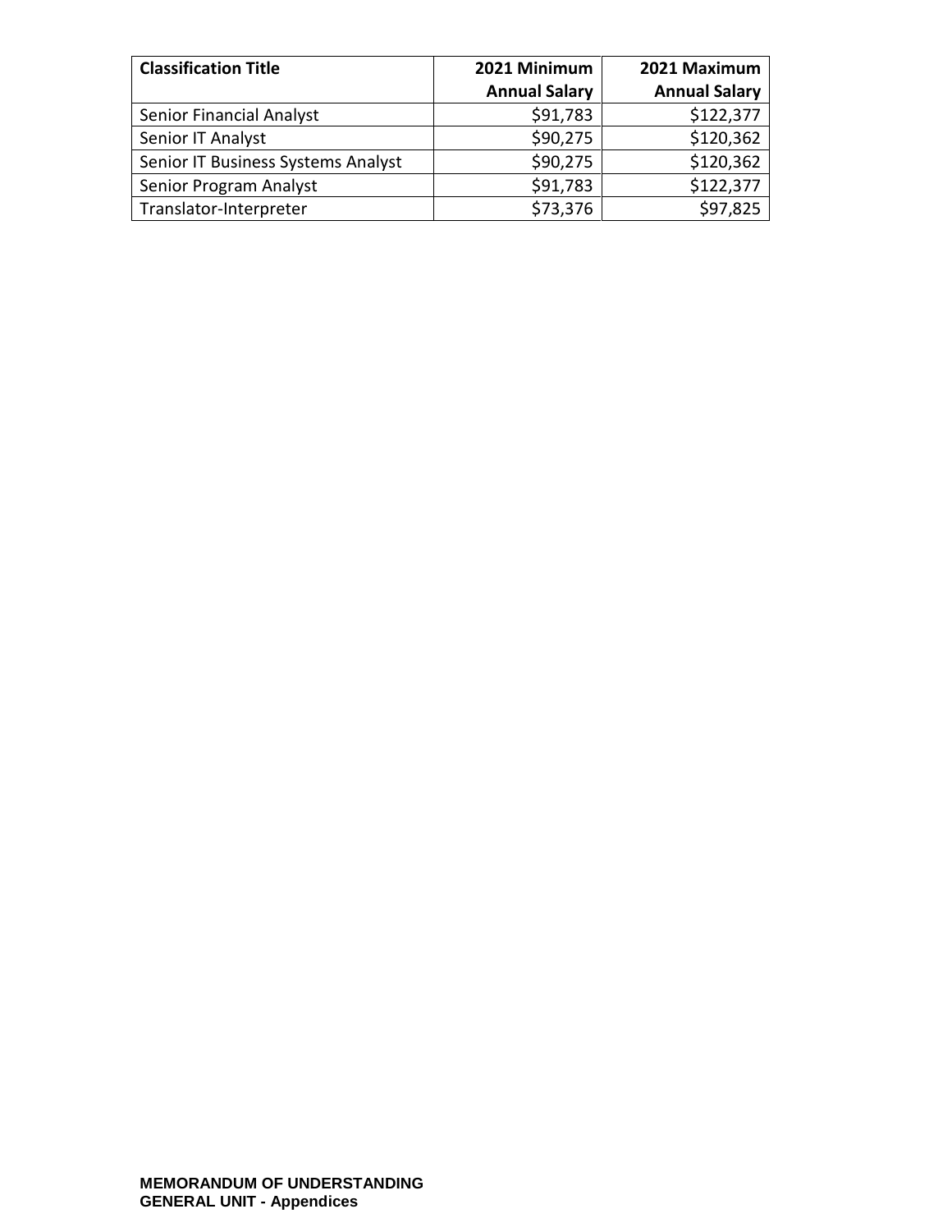| Classification Title | 2021 Minimum Annual Salary | 2021 Maximum Annual Salary |
|---|---|---|
| Senior Financial Analyst | $91,783 | $122,377 |
| Senior IT Analyst | $90,275 | $120,362 |
| Senior IT Business Systems Analyst | $90,275 | $120,362 |
| Senior Program Analyst | $91,783 | $122,377 |
| Translator-Interpreter | $73,376 | $97,825 |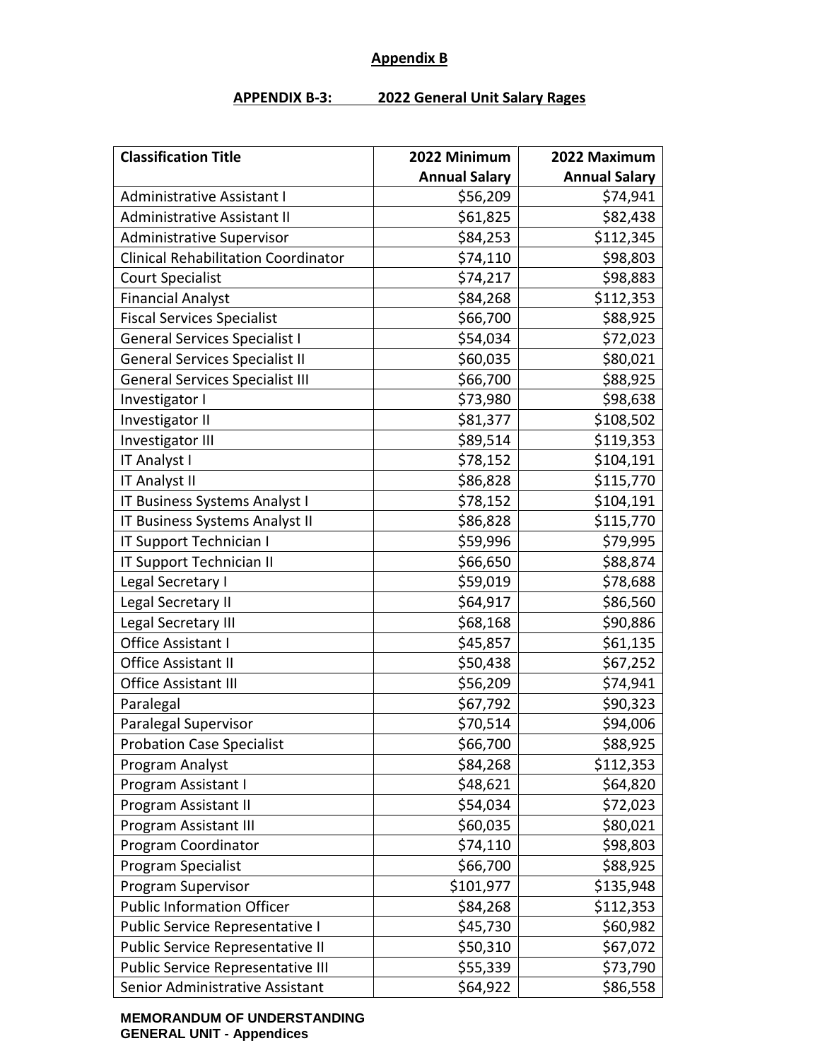**Appendix B**

**APPENDIX B-3: 2022 General Unit Salary Rages**

| Classification Title | 2022 Minimum Annual Salary | 2022 Maximum Annual Salary |
|---|---:|---:|
| Administrative Assistant I | $56,209 | $74,941 |
| Administrative Assistant II | $61,825 | $82,438 |
| Administrative Supervisor | $84,253 | $112,345 |
| Clinical Rehabilitation Coordinator | $74,110 | $98,803 |
| Court Specialist | $74,217 | $98,883 |
| Financial Analyst | $84,268 | $112,353 |
| Fiscal Services Specialist | $66,700 | $88,925 |
| General Services Specialist I | $54,034 | $72,023 |
| General Services Specialist II | $60,035 | $80,021 |
| General Services Specialist III | $66,700 | $88,925 |
| Investigator I | $73,980 | $98,638 |
| Investigator II | $81,377 | $108,502 |
| Investigator III | $89,514 | $119,353 |
| IT Analyst I | $78,152 | $104,191 |
| IT Analyst II | $86,828 | $115,770 |
| IT Business Systems Analyst I | $78,152 | $104,191 |
| IT Business Systems Analyst II | $86,828 | $115,770 |
| IT Support Technician I | $59,996 | $79,995 |
| IT Support Technician II | $66,650 | $88,874 |
| Legal Secretary I | $59,019 | $78,688 |
| Legal Secretary II | $64,917 | $86,560 |
| Legal Secretary III | $68,168 | $90,886 |
| Office Assistant I | $45,857 | $61,135 |
| Office Assistant II | $50,438 | $67,252 |
| Office Assistant III | $56,209 | $74,941 |
| Paralegal | $67,792 | $90,323 |
| Paralegal Supervisor | $70,514 | $94,006 |
| Probation Case Specialist | $66,700 | $88,925 |
| Program Analyst | $84,268 | $112,353 |
| Program Assistant I | $48,621 | $64,820 |
| Program Assistant II | $54,034 | $72,023 |
| Program Assistant III | $60,035 | $80,021 |
| Program Coordinator | $74,110 | $98,803 |
| Program Specialist | $66,700 | $88,925 |
| Program Supervisor | $101,977 | $135,948 |
| Public Information Officer | $84,268 | $112,353 |
| Public Service Representative I | $45,730 | $60,982 |
| Public Service Representative II | $50,310 | $67,072 |
| Public Service Representative III | $55,339 | $73,790 |
| Senior Administrative Assistant | $64,922 | $86,558 |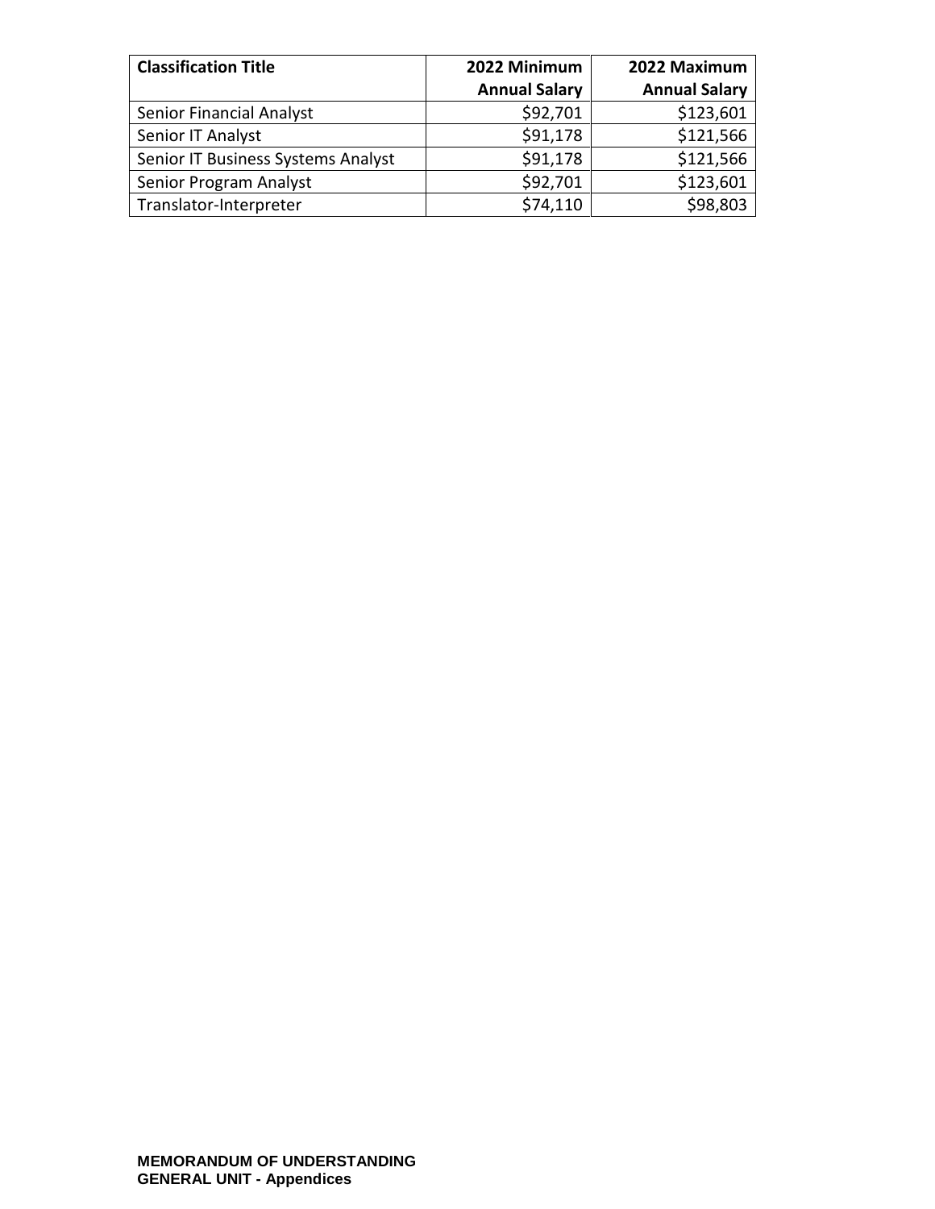| Classification Title | 2022 Minimum Annual Salary | 2022 Maximum Annual Salary |
|---|---|---|
| Senior Financial Analyst | $92,701 | $123,601 |
| Senior IT Analyst | $91,178 | $121,566 |
| Senior IT Business Systems Analyst | $91,178 | $121,566 |
| Senior Program Analyst | $92,701 | $123,601 |
| Translator-Interpreter | $74,110 | $98,803 |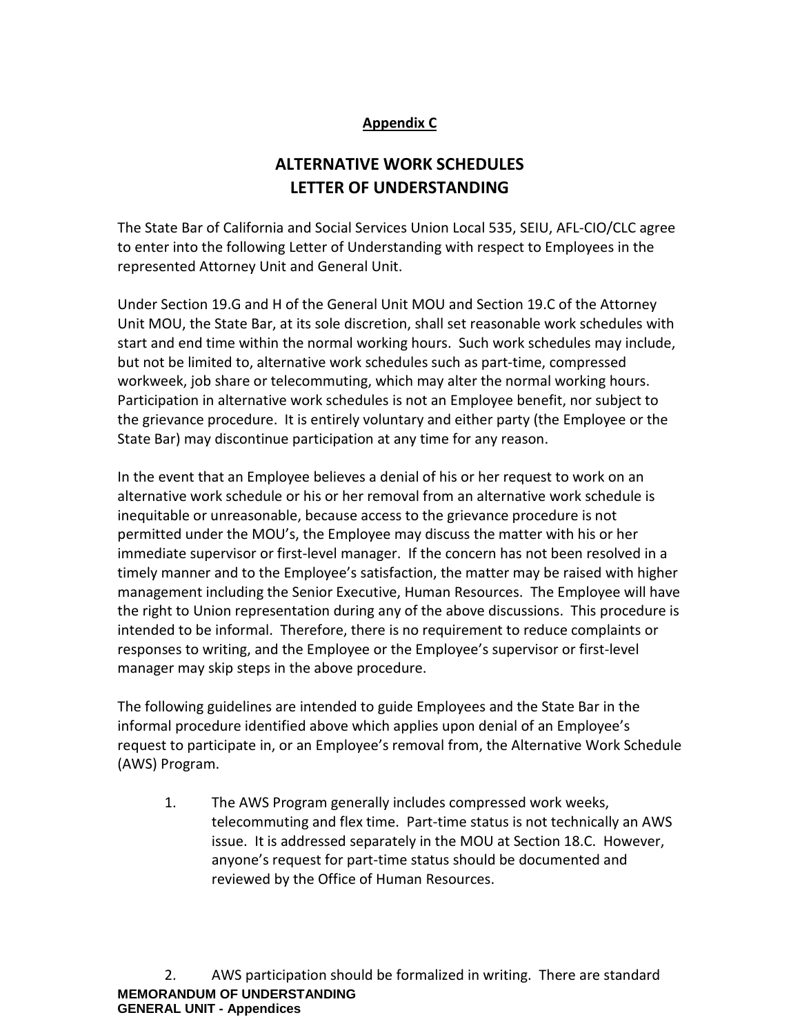**Appendix C**

# ALTERNATIVE WORK SCHEDULES LETTER OF UNDERSTANDING

The State Bar of California and Social Services Union Local 535, SEIU, AFL-CIO/CLC agree to enter into the following Letter of Understanding with respect to Employees in the represented Attorney Unit and General Unit.

Under Section 19.G and H of the General Unit MOU and Section 19.C of the Attorney Unit MOU, the State Bar, at its sole discretion, shall set reasonable work schedules with start and end time within the normal working hours. Such work schedules may include, but not be limited to, alternative work schedules such as part-time, compressed workweek, job share or telecommuting, which may alter the normal working hours. Participation in alternative work schedules is not an Employee benefit, nor subject to the grievance procedure. It is entirely voluntary and either party (the Employee or the State Bar) may discontinue participation at any time for any reason.

In the event that an Employee believes a denial of his or her request to work on an alternative work schedule or his or her removal from an alternative work schedule is inequitable or unreasonable, because access to the grievance procedure is not permitted under the MOU's, the Employee may discuss the matter with his or her immediate supervisor or first-level manager. If the concern has not been resolved in a timely manner and to the Employee's satisfaction, the matter may be raised with higher management including the Senior Executive, Human Resources. The Employee will have the right to Union representation during any of the above discussions. This procedure is intended to be informal. Therefore, there is no requirement to reduce complaints or responses to writing, and the Employee or the Employee's supervisor or first-level manager may skip steps in the above procedure.

The following guidelines are intended to guide Employees and the State Bar in the informal procedure identified above which applies upon denial of an Employee's request to participate in, or an Employee's removal from, the Alternative Work Schedule (AWS) Program.

1. The AWS Program generally includes compressed work weeks, telecommuting and flex time. Part-time status is not technically an AWS issue. It is addressed separately in the MOU at Section 18.C. However, anyone's request for part-time status should be documented and reviewed by the Office of Human Resources.

2. AWS participation should be formalized in writing. There are standard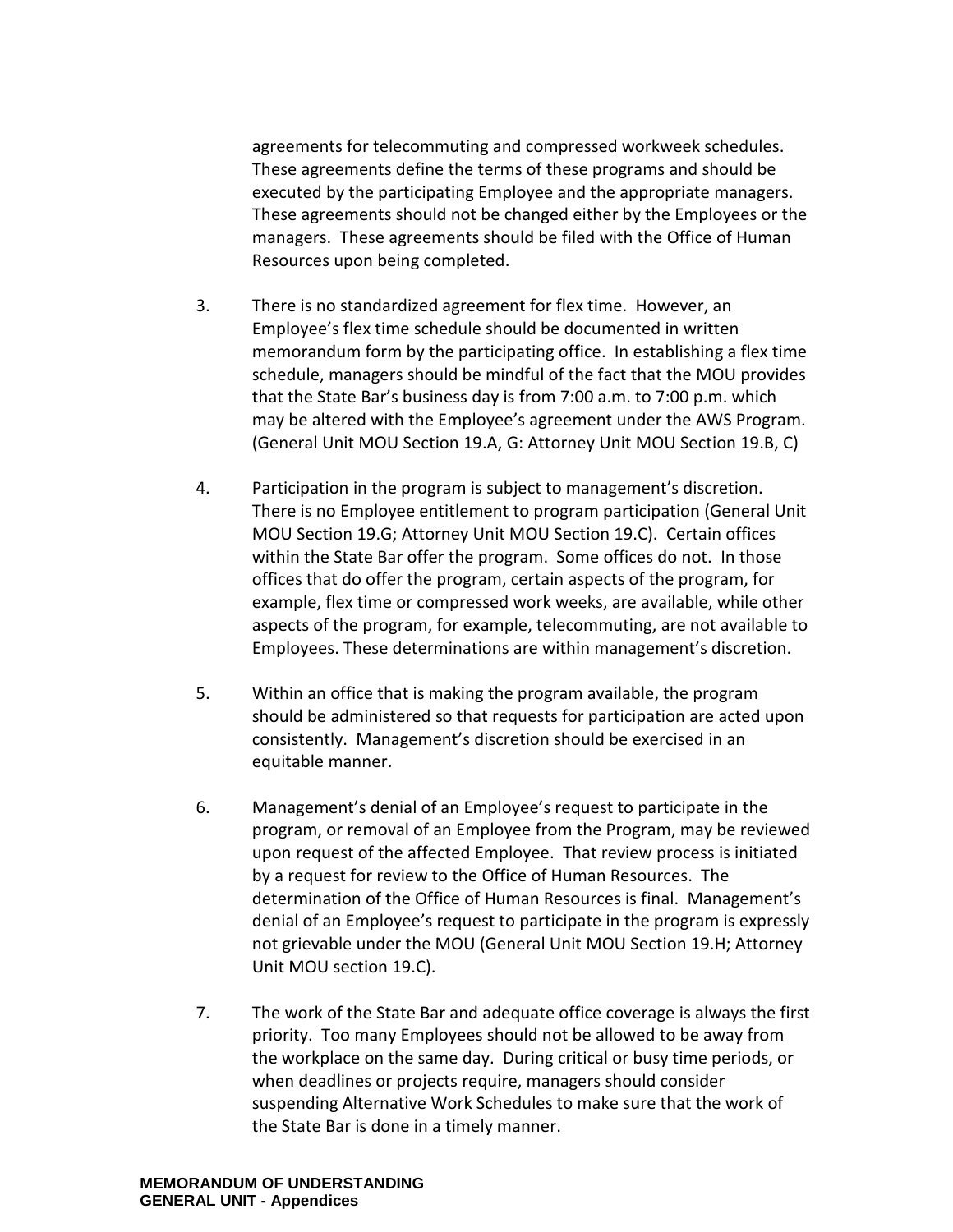agreements for telecommuting and compressed workweek schedules. These agreements define the terms of these programs and should be executed by the participating Employee and the appropriate managers. These agreements should not be changed either by the Employees or the managers. These agreements should be filed with the Office of Human Resources upon being completed.

3. There is no standardized agreement for flex time. However, an Employee's flex time schedule should be documented in written memorandum form by the participating office. In establishing a flex time schedule, managers should be mindful of the fact that the MOU provides that the State Bar's business day is from 7:00 a.m. to 7:00 p.m. which may be altered with the Employee's agreement under the AWS Program. (General Unit MOU Section 19.A, G: Attorney Unit MOU Section 19.B, C)

4. Participation in the program is subject to management's discretion. There is no Employee entitlement to program participation (General Unit MOU Section 19.G; Attorney Unit MOU Section 19.C). Certain offices within the State Bar offer the program. Some offices do not. In those offices that do offer the program, certain aspects of the program, for example, flex time or compressed work weeks, are available, while other aspects of the program, for example, telecommuting, are not available to Employees. These determinations are within management's discretion.

5. Within an office that is making the program available, the program should be administered so that requests for participation are acted upon consistently. Management's discretion should be exercised in an equitable manner.

6. Management's denial of an Employee's request to participate in the program, or removal of an Employee from the Program, may be reviewed upon request of the affected Employee. That review process is initiated by a request for review to the Office of Human Resources. The determination of the Office of Human Resources is final. Management's denial of an Employee's request to participate in the program is expressly not grievable under the MOU (General Unit MOU Section 19.H; Attorney Unit MOU section 19.C).

7. The work of the State Bar and adequate office coverage is always the first priority. Too many Employees should not be allowed to be away from the workplace on the same day. During critical or busy time periods, or when deadlines or projects require, managers should consider suspending Alternative Work Schedules to make sure that the work of the State Bar is done in a timely manner.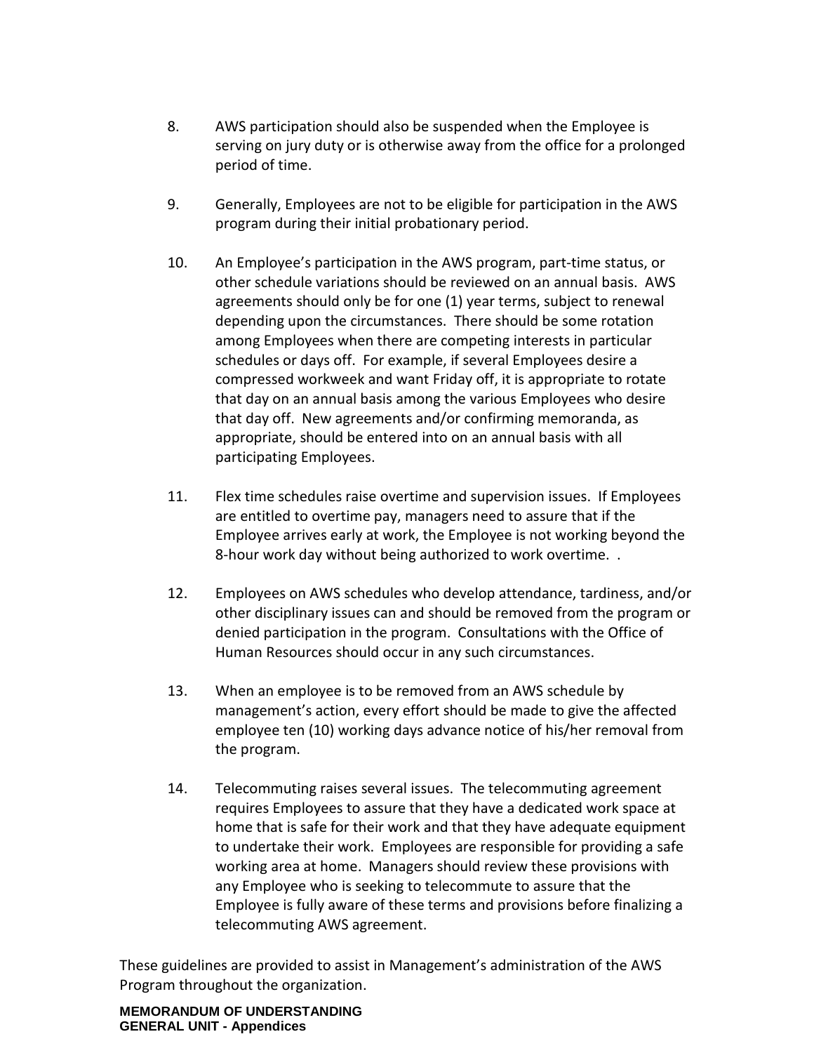8. AWS participation should also be suspended when the Employee is serving on jury duty or is otherwise away from the office for a prolonged period of time.

9. Generally, Employees are not to be eligible for participation in the AWS program during their initial probationary period.

10. An Employee's participation in the AWS program, part-time status, or other schedule variations should be reviewed on an annual basis. AWS agreements should only be for one (1) year terms, subject to renewal depending upon the circumstances. There should be some rotation among Employees when there are competing interests in particular schedules or days off. For example, if several Employees desire a compressed workweek and want Friday off, it is appropriate to rotate that day on an annual basis among the various Employees who desire that day off. New agreements and/or confirming memoranda, as appropriate, should be entered into on an annual basis with all participating Employees.

11. Flex time schedules raise overtime and supervision issues. If Employees are entitled to overtime pay, managers need to assure that if the Employee arrives early at work, the Employee is not working beyond the 8-hour work day without being authorized to work overtime. .

12. Employees on AWS schedules who develop attendance, tardiness, and/or other disciplinary issues can and should be removed from the program or denied participation in the program. Consultations with the Office of Human Resources should occur in any such circumstances.

13. When an employee is to be removed from an AWS schedule by management's action, every effort should be made to give the affected employee ten (10) working days advance notice of his/her removal from the program.

14. Telecommuting raises several issues. The telecommuting agreement requires Employees to assure that they have a dedicated work space at home that is safe for their work and that they have adequate equipment to undertake their work. Employees are responsible for providing a safe working area at home. Managers should review these provisions with any Employee who is seeking to telecommute to assure that the Employee is fully aware of these terms and provisions before finalizing a telecommuting AWS agreement.

These guidelines are provided to assist in Management's administration of the AWS Program throughout the organization.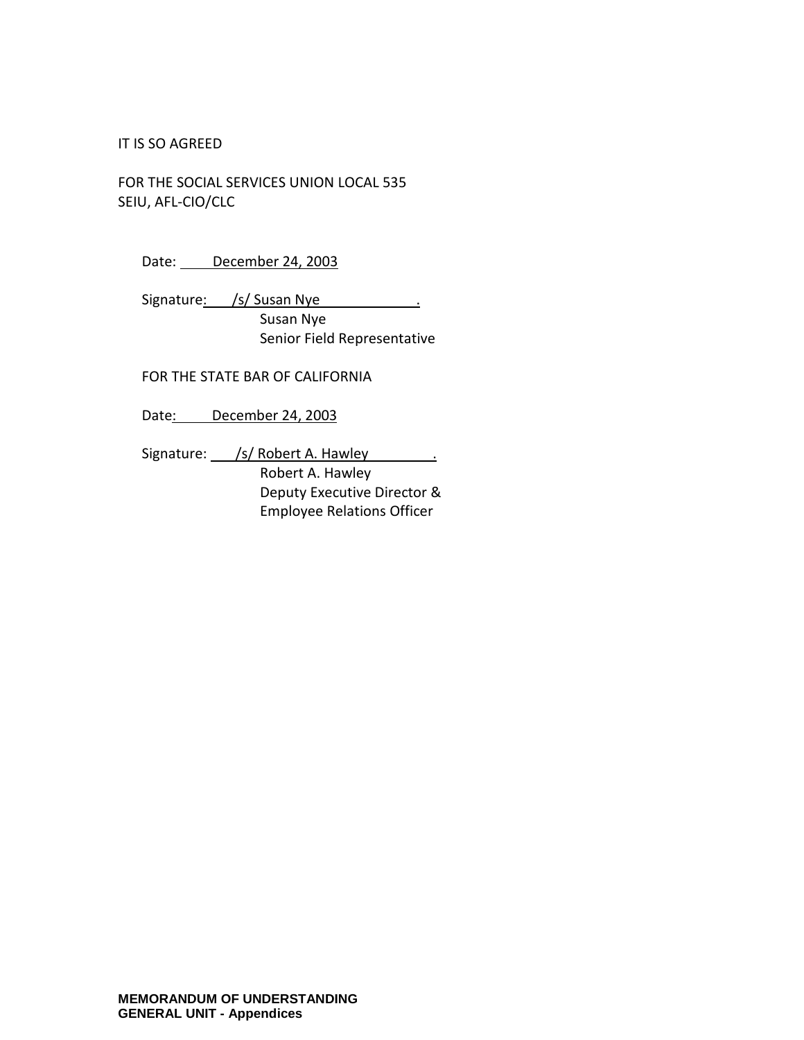IT IS SO AGREED

FOR THE SOCIAL SERVICES UNION LOCAL 535
SEIU, AFL-CIO/CLC

Date: December 24, 2003

Signature: /s/ Susan Nye
Susan Nye
Senior Field Representative

FOR THE STATE BAR OF CALIFORNIA

Date: December 24, 2003

Signature: /s/ Robert A. Hawley
Robert A. Hawley
Deputy Executive Director &
Employee Relations Officer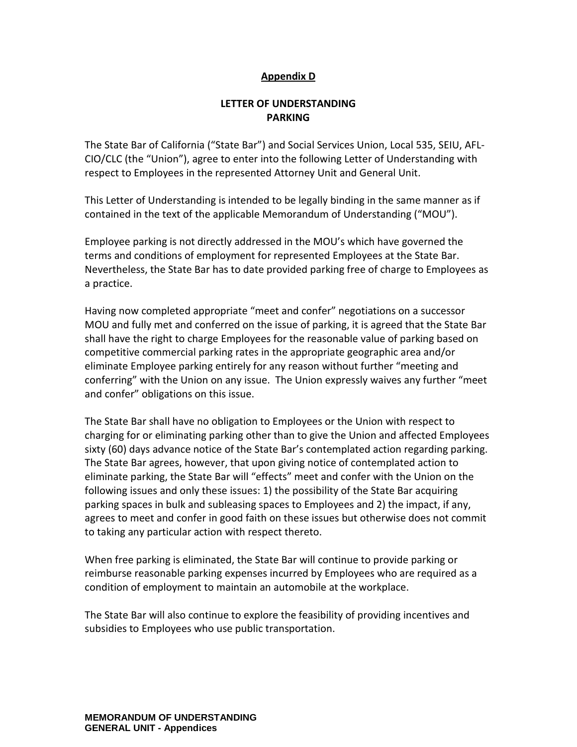## Appendix D

### LETTER OF UNDERSTANDING PARKING

The State Bar of California (“State Bar”) and Social Services Union, Local 535, SEIU, AFL-CIO/CLC (the “Union”), agree to enter into the following Letter of Understanding with respect to Employees in the represented Attorney Unit and General Unit.

This Letter of Understanding is intended to be legally binding in the same manner as if contained in the text of the applicable Memorandum of Understanding (“MOU”).

Employee parking is not directly addressed in the MOU’s which have governed the terms and conditions of employment for represented Employees at the State Bar. Nevertheless, the State Bar has to date provided parking free of charge to Employees as a practice.

Having now completed appropriate “meet and confer” negotiations on a successor MOU and fully met and conferred on the issue of parking, it is agreed that the State Bar shall have the right to charge Employees for the reasonable value of parking based on competitive commercial parking rates in the appropriate geographic area and/or eliminate Employee parking entirely for any reason without further “meeting and conferring” with the Union on any issue. The Union expressly waives any further “meet and confer” obligations on this issue.

The State Bar shall have no obligation to Employees or the Union with respect to charging for or eliminating parking other than to give the Union and affected Employees sixty (60) days advance notice of the State Bar’s contemplated action regarding parking. The State Bar agrees, however, that upon giving notice of contemplated action to eliminate parking, the State Bar will “effects” meet and confer with the Union on the following issues and only these issues: 1) the possibility of the State Bar acquiring parking spaces in bulk and subleasing spaces to Employees and 2) the impact, if any, agrees to meet and confer in good faith on these issues but otherwise does not commit to taking any particular action with respect thereto.

When free parking is eliminated, the State Bar will continue to provide parking or reimburse reasonable parking expenses incurred by Employees who are required as a condition of employment to maintain an automobile at the workplace.

The State Bar will also continue to explore the feasibility of providing incentives and subsidies to Employees who use public transportation.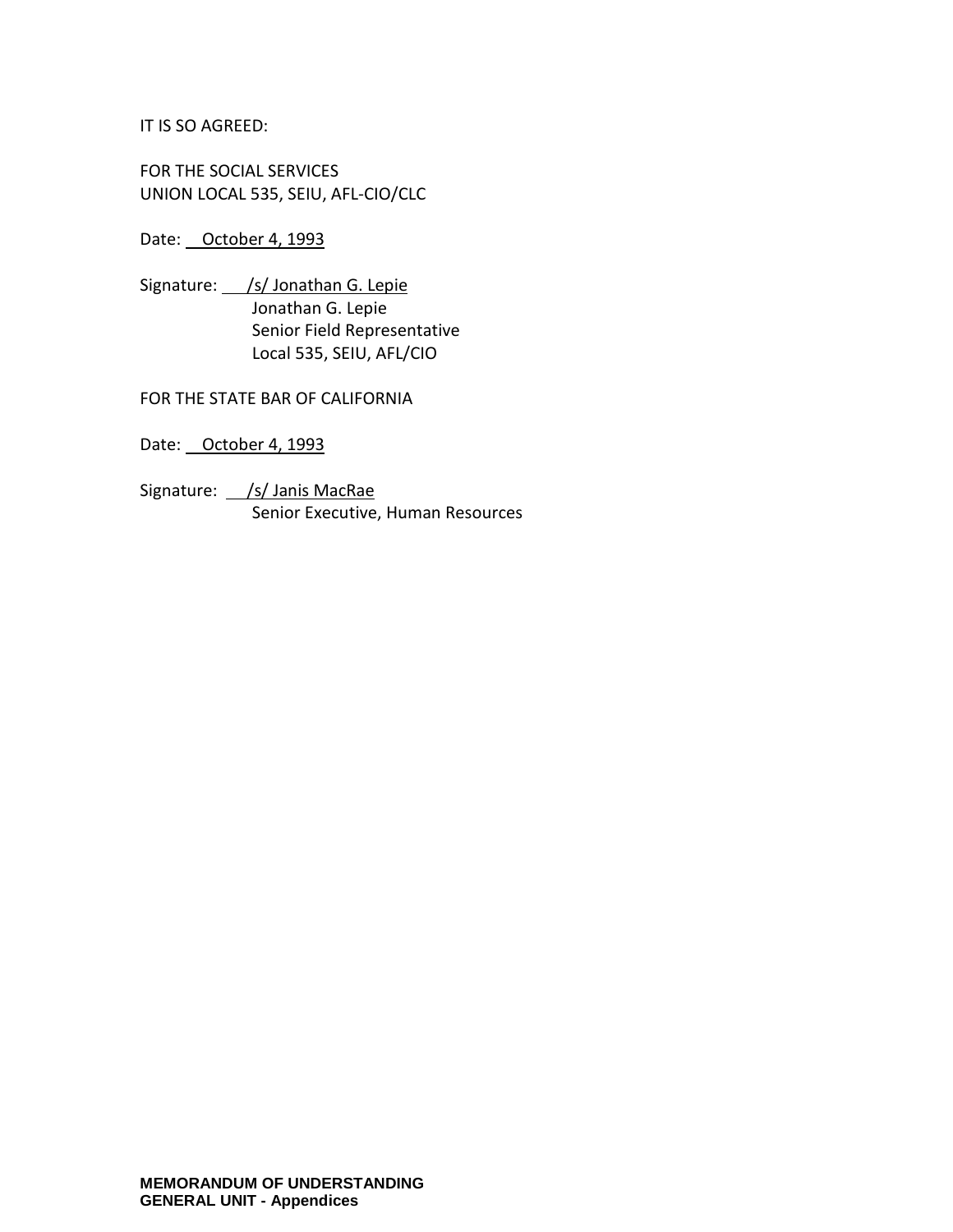IT IS SO AGREED:

FOR THE SOCIAL SERVICES
UNION LOCAL 535, SEIU, AFL-CIO/CLC

Date: October 4, 1993

Signature: /s/ Jonathan G. Lepie
Jonathan G. Lepie
Senior Field Representative
Local 535, SEIU, AFL/CIO

FOR THE STATE BAR OF CALIFORNIA

Date: October 4, 1993

Signature: /s/ Janis MacRae
Senior Executive, Human Resources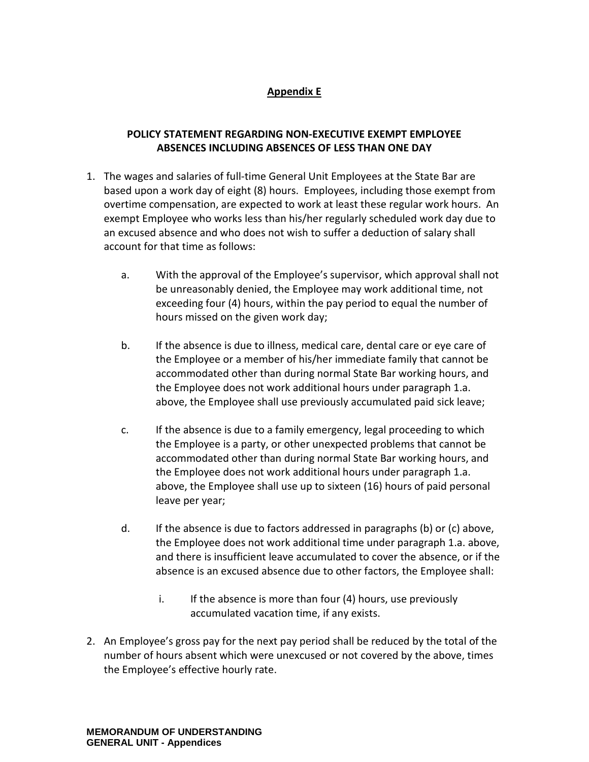## Appendix E

### POLICY STATEMENT REGARDING NON-EXECUTIVE EXEMPT EMPLOYEE ABSENCES INCLUDING ABSENCES OF LESS THAN ONE DAY

1. The wages and salaries of full-time General Unit Employees at the State Bar are based upon a work day of eight (8) hours. Employees, including those exempt from overtime compensation, are expected to work at least these regular work hours. An exempt Employee who works less than his/her regularly scheduled work day due to an excused absence and who does not wish to suffer a deduction of salary shall account for that time as follows:

   a. With the approval of the Employee's supervisor, which approval shall not be unreasonably denied, the Employee may work additional time, not exceeding four (4) hours, within the pay period to equal the number of hours missed on the given work day;

   b. If the absence is due to illness, medical care, dental care or eye care of the Employee or a member of his/her immediate family that cannot be accommodated other than during normal State Bar working hours, and the Employee does not work additional hours under paragraph 1.a. above, the Employee shall use previously accumulated paid sick leave;

   c. If the absence is due to a family emergency, legal proceeding to which the Employee is a party, or other unexpected problems that cannot be accommodated other than during normal State Bar working hours, and the Employee does not work additional hours under paragraph 1.a. above, the Employee shall use up to sixteen (16) hours of paid personal leave per year;

   d. If the absence is due to factors addressed in paragraphs (b) or (c) above, the Employee does not work additional time under paragraph 1.a. above, and there is insufficient leave accumulated to cover the absence, or if the absence is an excused absence due to other factors, the Employee shall:

      i. If the absence is more than four (4) hours, use previously accumulated vacation time, if any exists.

2. An Employee's gross pay for the next pay period shall be reduced by the total of the number of hours absent which were unexcused or not covered by the above, times the Employee's effective hourly rate.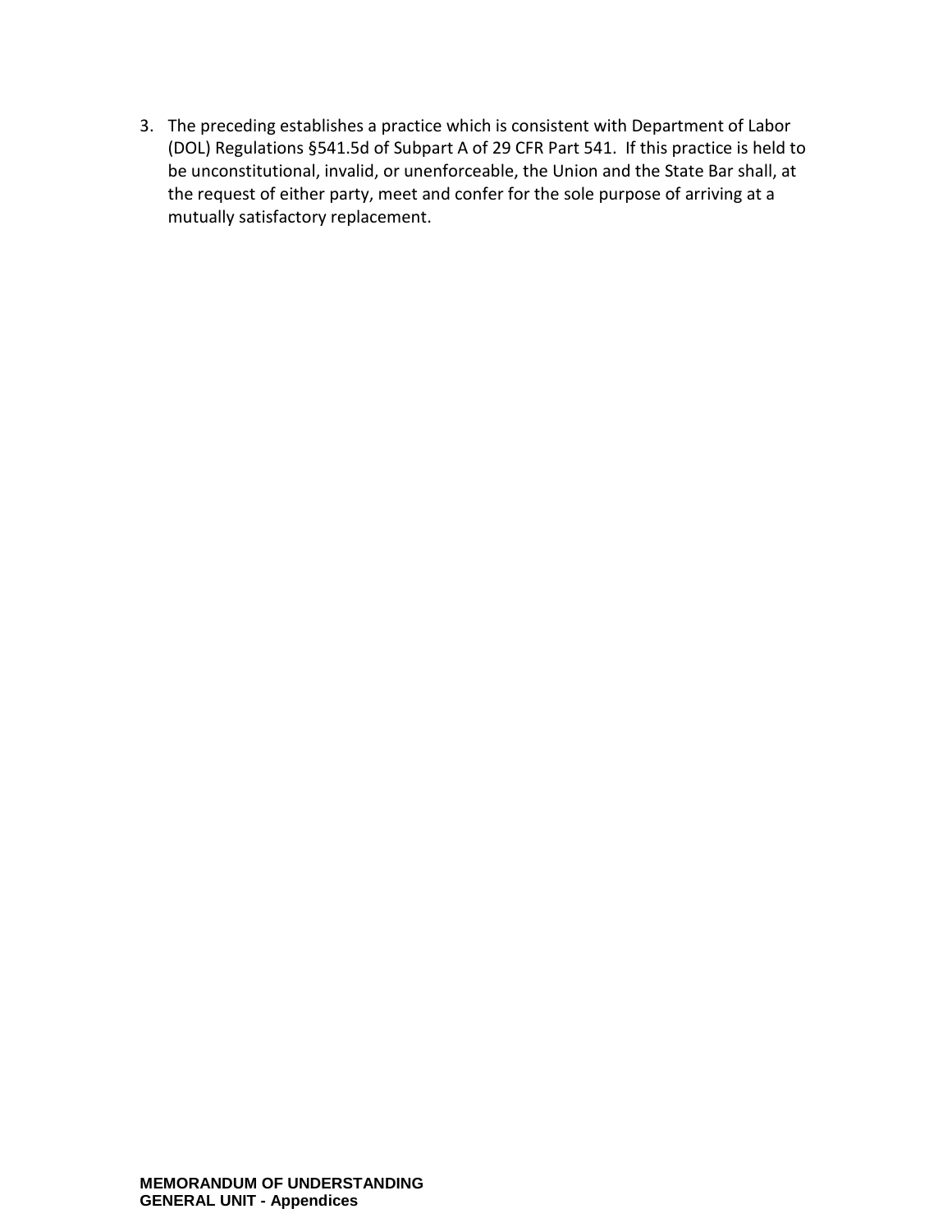3. The preceding establishes a practice which is consistent with Department of Labor (DOL) Regulations §541.5d of Subpart A of 29 CFR Part 541. If this practice is held to be unconstitutional, invalid, or unenforceable, the Union and the State Bar shall, at the request of either party, meet and confer for the sole purpose of arriving at a mutually satisfactory replacement.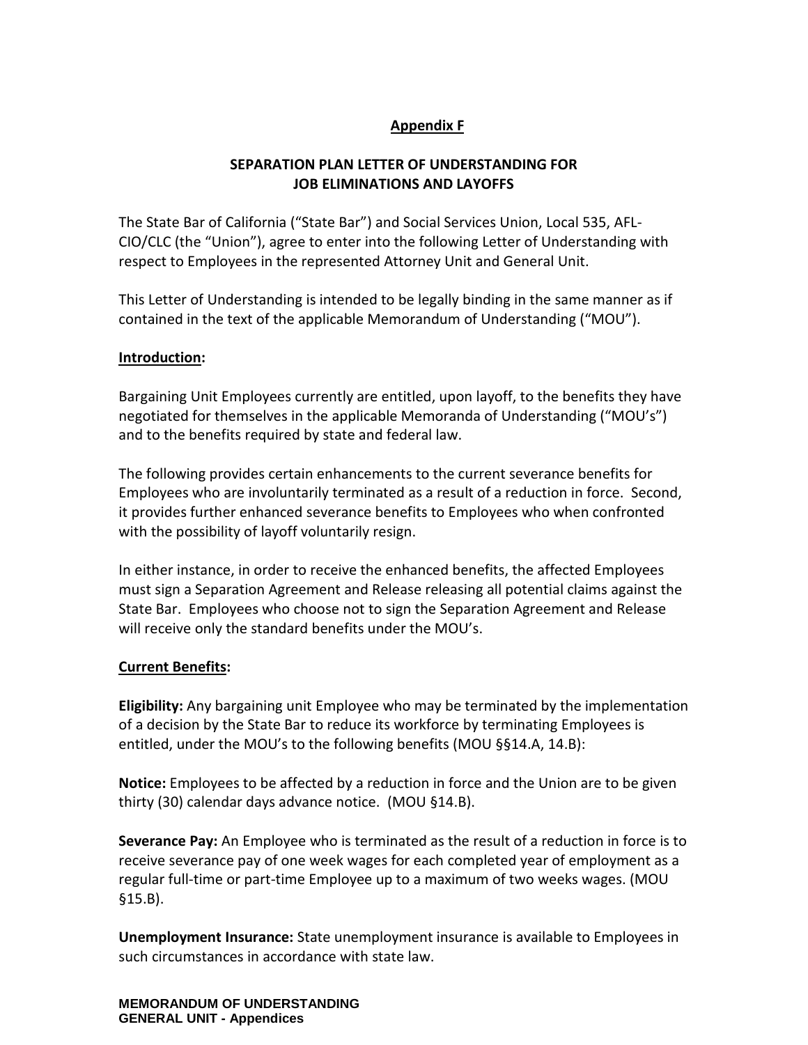# Appendix F

## SEPARATION PLAN LETTER OF UNDERSTANDING FOR JOB ELIMINATIONS AND LAYOFFS

The State Bar of California ("State Bar") and Social Services Union, Local 535, AFL-CIO/CLC (the "Union"), agree to enter into the following Letter of Understanding with respect to Employees in the represented Attorney Unit and General Unit.

This Letter of Understanding is intended to be legally binding in the same manner as if contained in the text of the applicable Memorandum of Understanding ("MOU").

**Introduction:**

Bargaining Unit Employees currently are entitled, upon layoff, to the benefits they have negotiated for themselves in the applicable Memoranda of Understanding ("MOU's") and to the benefits required by state and federal law.

The following provides certain enhancements to the current severance benefits for Employees who are involuntarily terminated as a result of a reduction in force. Second, it provides further enhanced severance benefits to Employees who when confronted with the possibility of layoff voluntarily resign.

In either instance, in order to receive the enhanced benefits, the affected Employees must sign a Separation Agreement and Release releasing all potential claims against the State Bar. Employees who choose not to sign the Separation Agreement and Release will receive only the standard benefits under the MOU's.

**Current Benefits:**

**Eligibility:** Any bargaining unit Employee who may be terminated by the implementation of a decision by the State Bar to reduce its workforce by terminating Employees is entitled, under the MOU's to the following benefits (MOU §§14.A, 14.B):

**Notice:** Employees to be affected by a reduction in force and the Union are to be given thirty (30) calendar days advance notice. (MOU §14.B).

**Severance Pay:** An Employee who is terminated as the result of a reduction in force is to receive severance pay of one week wages for each completed year of employment as a regular full-time or part-time Employee up to a maximum of two weeks wages. (MOU §15.B).

**Unemployment Insurance:** State unemployment insurance is available to Employees in such circumstances in accordance with state law.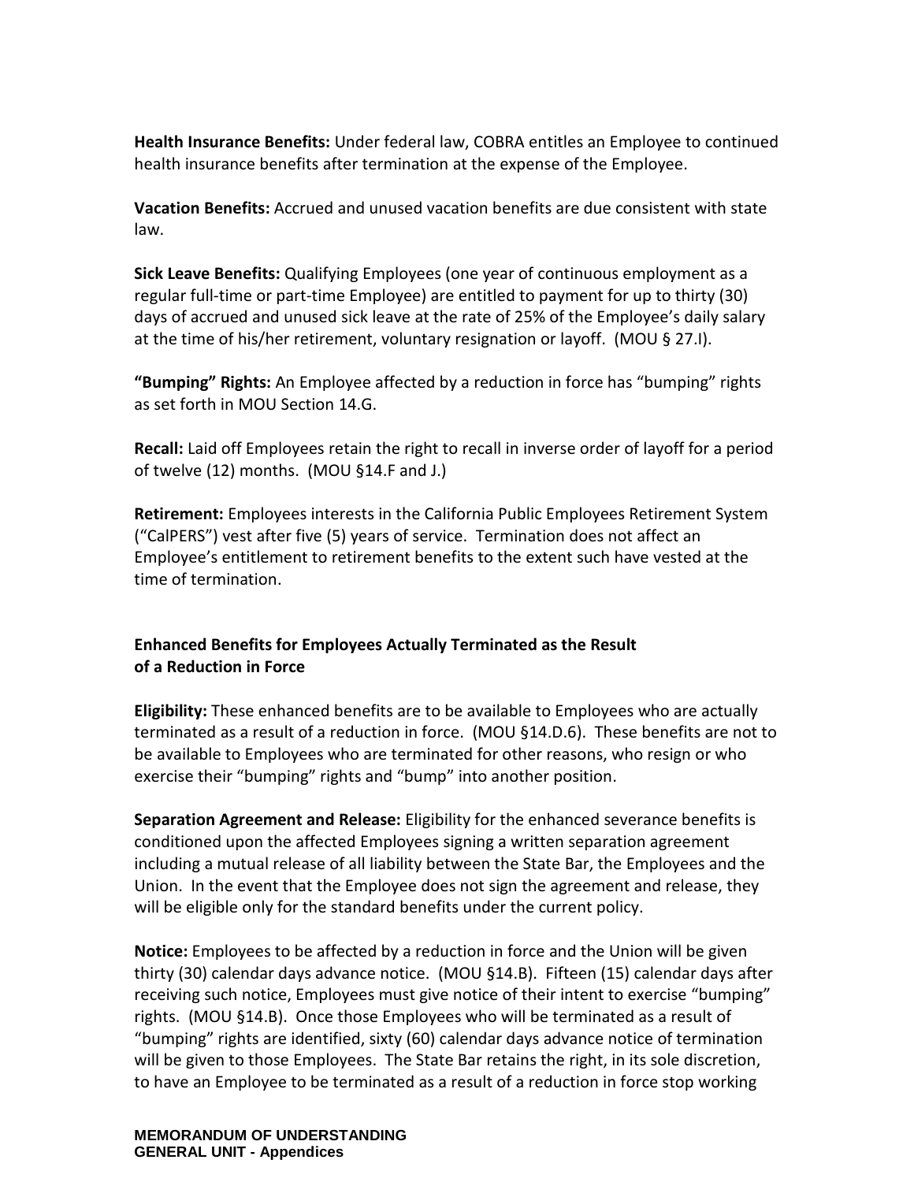**Health Insurance Benefits:** Under federal law, COBRA entitles an Employee to continued health insurance benefits after termination at the expense of the Employee.

**Vacation Benefits:** Accrued and unused vacation benefits are due consistent with state law.

**Sick Leave Benefits:** Qualifying Employees (one year of continuous employment as a regular full-time or part-time Employee) are entitled to payment for up to thirty (30) days of accrued and unused sick leave at the rate of 25% of the Employee's daily salary at the time of his/her retirement, voluntary resignation or layoff. (MOU § 27.I).

**"Bumping" Rights:** An Employee affected by a reduction in force has "bumping" rights as set forth in MOU Section 14.G.

**Recall:** Laid off Employees retain the right to recall in inverse order of layoff for a period of twelve (12) months. (MOU §14.F and J.)

**Retirement:** Employees interests in the California Public Employees Retirement System ("CalPERS") vest after five (5) years of service. Termination does not affect an Employee's entitlement to retirement benefits to the extent such have vested at the time of termination.

**Enhanced Benefits for Employees Actually Terminated as the Result of a Reduction in Force**

**Eligibility:** These enhanced benefits are to be available to Employees who are actually terminated as a result of a reduction in force. (MOU §14.D.6). These benefits are not to be available to Employees who are terminated for other reasons, who resign or who exercise their "bumping" rights and "bump" into another position.

**Separation Agreement and Release:** Eligibility for the enhanced severance benefits is conditioned upon the affected Employees signing a written separation agreement including a mutual release of all liability between the State Bar, the Employees and the Union. In the event that the Employee does not sign the agreement and release, they will be eligible only for the standard benefits under the current policy.

**Notice:** Employees to be affected by a reduction in force and the Union will be given thirty (30) calendar days advance notice. (MOU §14.B). Fifteen (15) calendar days after receiving such notice, Employees must give notice of their intent to exercise "bumping" rights. (MOU §14.B). Once those Employees who will be terminated as a result of "bumping" rights are identified, sixty (60) calendar days advance notice of termination will be given to those Employees. The State Bar retains the right, in its sole discretion, to have an Employee to be terminated as a result of a reduction in force stop working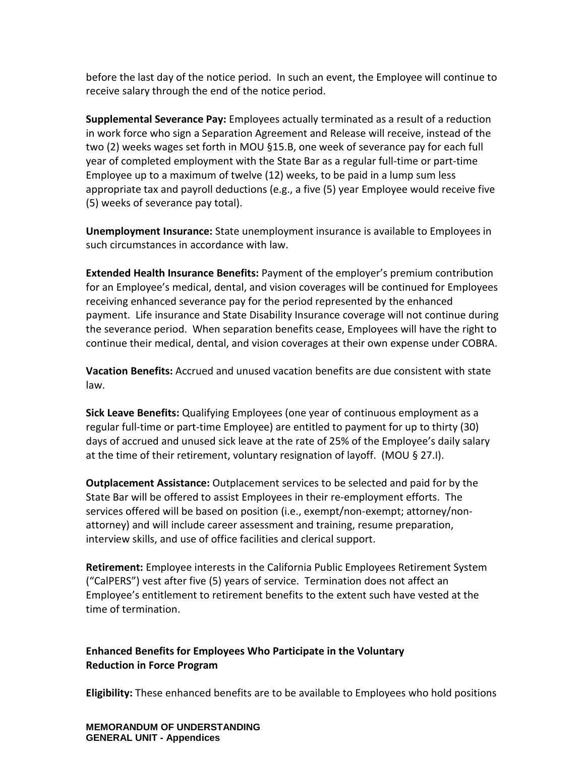before the last day of the notice period. In such an event, the Employee will continue to receive salary through the end of the notice period.

**Supplemental Severance Pay:** Employees actually terminated as a result of a reduction in work force who sign a Separation Agreement and Release will receive, instead of the two (2) weeks wages set forth in MOU §15.B, one week of severance pay for each full year of completed employment with the State Bar as a regular full-time or part-time Employee up to a maximum of twelve (12) weeks, to be paid in a lump sum less appropriate tax and payroll deductions (e.g., a five (5) year Employee would receive five (5) weeks of severance pay total).

**Unemployment Insurance:** State unemployment insurance is available to Employees in such circumstances in accordance with law.

**Extended Health Insurance Benefits:** Payment of the employer's premium contribution for an Employee's medical, dental, and vision coverages will be continued for Employees receiving enhanced severance pay for the period represented by the enhanced payment. Life insurance and State Disability Insurance coverage will not continue during the severance period. When separation benefits cease, Employees will have the right to continue their medical, dental, and vision coverages at their own expense under COBRA.

**Vacation Benefits:** Accrued and unused vacation benefits are due consistent with state law.

**Sick Leave Benefits:** Qualifying Employees (one year of continuous employment as a regular full-time or part-time Employee) are entitled to payment for up to thirty (30) days of accrued and unused sick leave at the rate of 25% of the Employee's daily salary at the time of their retirement, voluntary resignation of layoff. (MOU § 27.I).

**Outplacement Assistance:** Outplacement services to be selected and paid for by the State Bar will be offered to assist Employees in their re-employment efforts. The services offered will be based on position (i.e., exempt/non-exempt; attorney/non-attorney) and will include career assessment and training, resume preparation, interview skills, and use of office facilities and clerical support.

**Retirement:** Employee interests in the California Public Employees Retirement System ("CalPERS") vest after five (5) years of service. Termination does not affect an Employee's entitlement to retirement benefits to the extent such have vested at the time of termination.

**Enhanced Benefits for Employees Who Participate in the Voluntary Reduction in Force Program**

**Eligibility:** These enhanced benefits are to be available to Employees who hold positions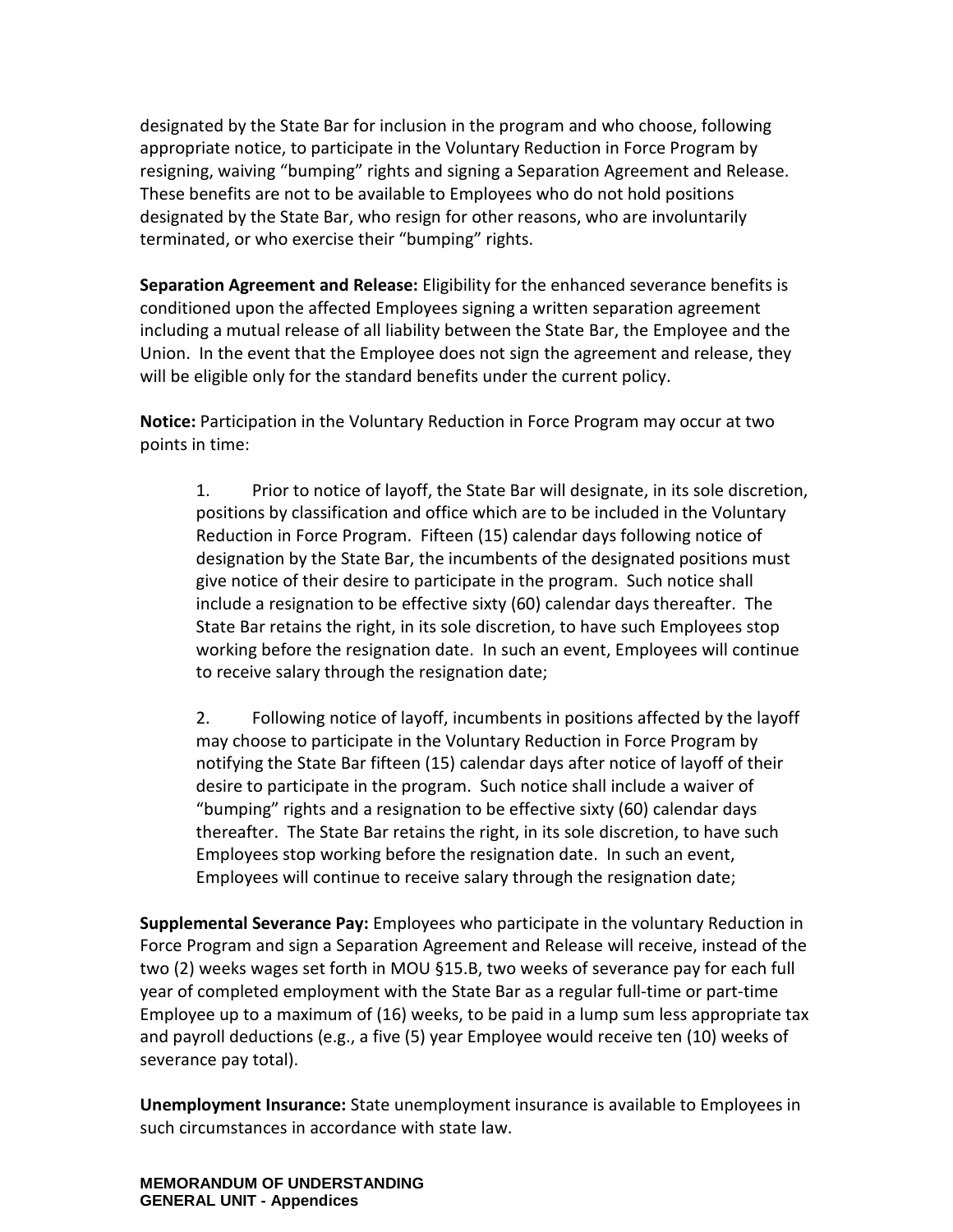designated by the State Bar for inclusion in the program and who choose, following appropriate notice, to participate in the Voluntary Reduction in Force Program by resigning, waiving "bumping" rights and signing a Separation Agreement and Release. These benefits are not to be available to Employees who do not hold positions designated by the State Bar, who resign for other reasons, who are involuntarily terminated, or who exercise their "bumping" rights.

**Separation Agreement and Release:** Eligibility for the enhanced severance benefits is conditioned upon the affected Employees signing a written separation agreement including a mutual release of all liability between the State Bar, the Employee and the Union. In the event that the Employee does not sign the agreement and release, they will be eligible only for the standard benefits under the current policy.

**Notice:** Participation in the Voluntary Reduction in Force Program may occur at two points in time:

1. Prior to notice of layoff, the State Bar will designate, in its sole discretion, positions by classification and office which are to be included in the Voluntary Reduction in Force Program. Fifteen (15) calendar days following notice of designation by the State Bar, the incumbents of the designated positions must give notice of their desire to participate in the program. Such notice shall include a resignation to be effective sixty (60) calendar days thereafter. The State Bar retains the right, in its sole discretion, to have such Employees stop working before the resignation date. In such an event, Employees will continue to receive salary through the resignation date;

2. Following notice of layoff, incumbents in positions affected by the layoff may choose to participate in the Voluntary Reduction in Force Program by notifying the State Bar fifteen (15) calendar days after notice of layoff of their desire to participate in the program. Such notice shall include a waiver of "bumping" rights and a resignation to be effective sixty (60) calendar days thereafter. The State Bar retains the right, in its sole discretion, to have such Employees stop working before the resignation date. In such an event, Employees will continue to receive salary through the resignation date;

**Supplemental Severance Pay:** Employees who participate in the voluntary Reduction in Force Program and sign a Separation Agreement and Release will receive, instead of the two (2) weeks wages set forth in MOU §15.B, two weeks of severance pay for each full year of completed employment with the State Bar as a regular full-time or part-time Employee up to a maximum of (16) weeks, to be paid in a lump sum less appropriate tax and payroll deductions (e.g., a five (5) year Employee would receive ten (10) weeks of severance pay total).

**Unemployment Insurance:** State unemployment insurance is available to Employees in such circumstances in accordance with state law.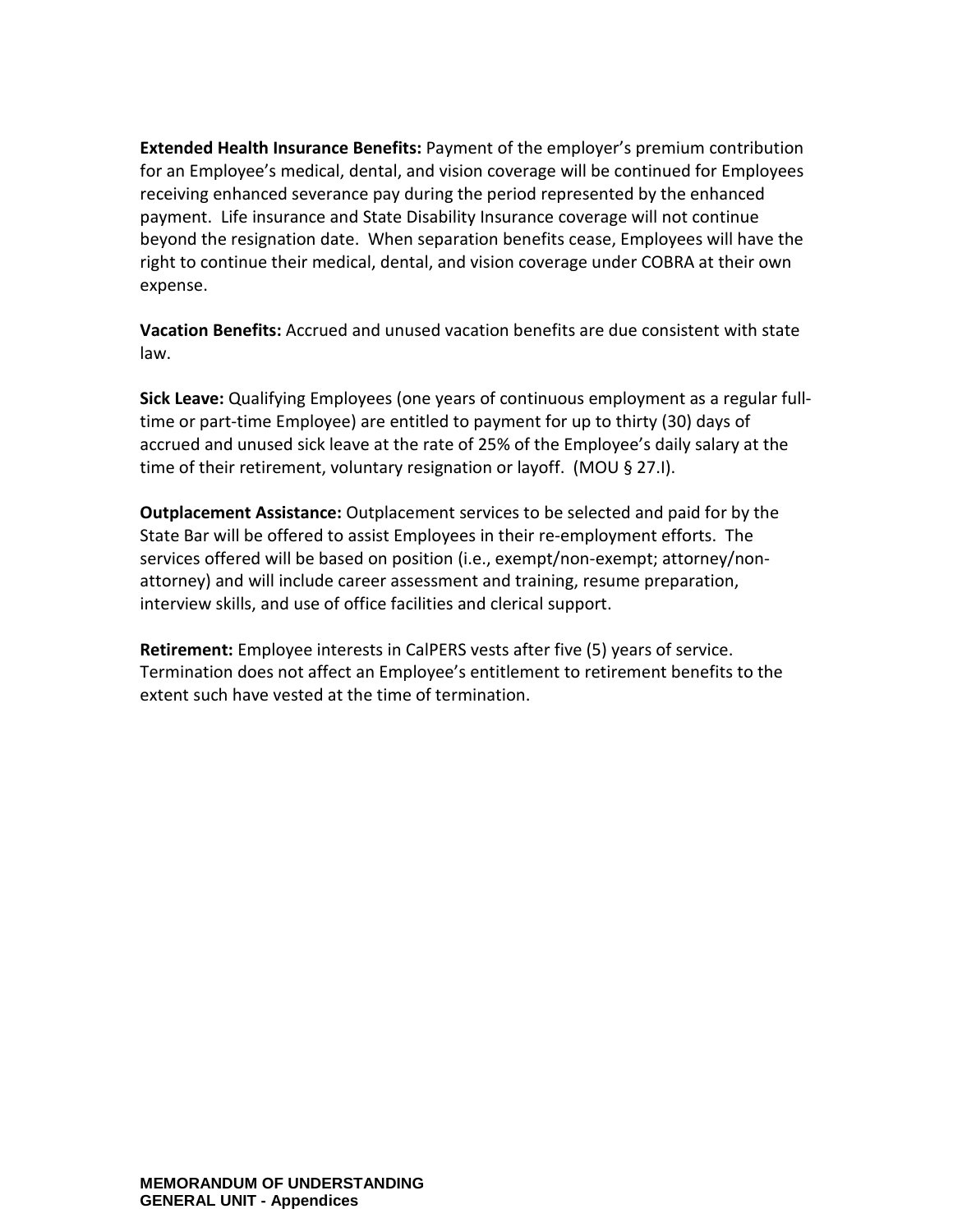**Extended Health Insurance Benefits:** Payment of the employer's premium contribution for an Employee's medical, dental, and vision coverage will be continued for Employees receiving enhanced severance pay during the period represented by the enhanced payment. Life insurance and State Disability Insurance coverage will not continue beyond the resignation date. When separation benefits cease, Employees will have the right to continue their medical, dental, and vision coverage under COBRA at their own expense.

**Vacation Benefits:** Accrued and unused vacation benefits are due consistent with state law.

**Sick Leave:** Qualifying Employees (one years of continuous employment as a regular full-time or part-time Employee) are entitled to payment for up to thirty (30) days of accrued and unused sick leave at the rate of 25% of the Employee's daily salary at the time of their retirement, voluntary resignation or layoff. (MOU § 27.I).

**Outplacement Assistance:** Outplacement services to be selected and paid for by the State Bar will be offered to assist Employees in their re-employment efforts. The services offered will be based on position (i.e., exempt/non-exempt; attorney/non-attorney) and will include career assessment and training, resume preparation, interview skills, and use of office facilities and clerical support.

**Retirement:** Employee interests in CalPERS vests after five (5) years of service. Termination does not affect an Employee's entitlement to retirement benefits to the extent such have vested at the time of termination.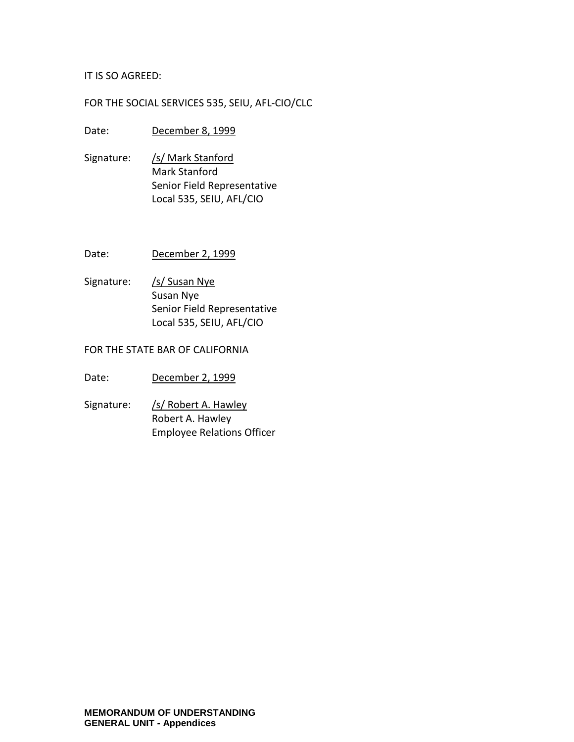IT IS SO AGREED:

FOR THE SOCIAL SERVICES 535, SEIU, AFL-CIO/CLC

Date: December 8, 1999

Signature: /s/ Mark Stanford
Mark Stanford
Senior Field Representative
Local 535, SEIU, AFL/CIO

Date: December 2, 1999

Signature: /s/ Susan Nye
Susan Nye
Senior Field Representative
Local 535, SEIU, AFL/CIO

FOR THE STATE BAR OF CALIFORNIA

Date: December 2, 1999

Signature: /s/ Robert A. Hawley
Robert A. Hawley
Employee Relations Officer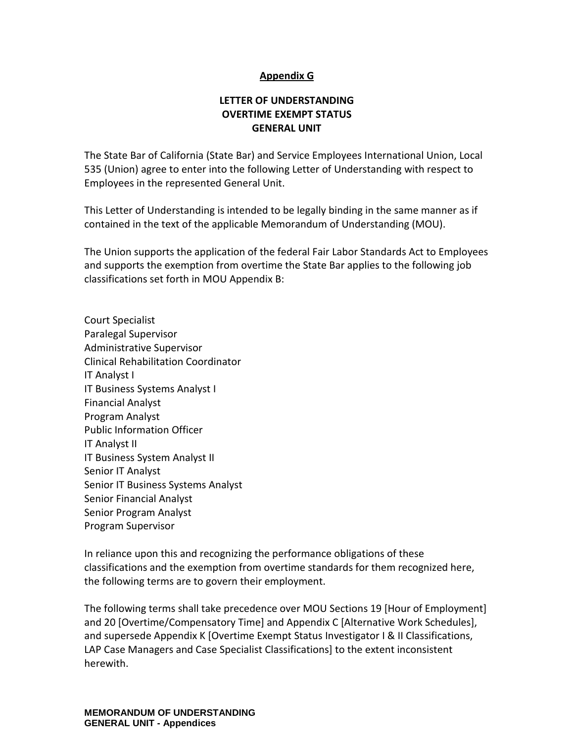## Appendix G

### LETTER OF UNDERSTANDING
### OVERTIME EXEMPT STATUS
### GENERAL UNIT

The State Bar of California (State Bar) and Service Employees International Union, Local 535 (Union) agree to enter into the following Letter of Understanding with respect to Employees in the represented General Unit.

This Letter of Understanding is intended to be legally binding in the same manner as if contained in the text of the applicable Memorandum of Understanding (MOU).

The Union supports the application of the federal Fair Labor Standards Act to Employees and supports the exemption from overtime the State Bar applies to the following job classifications set forth in MOU Appendix B:

Court Specialist
Paralegal Supervisor
Administrative Supervisor
Clinical Rehabilitation Coordinator
IT Analyst I
IT Business Systems Analyst I
Financial Analyst
Program Analyst
Public Information Officer
IT Analyst II
IT Business System Analyst II
Senior IT Analyst
Senior IT Business Systems Analyst
Senior Financial Analyst
Senior Program Analyst
Program Supervisor

In reliance upon this and recognizing the performance obligations of these classifications and the exemption from overtime standards for them recognized here, the following terms are to govern their employment.

The following terms shall take precedence over MOU Sections 19 [Hour of Employment] and 20 [Overtime/Compensatory Time] and Appendix C [Alternative Work Schedules], and supersede Appendix K [Overtime Exempt Status Investigator I & II Classifications, LAP Case Managers and Case Specialist Classifications] to the extent inconsistent herewith.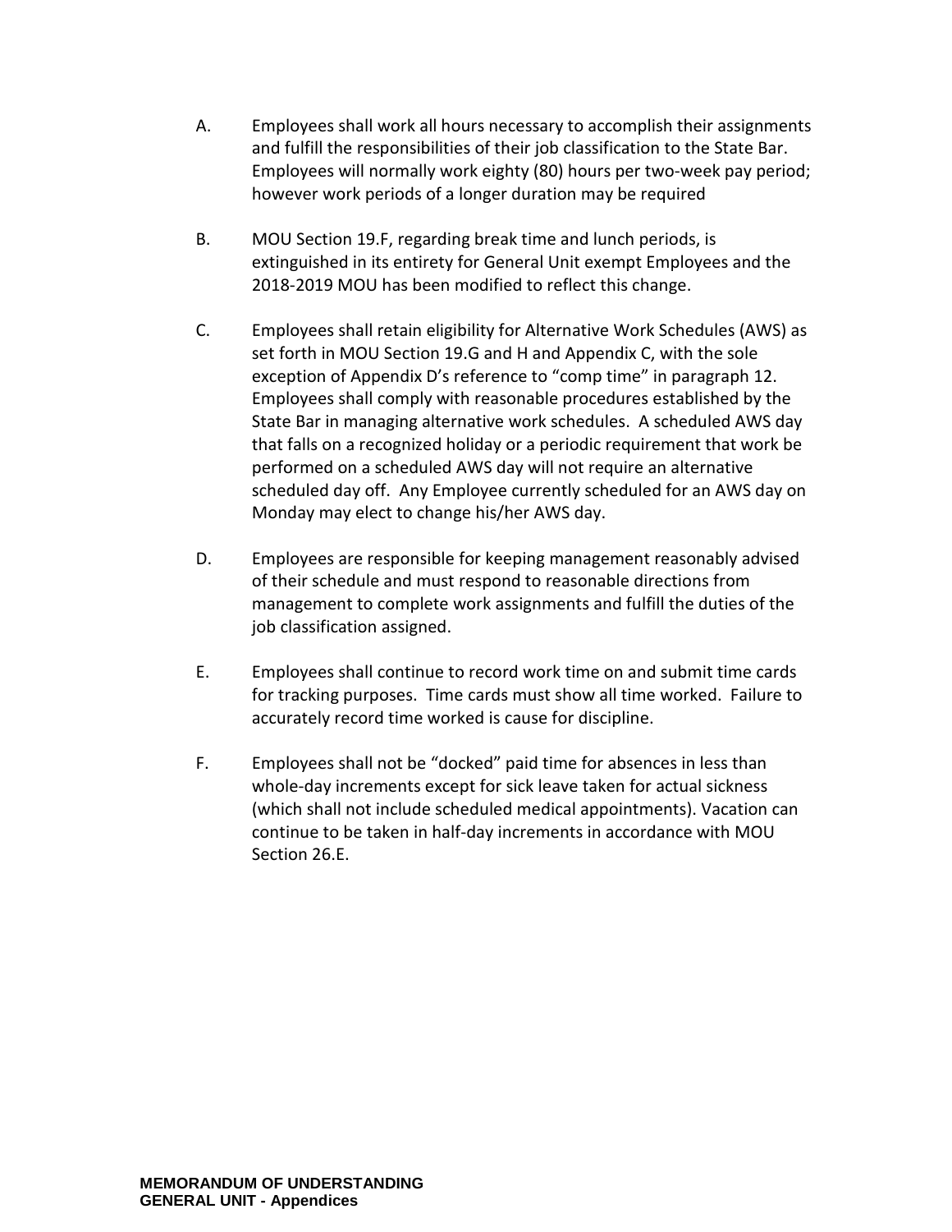A. Employees shall work all hours necessary to accomplish their assignments and fulfill the responsibilities of their job classification to the State Bar. Employees will normally work eighty (80) hours per two-week pay period; however work periods of a longer duration may be required

B. MOU Section 19.F, regarding break time and lunch periods, is extinguished in its entirety for General Unit exempt Employees and the 2018-2019 MOU has been modified to reflect this change.

C. Employees shall retain eligibility for Alternative Work Schedules (AWS) as set forth in MOU Section 19.G and H and Appendix C, with the sole exception of Appendix D's reference to "comp time" in paragraph 12. Employees shall comply with reasonable procedures established by the State Bar in managing alternative work schedules. A scheduled AWS day that falls on a recognized holiday or a periodic requirement that work be performed on a scheduled AWS day will not require an alternative scheduled day off. Any Employee currently scheduled for an AWS day on Monday may elect to change his/her AWS day.

D. Employees are responsible for keeping management reasonably advised of their schedule and must respond to reasonable directions from management to complete work assignments and fulfill the duties of the job classification assigned.

E. Employees shall continue to record work time on and submit time cards for tracking purposes. Time cards must show all time worked. Failure to accurately record time worked is cause for discipline.

F. Employees shall not be "docked" paid time for absences in less than whole-day increments except for sick leave taken for actual sickness (which shall not include scheduled medical appointments). Vacation can continue to be taken in half-day increments in accordance with MOU Section 26.E.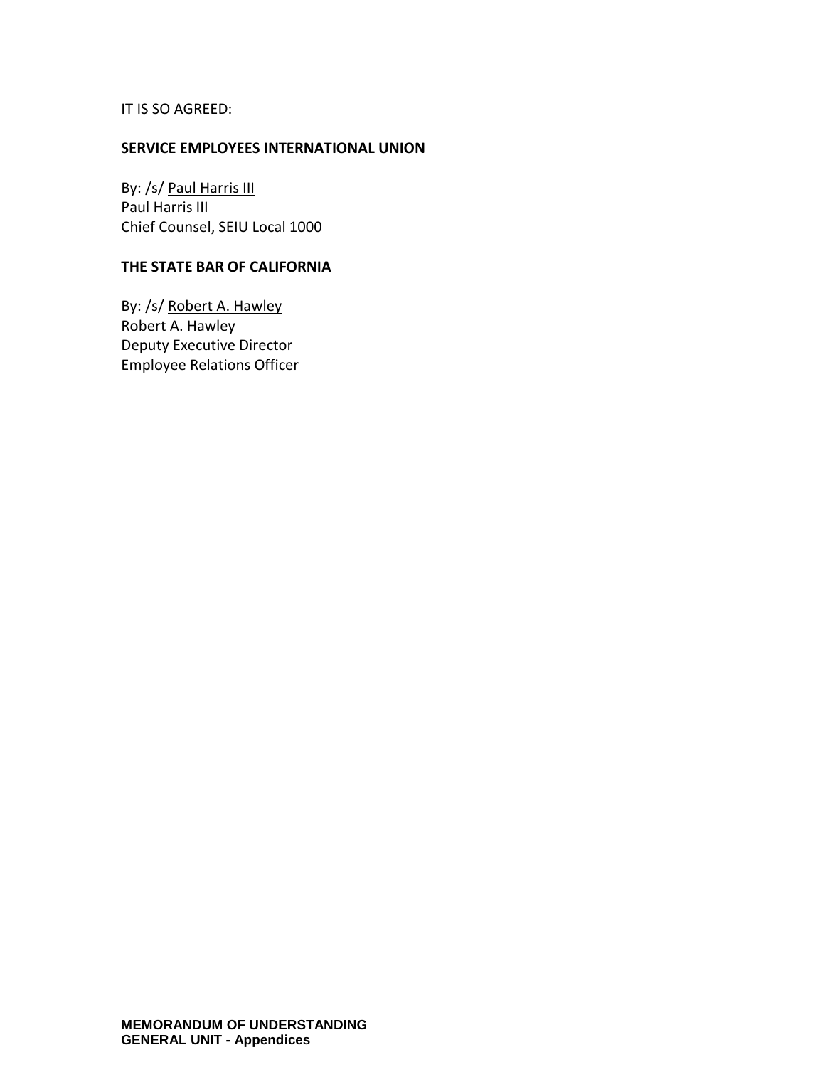IT IS SO AGREED:

**SERVICE EMPLOYEES INTERNATIONAL UNION**

By: /s/ Paul Harris III
Paul Harris III
Chief Counsel, SEIU Local 1000

**THE STATE BAR OF CALIFORNIA**

By: /s/ Robert A. Hawley
Robert A. Hawley
Deputy Executive Director
Employee Relations Officer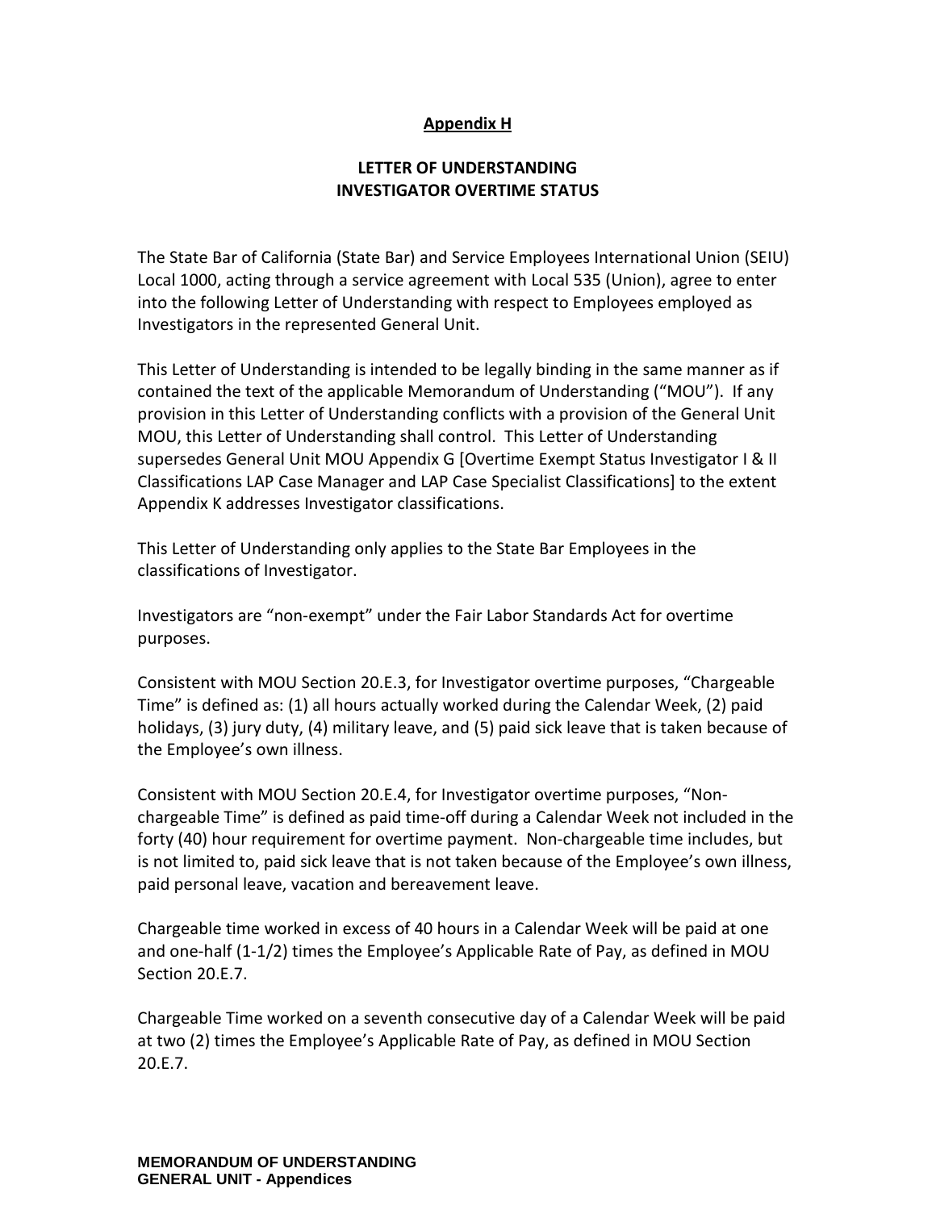## Appendix H

## LETTER OF UNDERSTANDING
## INVESTIGATOR OVERTIME STATUS

The State Bar of California (State Bar) and Service Employees International Union (SEIU) Local 1000, acting through a service agreement with Local 535 (Union), agree to enter into the following Letter of Understanding with respect to Employees employed as Investigators in the represented General Unit.

This Letter of Understanding is intended to be legally binding in the same manner as if contained the text of the applicable Memorandum of Understanding ("MOU"). If any provision in this Letter of Understanding conflicts with a provision of the General Unit MOU, this Letter of Understanding shall control. This Letter of Understanding supersedes General Unit MOU Appendix G [Overtime Exempt Status Investigator I & II Classifications LAP Case Manager and LAP Case Specialist Classifications] to the extent Appendix K addresses Investigator classifications.

This Letter of Understanding only applies to the State Bar Employees in the classifications of Investigator.

Investigators are "non-exempt" under the Fair Labor Standards Act for overtime purposes.

Consistent with MOU Section 20.E.3, for Investigator overtime purposes, "Chargeable Time" is defined as: (1) all hours actually worked during the Calendar Week, (2) paid holidays, (3) jury duty, (4) military leave, and (5) paid sick leave that is taken because of the Employee's own illness.

Consistent with MOU Section 20.E.4, for Investigator overtime purposes, "Non-chargeable Time" is defined as paid time-off during a Calendar Week not included in the forty (40) hour requirement for overtime payment. Non-chargeable time includes, but is not limited to, paid sick leave that is not taken because of the Employee's own illness, paid personal leave, vacation and bereavement leave.

Chargeable time worked in excess of 40 hours in a Calendar Week will be paid at one and one-half (1-1/2) times the Employee's Applicable Rate of Pay, as defined in MOU Section 20.E.7.

Chargeable Time worked on a seventh consecutive day of a Calendar Week will be paid at two (2) times the Employee's Applicable Rate of Pay, as defined in MOU Section 20.E.7.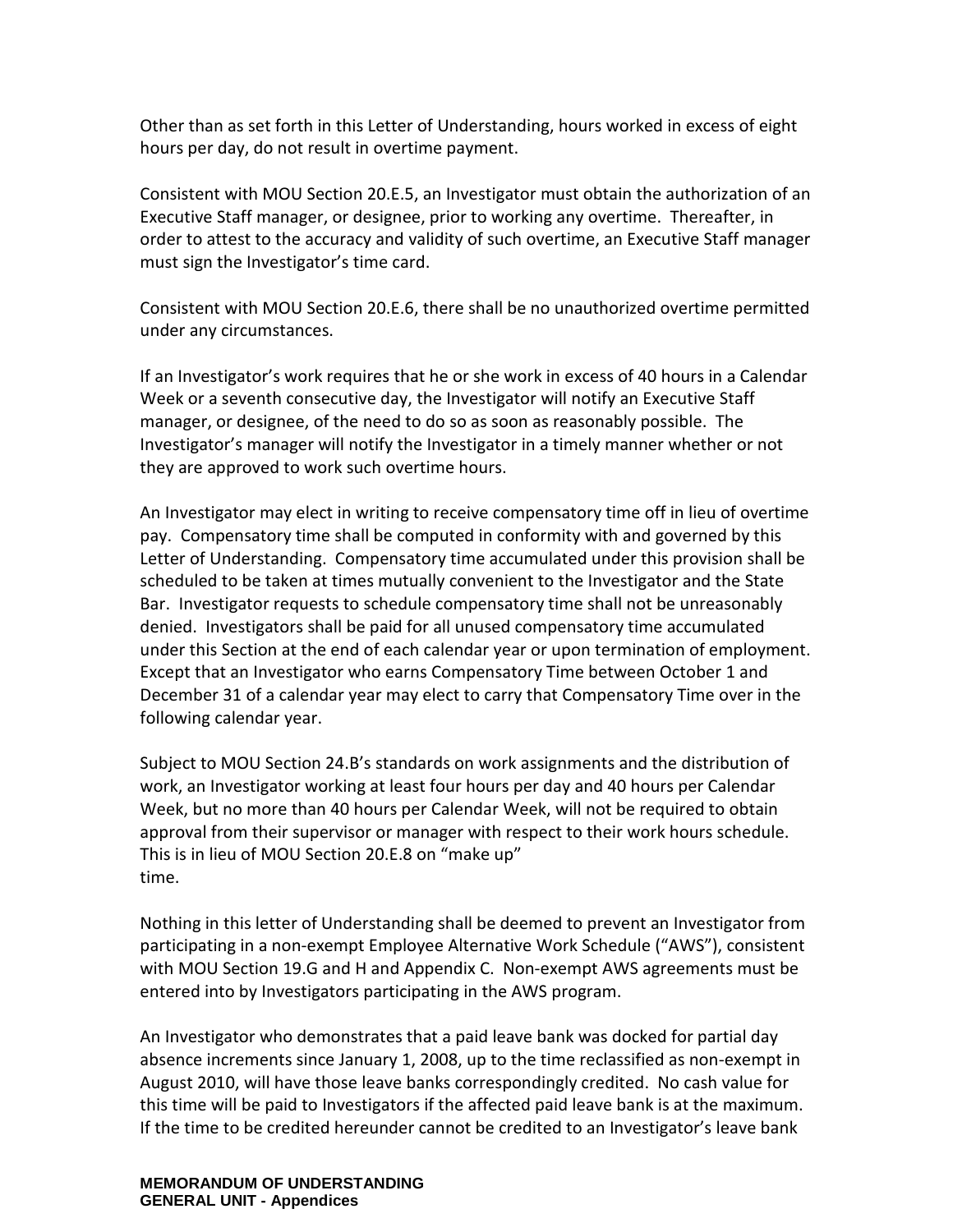Other than as set forth in this Letter of Understanding, hours worked in excess of eight hours per day, do not result in overtime payment.

Consistent with MOU Section 20.E.5, an Investigator must obtain the authorization of an Executive Staff manager, or designee, prior to working any overtime. Thereafter, in order to attest to the accuracy and validity of such overtime, an Executive Staff manager must sign the Investigator's time card.

Consistent with MOU Section 20.E.6, there shall be no unauthorized overtime permitted under any circumstances.

If an Investigator's work requires that he or she work in excess of 40 hours in a Calendar Week or a seventh consecutive day, the Investigator will notify an Executive Staff manager, or designee, of the need to do so as soon as reasonably possible. The Investigator's manager will notify the Investigator in a timely manner whether or not they are approved to work such overtime hours.

An Investigator may elect in writing to receive compensatory time off in lieu of overtime pay. Compensatory time shall be computed in conformity with and governed by this Letter of Understanding. Compensatory time accumulated under this provision shall be scheduled to be taken at times mutually convenient to the Investigator and the State Bar. Investigator requests to schedule compensatory time shall not be unreasonably denied. Investigators shall be paid for all unused compensatory time accumulated under this Section at the end of each calendar year or upon termination of employment. Except that an Investigator who earns Compensatory Time between October 1 and December 31 of a calendar year may elect to carry that Compensatory Time over in the following calendar year.

Subject to MOU Section 24.B's standards on work assignments and the distribution of work, an Investigator working at least four hours per day and 40 hours per Calendar Week, but no more than 40 hours per Calendar Week, will not be required to obtain approval from their supervisor or manager with respect to their work hours schedule. This is in lieu of MOU Section 20.E.8 on "make up" time.

Nothing in this letter of Understanding shall be deemed to prevent an Investigator from participating in a non-exempt Employee Alternative Work Schedule ("AWS"), consistent with MOU Section 19.G and H and Appendix C. Non-exempt AWS agreements must be entered into by Investigators participating in the AWS program.

An Investigator who demonstrates that a paid leave bank was docked for partial day absence increments since January 1, 2008, up to the time reclassified as non-exempt in August 2010, will have those leave banks correspondingly credited. No cash value for this time will be paid to Investigators if the affected paid leave bank is at the maximum. If the time to be credited hereunder cannot be credited to an Investigator's leave bank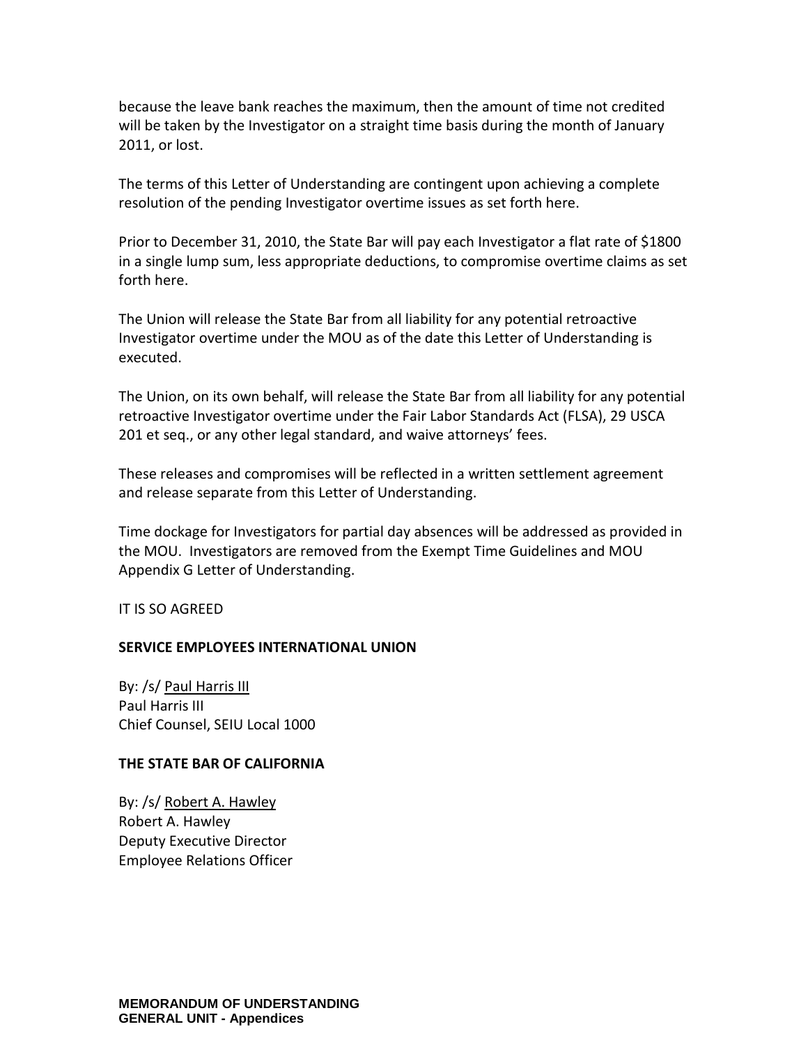because the leave bank reaches the maximum, then the amount of time not credited will be taken by the Investigator on a straight time basis during the month of January 2011, or lost.

The terms of this Letter of Understanding are contingent upon achieving a complete resolution of the pending Investigator overtime issues as set forth here.

Prior to December 31, 2010, the State Bar will pay each Investigator a flat rate of $1800 in a single lump sum, less appropriate deductions, to compromise overtime claims as set forth here.

The Union will release the State Bar from all liability for any potential retroactive Investigator overtime under the MOU as of the date this Letter of Understanding is executed.

The Union, on its own behalf, will release the State Bar from all liability for any potential retroactive Investigator overtime under the Fair Labor Standards Act (FLSA), 29 USCA 201 et seq., or any other legal standard, and waive attorneys' fees.

These releases and compromises will be reflected in a written settlement agreement and release separate from this Letter of Understanding.

Time dockage for Investigators for partial day absences will be addressed as provided in the MOU. Investigators are removed from the Exempt Time Guidelines and MOU Appendix G Letter of Understanding.

IT IS SO AGREED

**SERVICE EMPLOYEES INTERNATIONAL UNION**

By: /s/ Paul Harris III
Paul Harris III
Chief Counsel, SEIU Local 1000

**THE STATE BAR OF CALIFORNIA**

By: /s/ Robert A. Hawley
Robert A. Hawley
Deputy Executive Director
Employee Relations Officer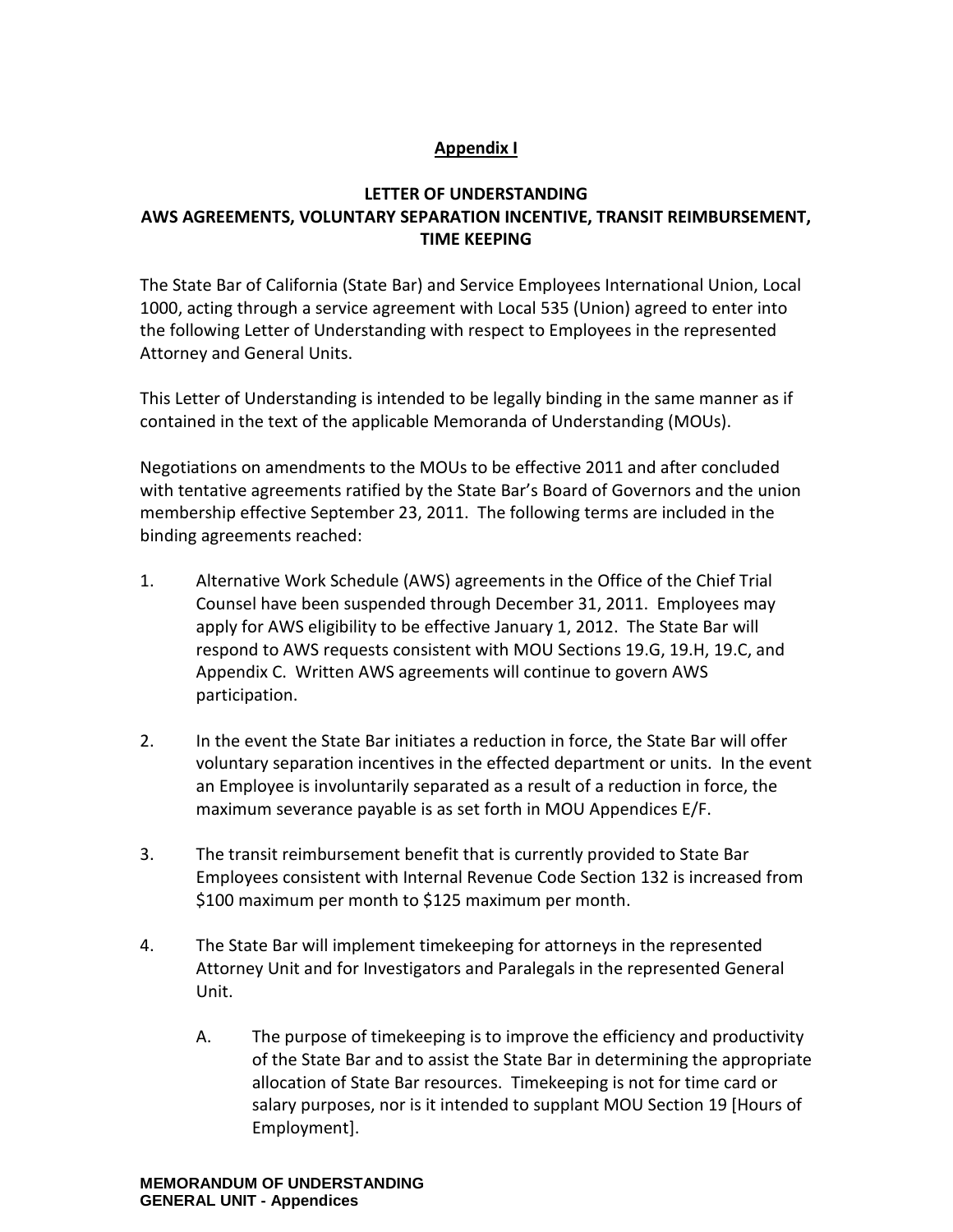## Appendix I

### LETTER OF UNDERSTANDING
### AWS AGREEMENTS, VOLUNTARY SEPARATION INCENTIVE, TRANSIT REIMBURSEMENT, TIME KEEPING

The State Bar of California (State Bar) and Service Employees International Union, Local 1000, acting through a service agreement with Local 535 (Union) agreed to enter into the following Letter of Understanding with respect to Employees in the represented Attorney and General Units.

This Letter of Understanding is intended to be legally binding in the same manner as if contained in the text of the applicable Memoranda of Understanding (MOUs).

Negotiations on amendments to the MOUs to be effective 2011 and after concluded with tentative agreements ratified by the State Bar's Board of Governors and the union membership effective September 23, 2011. The following terms are included in the binding agreements reached:

1. Alternative Work Schedule (AWS) agreements in the Office of the Chief Trial Counsel have been suspended through December 31, 2011. Employees may apply for AWS eligibility to be effective January 1, 2012. The State Bar will respond to AWS requests consistent with MOU Sections 19.G, 19.H, 19.C, and Appendix C. Written AWS agreements will continue to govern AWS participation.

2. In the event the State Bar initiates a reduction in force, the State Bar will offer voluntary separation incentives in the effected department or units. In the event an Employee is involuntarily separated as a result of a reduction in force, the maximum severance payable is as set forth in MOU Appendices E/F.

3. The transit reimbursement benefit that is currently provided to State Bar Employees consistent with Internal Revenue Code Section 132 is increased from $100 maximum per month to $125 maximum per month.

4. The State Bar will implement timekeeping for attorneys in the represented Attorney Unit and for Investigators and Paralegals in the represented General Unit.

   A. The purpose of timekeeping is to improve the efficiency and productivity of the State Bar and to assist the State Bar in determining the appropriate allocation of State Bar resources. Timekeeping is not for time card or salary purposes, nor is it intended to supplant MOU Section 19 [Hours of Employment].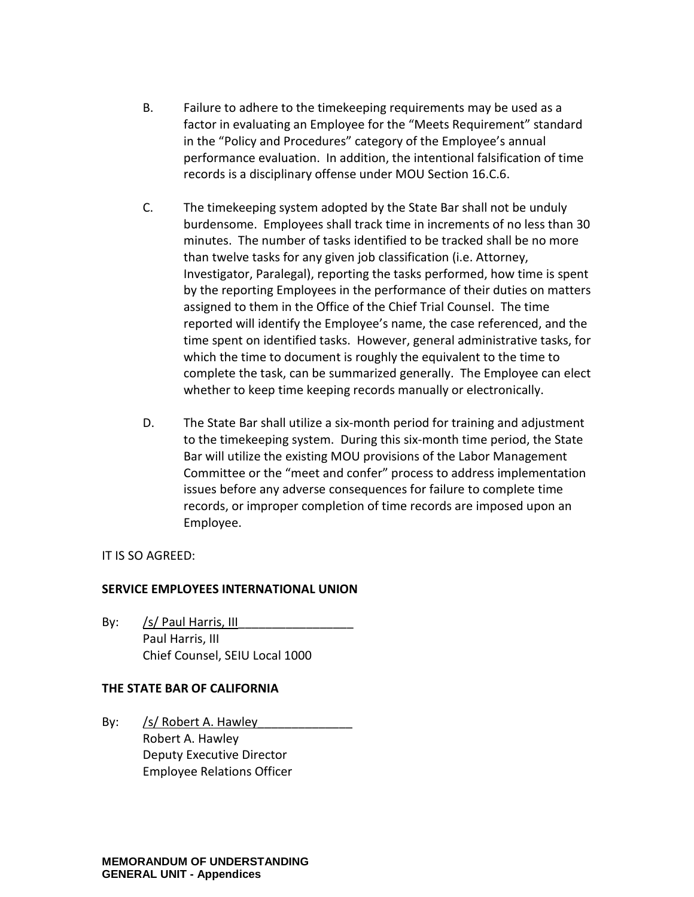B. Failure to adhere to the timekeeping requirements may be used as a factor in evaluating an Employee for the "Meets Requirement" standard in the "Policy and Procedures" category of the Employee's annual performance evaluation. In addition, the intentional falsification of time records is a disciplinary offense under MOU Section 16.C.6.

C. The timekeeping system adopted by the State Bar shall not be unduly burdensome. Employees shall track time in increments of no less than 30 minutes. The number of tasks identified to be tracked shall be no more than twelve tasks for any given job classification (i.e. Attorney, Investigator, Paralegal), reporting the tasks performed, how time is spent by the reporting Employees in the performance of their duties on matters assigned to them in the Office of the Chief Trial Counsel. The time reported will identify the Employee's name, the case referenced, and the time spent on identified tasks. However, general administrative tasks, for which the time to document is roughly the equivalent to the time to complete the task, can be summarized generally. The Employee can elect whether to keep time keeping records manually or electronically.

D. The State Bar shall utilize a six-month period for training and adjustment to the timekeeping system. During this six-month time period, the State Bar will utilize the existing MOU provisions of the Labor Management Committee or the "meet and confer" process to address implementation issues before any adverse consequences for failure to complete time records, or improper completion of time records are imposed upon an Employee.

IT IS SO AGREED:

**SERVICE EMPLOYEES INTERNATIONAL UNION**

By: /s/ Paul Harris, III
Paul Harris, III
Chief Counsel, SEIU Local 1000

**THE STATE BAR OF CALIFORNIA**

By: /s/ Robert A. Hawley
Robert A. Hawley
Deputy Executive Director
Employee Relations Officer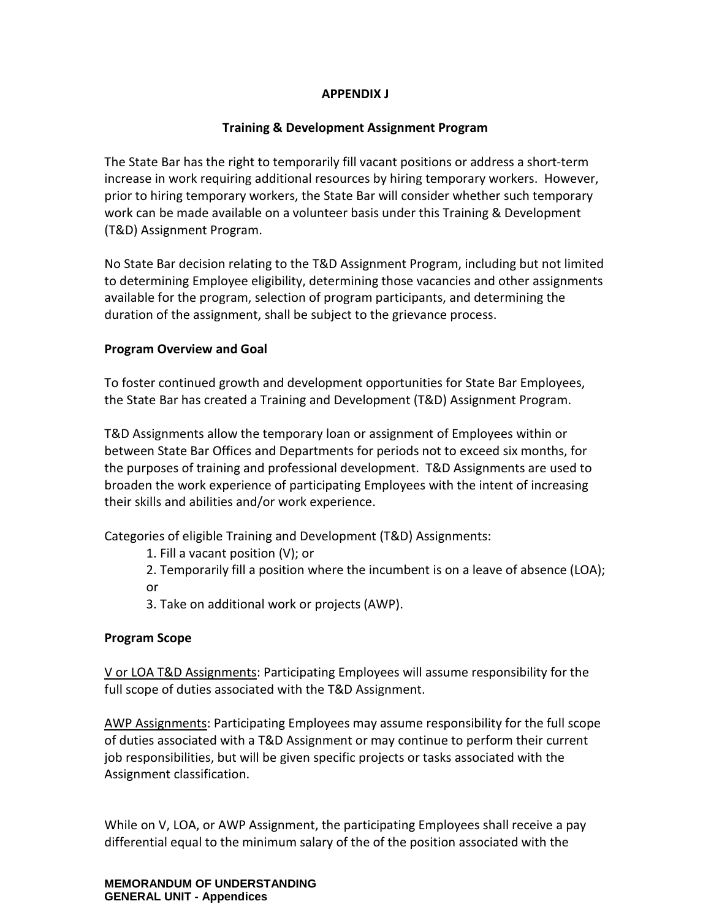# APPENDIX J

## Training & Development Assignment Program

The State Bar has the right to temporarily fill vacant positions or address a short-term increase in work requiring additional resources by hiring temporary workers. However, prior to hiring temporary workers, the State Bar will consider whether such temporary work can be made available on a volunteer basis under this Training & Development (T&D) Assignment Program.

No State Bar decision relating to the T&D Assignment Program, including but not limited to determining Employee eligibility, determining those vacancies and other assignments available for the program, selection of program participants, and determining the duration of the assignment, shall be subject to the grievance process.

### Program Overview and Goal

To foster continued growth and development opportunities for State Bar Employees, the State Bar has created a Training and Development (T&D) Assignment Program.

T&D Assignments allow the temporary loan or assignment of Employees within or between State Bar Offices and Departments for periods not to exceed six months, for the purposes of training and professional development. T&D Assignments are used to broaden the work experience of participating Employees with the intent of increasing their skills and abilities and/or work experience.

Categories of eligible Training and Development (T&D) Assignments:

1. Fill a vacant position (V); or
2. Temporarily fill a position where the incumbent is on a leave of absence (LOA); or
3. Take on additional work or projects (AWP).

### Program Scope

<u>V or LOA T&D Assignments</u>: Participating Employees will assume responsibility for the full scope of duties associated with the T&D Assignment.

<u>AWP Assignments</u>: Participating Employees may assume responsibility for the full scope of duties associated with a T&D Assignment or may continue to perform their current job responsibilities, but will be given specific projects or tasks associated with the Assignment classification.

While on V, LOA, or AWP Assignment, the participating Employees shall receive a pay differential equal to the minimum salary of the of the position associated with the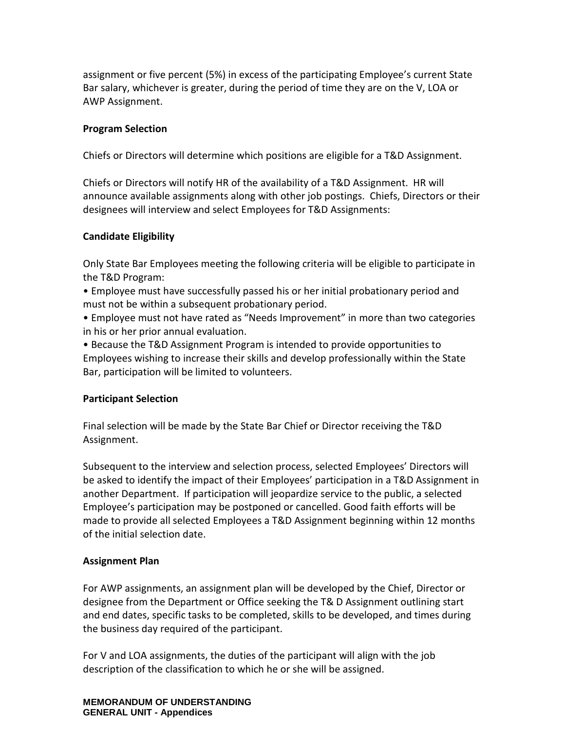assignment or five percent (5%) in excess of the participating Employee's current State Bar salary, whichever is greater, during the period of time they are on the V, LOA or AWP Assignment.

**Program Selection**

Chiefs or Directors will determine which positions are eligible for a T&D Assignment.

Chiefs or Directors will notify HR of the availability of a T&D Assignment. HR will announce available assignments along with other job postings. Chiefs, Directors or their designees will interview and select Employees for T&D Assignments:

**Candidate Eligibility**

Only State Bar Employees meeting the following criteria will be eligible to participate in the T&D Program:

- Employee must have successfully passed his or her initial probationary period and must not be within a subsequent probationary period.
- Employee must not have rated as "Needs Improvement" in more than two categories in his or her prior annual evaluation.
- Because the T&D Assignment Program is intended to provide opportunities to Employees wishing to increase their skills and develop professionally within the State Bar, participation will be limited to volunteers.

**Participant Selection**

Final selection will be made by the State Bar Chief or Director receiving the T&D Assignment.

Subsequent to the interview and selection process, selected Employees' Directors will be asked to identify the impact of their Employees' participation in a T&D Assignment in another Department. If participation will jeopardize service to the public, a selected Employee's participation may be postponed or cancelled. Good faith efforts will be made to provide all selected Employees a T&D Assignment beginning within 12 months of the initial selection date.

**Assignment Plan**

For AWP assignments, an assignment plan will be developed by the Chief, Director or designee from the Department or Office seeking the T& D Assignment outlining start and end dates, specific tasks to be completed, skills to be developed, and times during the business day required of the participant.

For V and LOA assignments, the duties of the participant will align with the job description of the classification to which he or she will be assigned.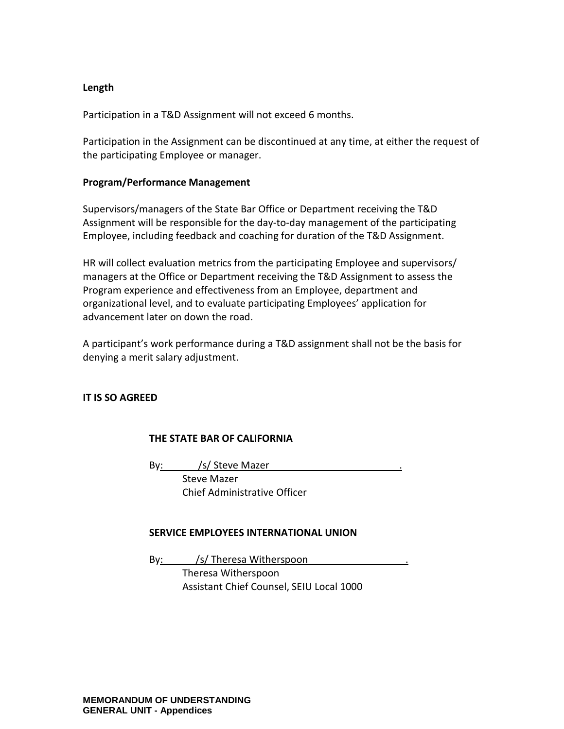**Length**

Participation in a T&D Assignment will not exceed 6 months.

Participation in the Assignment can be discontinued at any time, at either the request of the participating Employee or manager.

**Program/Performance Management**

Supervisors/managers of the State Bar Office or Department receiving the T&D Assignment will be responsible for the day-to-day management of the participating Employee, including feedback and coaching for duration of the T&D Assignment.

HR will collect evaluation metrics from the participating Employee and supervisors/ managers at the Office or Department receiving the T&D Assignment to assess the Program experience and effectiveness from an Employee, department and organizational level, and to evaluate participating Employees' application for advancement later on down the road.

A participant's work performance during a T&D assignment shall not be the basis for denying a merit salary adjustment.

**IT IS SO AGREED**

**THE STATE BAR OF CALIFORNIA**

By: /s/ Steve Mazer
Steve Mazer
Chief Administrative Officer

**SERVICE EMPLOYEES INTERNATIONAL UNION**

By: /s/ Theresa Witherspoon
Theresa Witherspoon
Assistant Chief Counsel, SEIU Local 1000